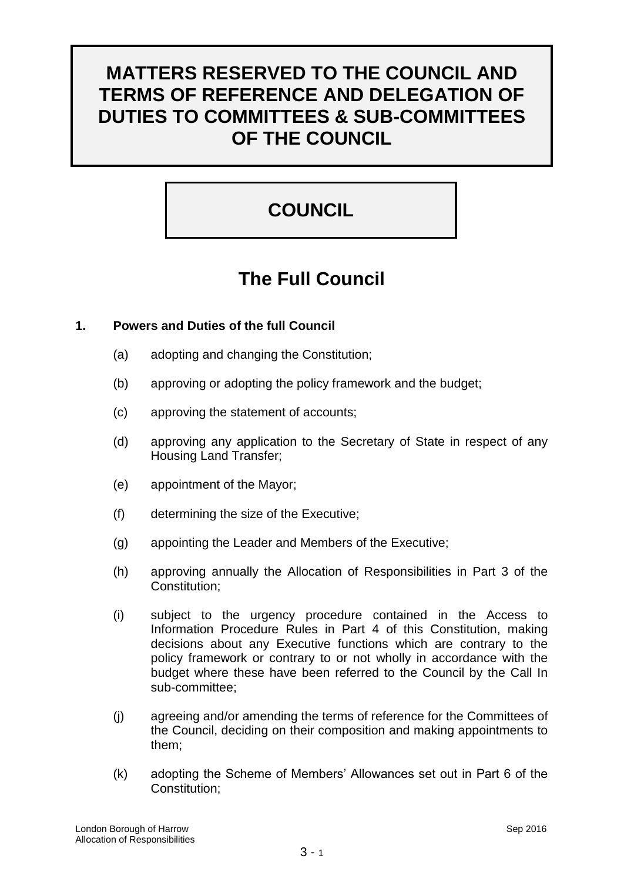# MATTERS RESERVED TO THE COUNCIL AND TERMS OF REFERENCE AND DELEGATION OF DUTIES TO COMMITTEES & SUB-COMMITTEES OF THE COUNCIL

## COUNCIL

## The Full Council

**1. Powers and Duties of the full Council**

(a) adopting and changing the Constitution;

(b) approving or adopting the policy framework and the budget;

(c) approving the statement of accounts;

(d) approving any application to the Secretary of State in respect of any Housing Land Transfer;

(e) appointment of the Mayor;

(f) determining the size of the Executive;

(g) appointing the Leader and Members of the Executive;

(h) approving annually the Allocation of Responsibilities in Part 3 of the Constitution;

(i) subject to the urgency procedure contained in the Access to Information Procedure Rules in Part 4 of this Constitution, making decisions about any Executive functions which are contrary to the policy framework or contrary to or not wholly in accordance with the budget where these have been referred to the Council by the Call In sub-committee;

(j) agreeing and/or amending the terms of reference for the Committees of the Council, deciding on their composition and making appointments to them;

(k) adopting the Scheme of Members' Allowances set out in Part 6 of the Constitution;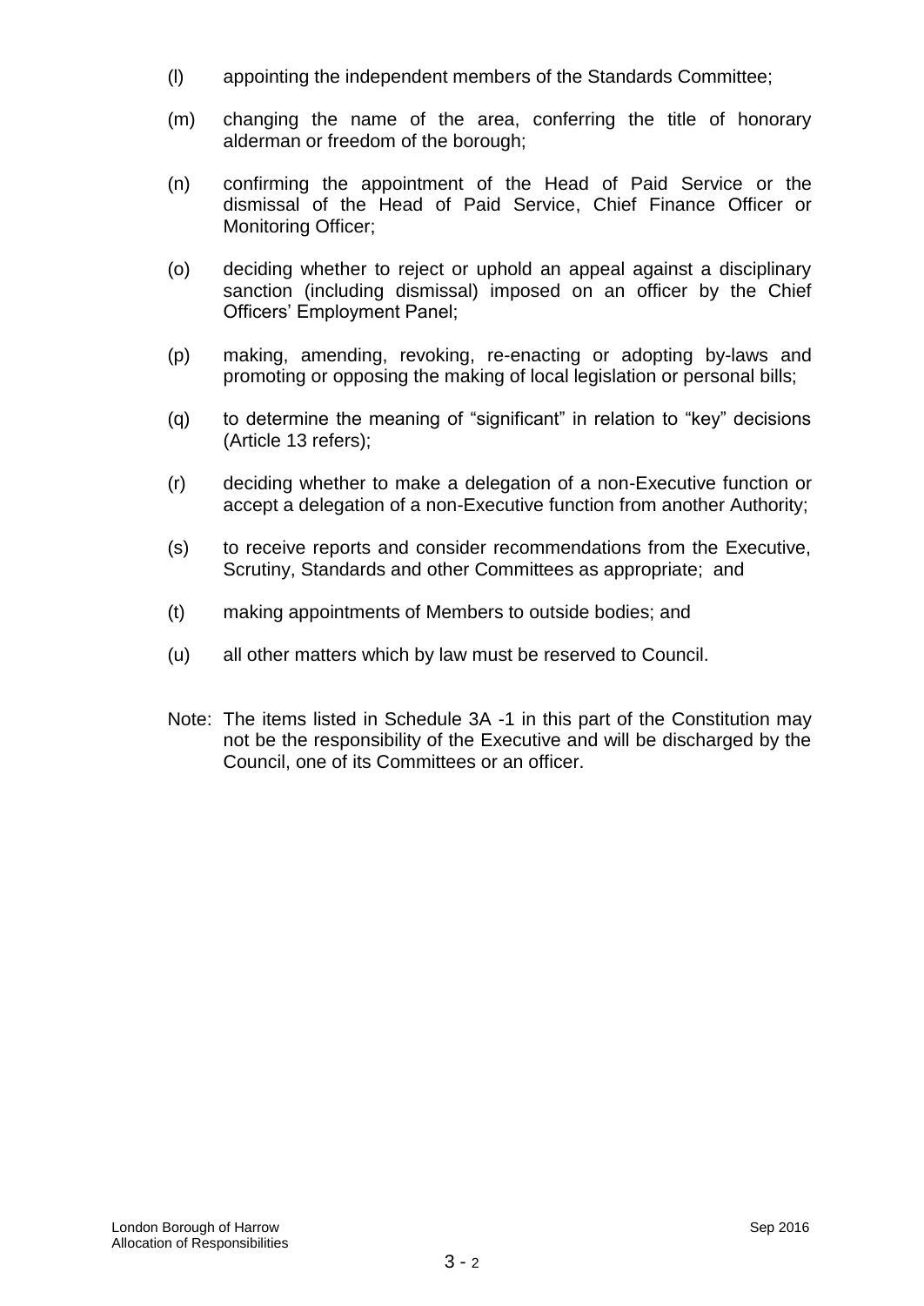(l) appointing the independent members of the Standards Committee;

(m) changing the name of the area, conferring the title of honorary alderman or freedom of the borough;

(n) confirming the appointment of the Head of Paid Service or the dismissal of the Head of Paid Service, Chief Finance Officer or Monitoring Officer;

(o) deciding whether to reject or uphold an appeal against a disciplinary sanction (including dismissal) imposed on an officer by the Chief Officers' Employment Panel;

(p) making, amending, revoking, re-enacting or adopting by-laws and promoting or opposing the making of local legislation or personal bills;

(q) to determine the meaning of "significant" in relation to "key" decisions (Article 13 refers);

(r) deciding whether to make a delegation of a non-Executive function or accept a delegation of a non-Executive function from another Authority;

(s) to receive reports and consider recommendations from the Executive, Scrutiny, Standards and other Committees as appropriate; and

(t) making appointments of Members to outside bodies; and

(u) all other matters which by law must be reserved to Council.

Note: The items listed in Schedule 3A -1 in this part of the Constitution may not be the responsibility of the Executive and will be discharged by the Council, one of its Committees or an officer.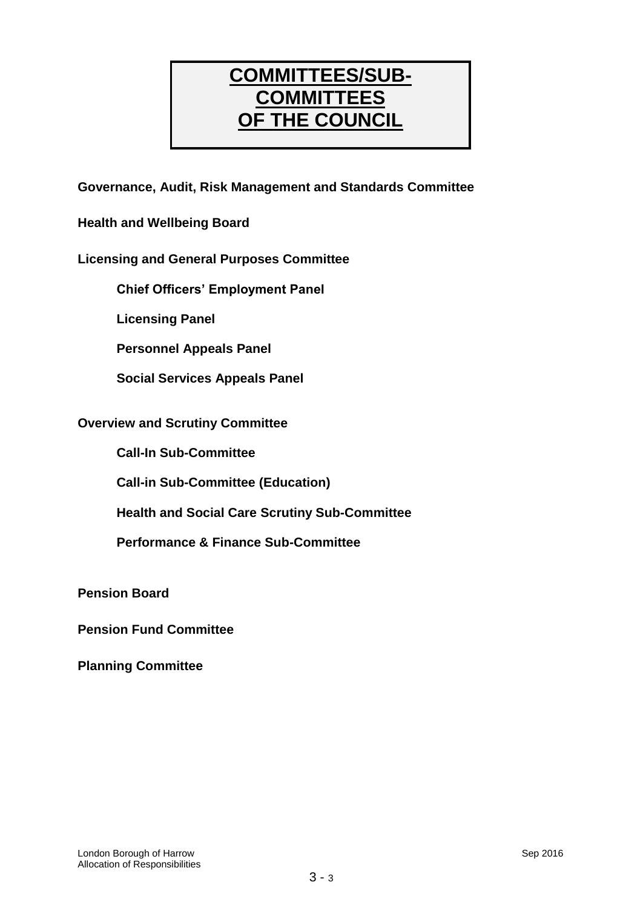# COMMITTEES/SUB-COMMITTEES OF THE COUNCIL

**Governance, Audit, Risk Management and Standards Committee**

**Health and Wellbeing Board**

**Licensing and General Purposes Committee**

- **Chief Officers' Employment Panel**
- **Licensing Panel**
- **Personnel Appeals Panel**
- **Social Services Appeals Panel**

**Overview and Scrutiny Committee**

- **Call-In Sub-Committee**
- **Call-in Sub-Committee (Education)**
- **Health and Social Care Scrutiny Sub-Committee**
- **Performance & Finance Sub-Committee**

**Pension Board**

**Pension Fund Committee**

**Planning Committee**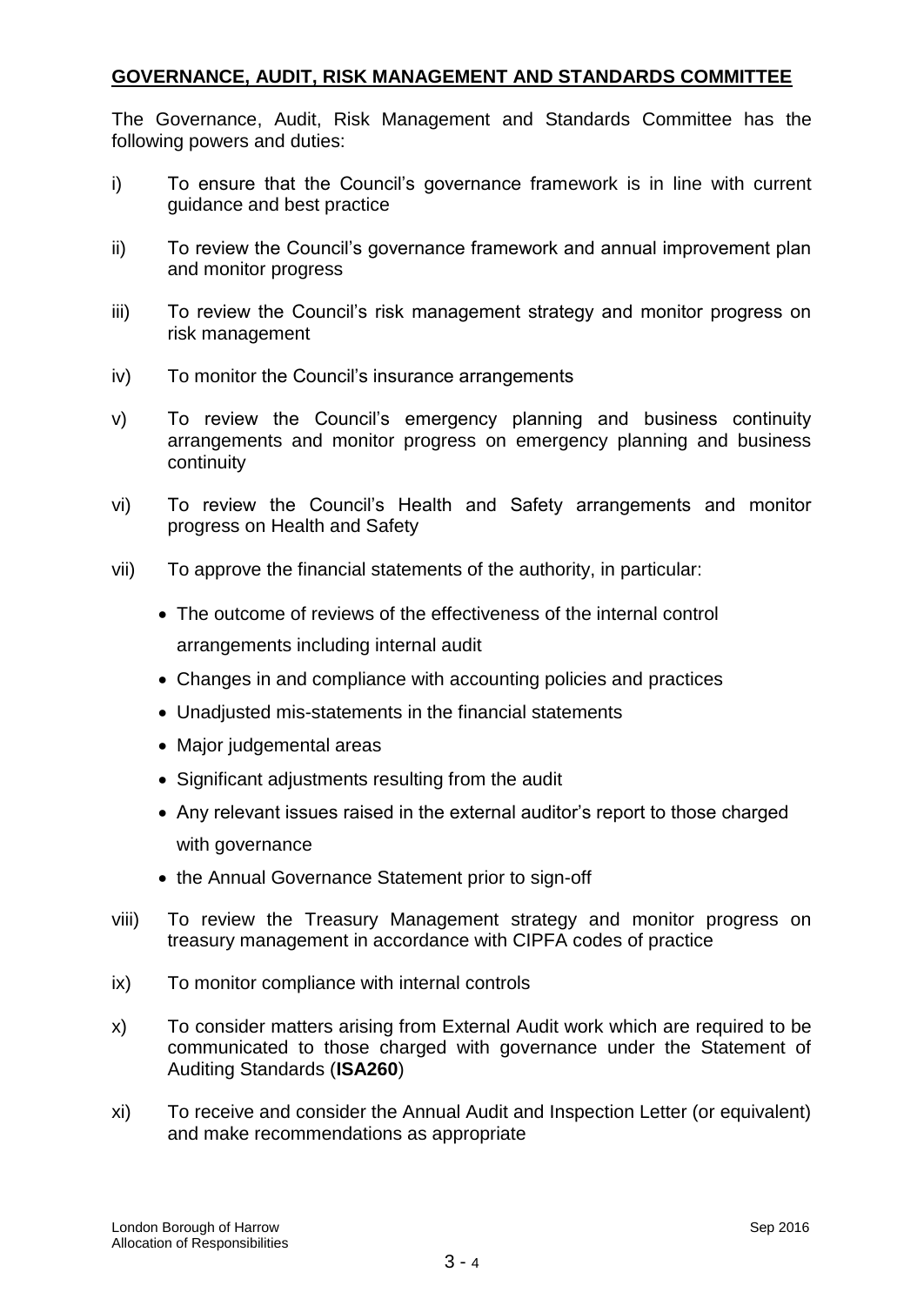## GOVERNANCE, AUDIT, RISK MANAGEMENT AND STANDARDS COMMITTEE

The Governance, Audit, Risk Management and Standards Committee has the following powers and duties:

i) To ensure that the Council's governance framework is in line with current guidance and best practice

ii) To review the Council's governance framework and annual improvement plan and monitor progress

iii) To review the Council's risk management strategy and monitor progress on risk management

iv) To monitor the Council's insurance arrangements

v) To review the Council's emergency planning and business continuity arrangements and monitor progress on emergency planning and business continuity

vi) To review the Council's Health and Safety arrangements and monitor progress on Health and Safety

vii) To approve the financial statements of the authority, in particular:

- The outcome of reviews of the effectiveness of the internal control arrangements including internal audit
- Changes in and compliance with accounting policies and practices
- Unadjusted mis-statements in the financial statements
- Major judgemental areas
- Significant adjustments resulting from the audit
- Any relevant issues raised in the external auditor's report to those charged with governance
- the Annual Governance Statement prior to sign-off

viii) To review the Treasury Management strategy and monitor progress on treasury management in accordance with CIPFA codes of practice

ix) To monitor compliance with internal controls

x) To consider matters arising from External Audit work which are required to be communicated to those charged with governance under the Statement of Auditing Standards (**ISA260**)

xi) To receive and consider the Annual Audit and Inspection Letter (or equivalent) and make recommendations as appropriate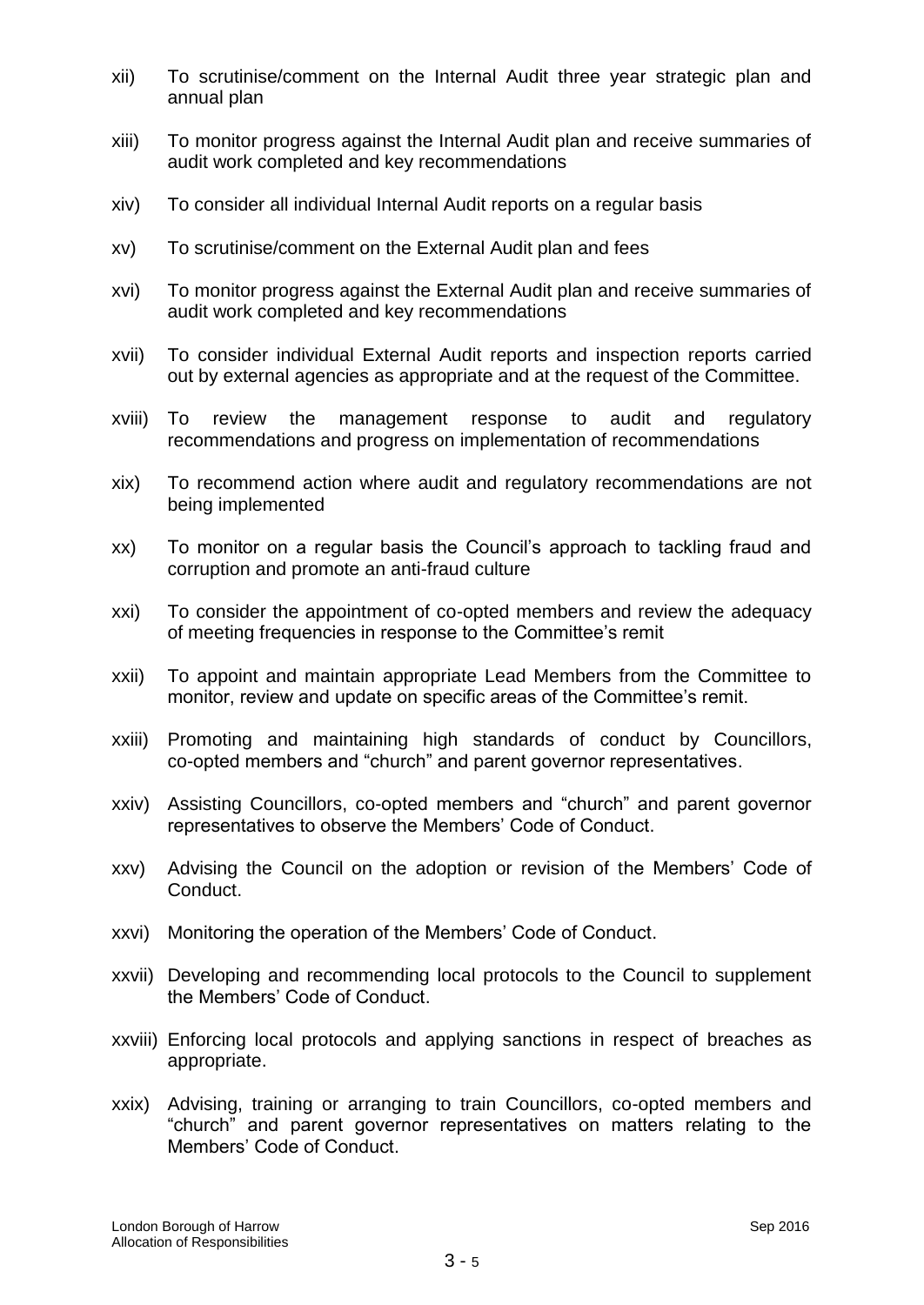xii) To scrutinise/comment on the Internal Audit three year strategic plan and annual plan

xiii) To monitor progress against the Internal Audit plan and receive summaries of audit work completed and key recommendations

xiv) To consider all individual Internal Audit reports on a regular basis

xv) To scrutinise/comment on the External Audit plan and fees

xvi) To monitor progress against the External Audit plan and receive summaries of audit work completed and key recommendations

xvii) To consider individual External Audit reports and inspection reports carried out by external agencies as appropriate and at the request of the Committee.

xviii) To review the management response to audit and regulatory recommendations and progress on implementation of recommendations

xix) To recommend action where audit and regulatory recommendations are not being implemented

xx) To monitor on a regular basis the Council's approach to tackling fraud and corruption and promote an anti-fraud culture

xxi) To consider the appointment of co-opted members and review the adequacy of meeting frequencies in response to the Committee's remit

xxii) To appoint and maintain appropriate Lead Members from the Committee to monitor, review and update on specific areas of the Committee's remit.

xxiii) Promoting and maintaining high standards of conduct by Councillors, co-opted members and "church" and parent governor representatives.

xxiv) Assisting Councillors, co-opted members and "church" and parent governor representatives to observe the Members' Code of Conduct.

xxv) Advising the Council on the adoption or revision of the Members' Code of Conduct.

xxvi) Monitoring the operation of the Members' Code of Conduct.

xxvii) Developing and recommending local protocols to the Council to supplement the Members' Code of Conduct.

xxviii) Enforcing local protocols and applying sanctions in respect of breaches as appropriate.

xxix) Advising, training or arranging to train Councillors, co-opted members and "church" and parent governor representatives on matters relating to the Members' Code of Conduct.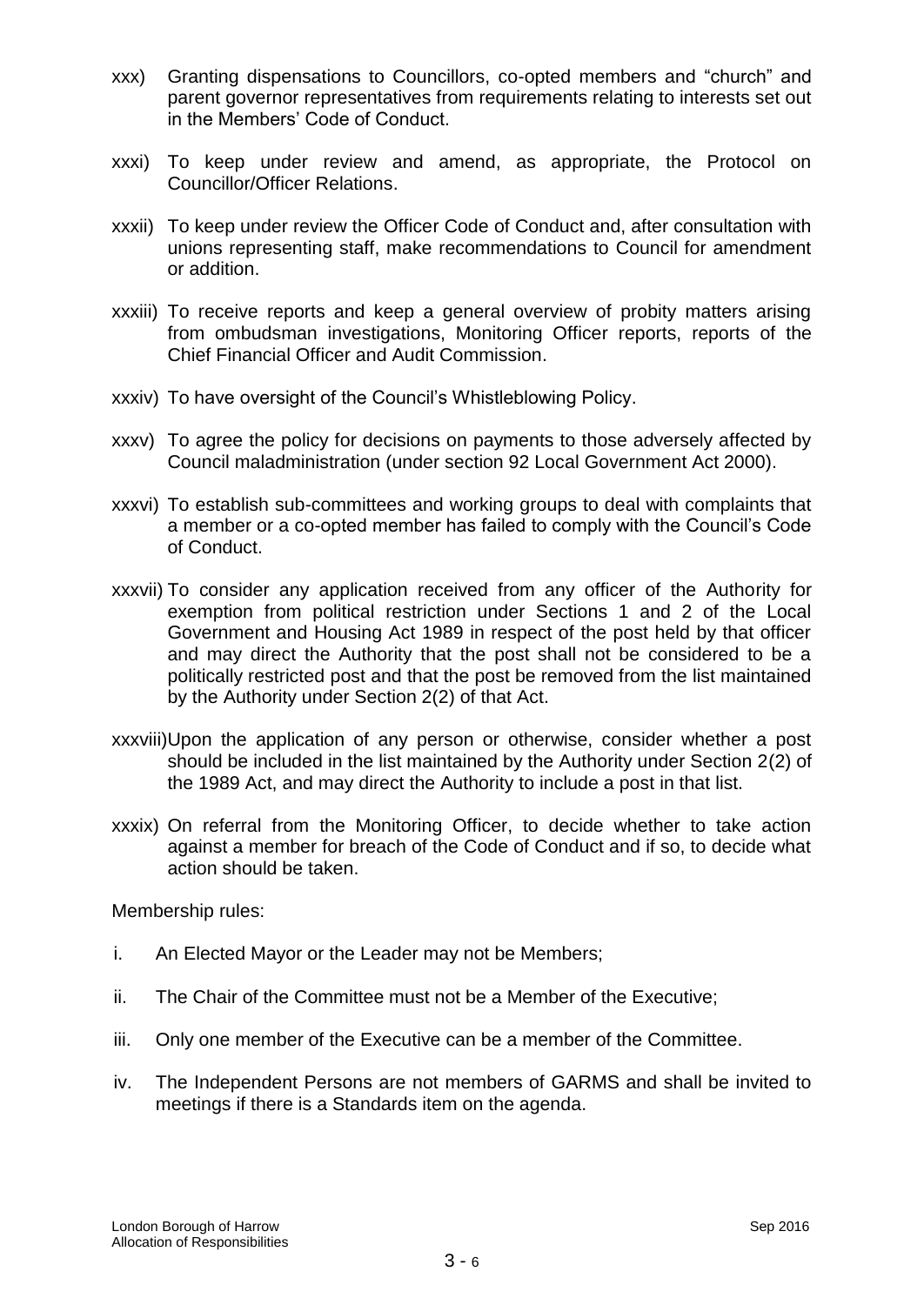xxx) Granting dispensations to Councillors, co-opted members and "church" and parent governor representatives from requirements relating to interests set out in the Members' Code of Conduct.

xxxi) To keep under review and amend, as appropriate, the Protocol on Councillor/Officer Relations.

xxxii) To keep under review the Officer Code of Conduct and, after consultation with unions representing staff, make recommendations to Council for amendment or addition.

xxxiii) To receive reports and keep a general overview of probity matters arising from ombudsman investigations, Monitoring Officer reports, reports of the Chief Financial Officer and Audit Commission.

xxxiv) To have oversight of the Council's Whistleblowing Policy.

xxxv) To agree the policy for decisions on payments to those adversely affected by Council maladministration (under section 92 Local Government Act 2000).

xxxvi) To establish sub-committees and working groups to deal with complaints that a member or a co-opted member has failed to comply with the Council's Code of Conduct.

xxxvii) To consider any application received from any officer of the Authority for exemption from political restriction under Sections 1 and 2 of the Local Government and Housing Act 1989 in respect of the post held by that officer and may direct the Authority that the post shall not be considered to be a politically restricted post and that the post be removed from the list maintained by the Authority under Section 2(2) of that Act.

xxxviii) Upon the application of any person or otherwise, consider whether a post should be included in the list maintained by the Authority under Section 2(2) of the 1989 Act, and may direct the Authority to include a post in that list.

xxxix) On referral from the Monitoring Officer, to decide whether to take action against a member for breach of the Code of Conduct and if so, to decide what action should be taken.

Membership rules:

i. An Elected Mayor or the Leader may not be Members;

ii. The Chair of the Committee must not be a Member of the Executive;

iii. Only one member of the Executive can be a member of the Committee.

iv. The Independent Persons are not members of GARMS and shall be invited to meetings if there is a Standards item on the agenda.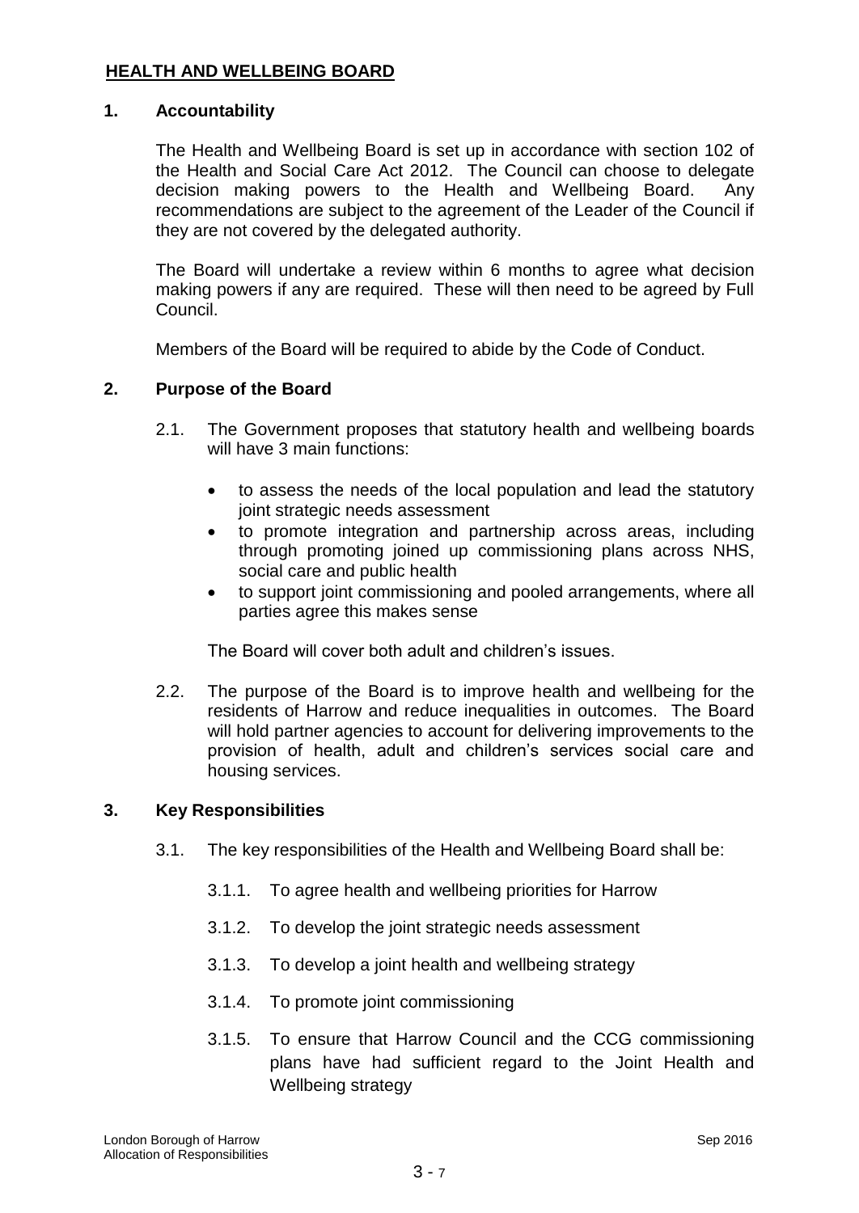## HEALTH AND WELLBEING BOARD

### 1. Accountability

The Health and Wellbeing Board is set up in accordance with section 102 of the Health and Social Care Act 2012. The Council can choose to delegate decision making powers to the Health and Wellbeing Board. Any recommendations are subject to the agreement of the Leader of the Council if they are not covered by the delegated authority.

The Board will undertake a review within 6 months to agree what decision making powers if any are required. These will then need to be agreed by Full Council.

Members of the Board will be required to abide by the Code of Conduct.

### 2. Purpose of the Board

2.1. The Government proposes that statutory health and wellbeing boards will have 3 main functions:

- to assess the needs of the local population and lead the statutory joint strategic needs assessment
- to promote integration and partnership across areas, including through promoting joined up commissioning plans across NHS, social care and public health
- to support joint commissioning and pooled arrangements, where all parties agree this makes sense

The Board will cover both adult and children's issues.

2.2. The purpose of the Board is to improve health and wellbeing for the residents of Harrow and reduce inequalities in outcomes. The Board will hold partner agencies to account for delivering improvements to the provision of health, adult and children's services social care and housing services.

### 3. Key Responsibilities

3.1. The key responsibilities of the Health and Wellbeing Board shall be:

3.1.1. To agree health and wellbeing priorities for Harrow

3.1.2. To develop the joint strategic needs assessment

3.1.3. To develop a joint health and wellbeing strategy

3.1.4. To promote joint commissioning

3.1.5. To ensure that Harrow Council and the CCG commissioning plans have had sufficient regard to the Joint Health and Wellbeing strategy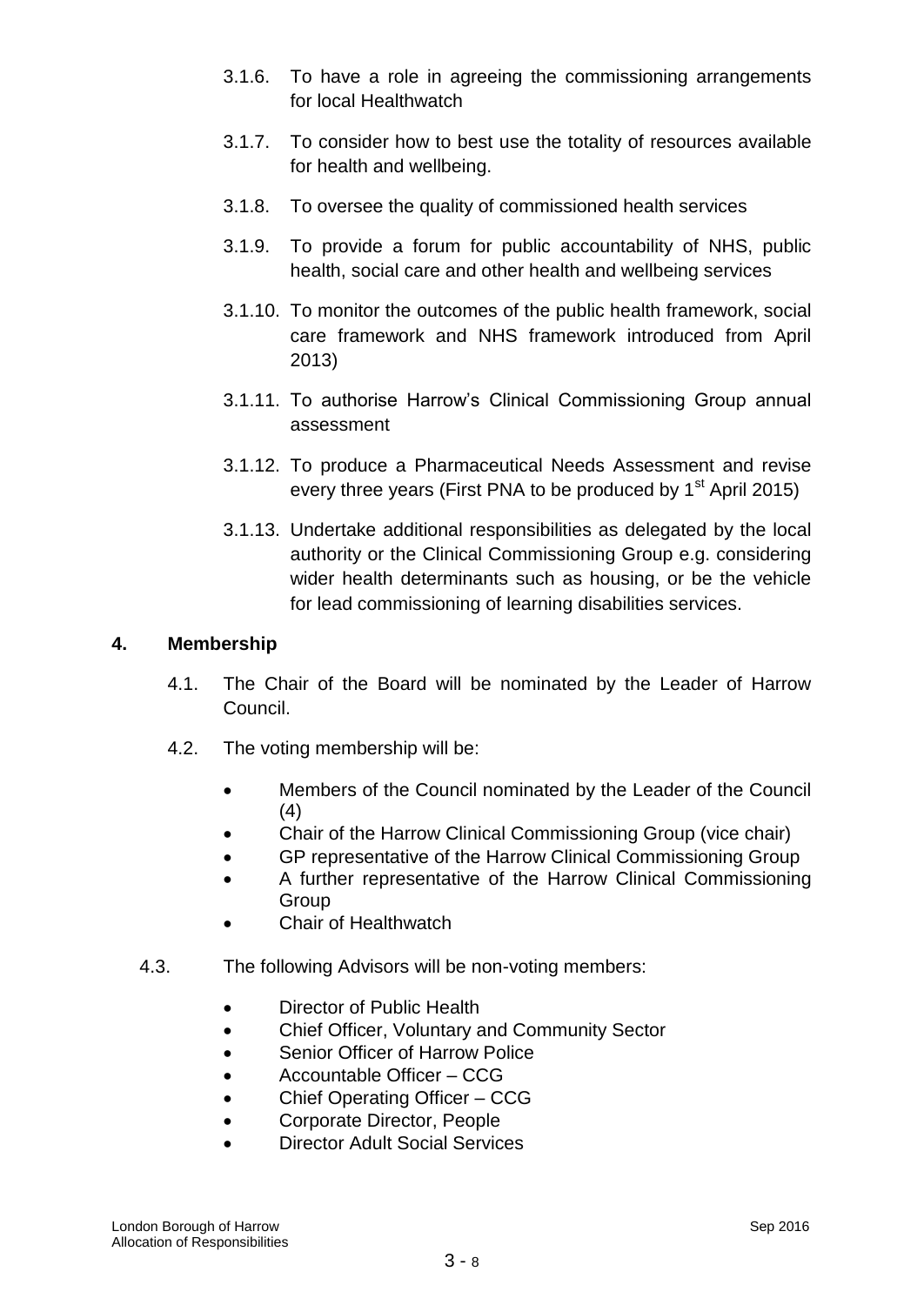3.1.6. To have a role in agreeing the commissioning arrangements for local Healthwatch

3.1.7. To consider how to best use the totality of resources available for health and wellbeing.

3.1.8. To oversee the quality of commissioned health services

3.1.9. To provide a forum for public accountability of NHS, public health, social care and other health and wellbeing services

3.1.10. To monitor the outcomes of the public health framework, social care framework and NHS framework introduced from April 2013)

3.1.11. To authorise Harrow's Clinical Commissioning Group annual assessment

3.1.12. To produce a Pharmaceutical Needs Assessment and revise every three years (First PNA to be produced by 1st April 2015)

3.1.13. Undertake additional responsibilities as delegated by the local authority or the Clinical Commissioning Group e.g. considering wider health determinants such as housing, or be the vehicle for lead commissioning of learning disabilities services.

## 4. Membership

4.1. The Chair of the Board will be nominated by the Leader of Harrow Council.

4.2. The voting membership will be:

- Members of the Council nominated by the Leader of the Council (4)
- Chair of the Harrow Clinical Commissioning Group (vice chair)
- GP representative of the Harrow Clinical Commissioning Group
- A further representative of the Harrow Clinical Commissioning Group
- Chair of Healthwatch

4.3. The following Advisors will be non-voting members:

- Director of Public Health
- Chief Officer, Voluntary and Community Sector
- Senior Officer of Harrow Police
- Accountable Officer – CCG
- Chief Operating Officer – CCG
- Corporate Director, People
- Director Adult Social Services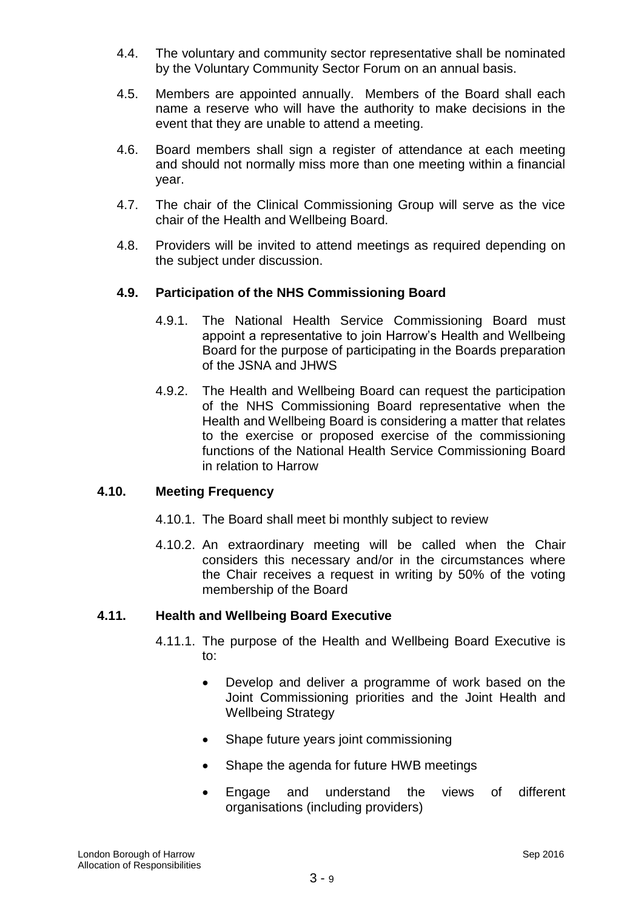4.4. The voluntary and community sector representative shall be nominated by the Voluntary Community Sector Forum on an annual basis.

4.5. Members are appointed annually. Members of the Board shall each name a reserve who will have the authority to make decisions in the event that they are unable to attend a meeting.

4.6. Board members shall sign a register of attendance at each meeting and should not normally miss more than one meeting within a financial year.

4.7. The chair of the Clinical Commissioning Group will serve as the vice chair of the Health and Wellbeing Board.

4.8. Providers will be invited to attend meetings as required depending on the subject under discussion.

### 4.9. Participation of the NHS Commissioning Board

4.9.1. The National Health Service Commissioning Board must appoint a representative to join Harrow's Health and Wellbeing Board for the purpose of participating in the Boards preparation of the JSNA and JHWS

4.9.2. The Health and Wellbeing Board can request the participation of the NHS Commissioning Board representative when the Health and Wellbeing Board is considering a matter that relates to the exercise or proposed exercise of the commissioning functions of the National Health Service Commissioning Board in relation to Harrow

### 4.10. Meeting Frequency

4.10.1. The Board shall meet bi monthly subject to review

4.10.2. An extraordinary meeting will be called when the Chair considers this necessary and/or in the circumstances where the Chair receives a request in writing by 50% of the voting membership of the Board

### 4.11. Health and Wellbeing Board Executive

4.11.1. The purpose of the Health and Wellbeing Board Executive is to:

- Develop and deliver a programme of work based on the Joint Commissioning priorities and the Joint Health and Wellbeing Strategy
- Shape future years joint commissioning
- Shape the agenda for future HWB meetings
- Engage and understand the views of different organisations (including providers)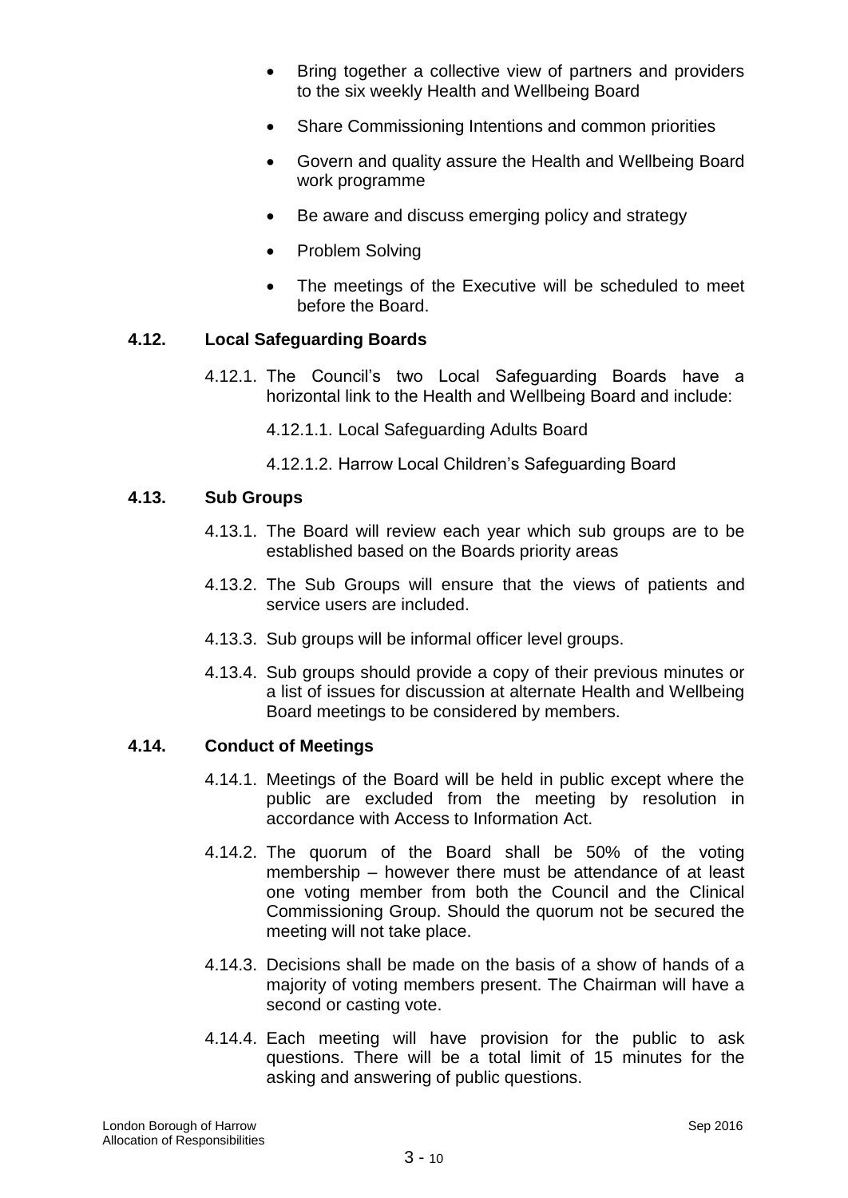- Bring together a collective view of partners and providers to the six weekly Health and Wellbeing Board
- Share Commissioning Intentions and common priorities
- Govern and quality assure the Health and Wellbeing Board work programme
- Be aware and discuss emerging policy and strategy
- Problem Solving
- The meetings of the Executive will be scheduled to meet before the Board.

### 4.12. Local Safeguarding Boards

4.12.1. The Council's two Local Safeguarding Boards have a horizontal link to the Health and Wellbeing Board and include:

4.12.1.1. Local Safeguarding Adults Board

4.12.1.2. Harrow Local Children's Safeguarding Board

### 4.13. Sub Groups

4.13.1. The Board will review each year which sub groups are to be established based on the Boards priority areas

4.13.2. The Sub Groups will ensure that the views of patients and service users are included.

4.13.3. Sub groups will be informal officer level groups.

4.13.4. Sub groups should provide a copy of their previous minutes or a list of issues for discussion at alternate Health and Wellbeing Board meetings to be considered by members.

### 4.14. Conduct of Meetings

4.14.1. Meetings of the Board will be held in public except where the public are excluded from the meeting by resolution in accordance with Access to Information Act.

4.14.2. The quorum of the Board shall be 50% of the voting membership – however there must be attendance of at least one voting member from both the Council and the Clinical Commissioning Group. Should the quorum not be secured the meeting will not take place.

4.14.3. Decisions shall be made on the basis of a show of hands of a majority of voting members present. The Chairman will have a second or casting vote.

4.14.4. Each meeting will have provision for the public to ask questions. There will be a total limit of 15 minutes for the asking and answering of public questions.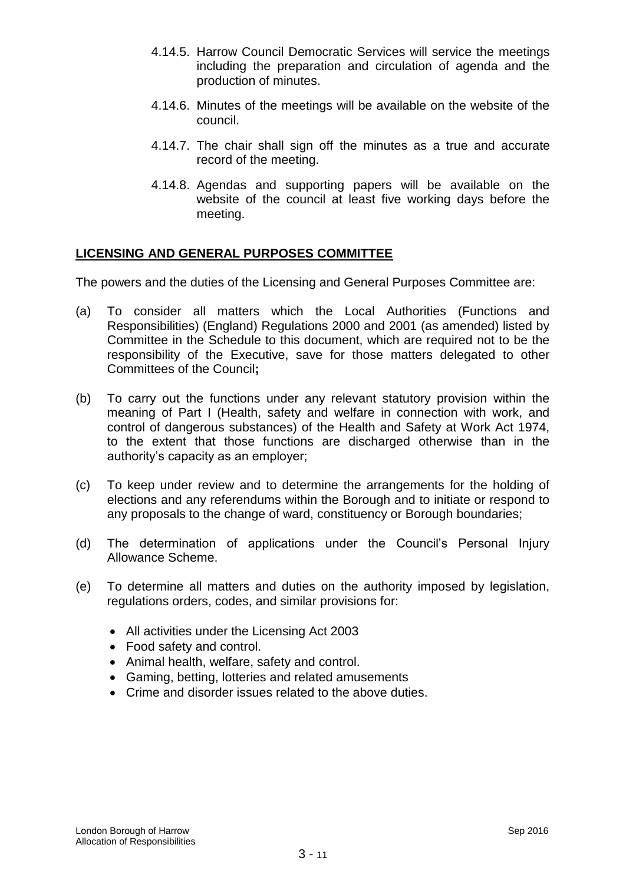4.14.5. Harrow Council Democratic Services will service the meetings including the preparation and circulation of agenda and the production of minutes.

4.14.6. Minutes of the meetings will be available on the website of the council.

4.14.7. The chair shall sign off the minutes as a true and accurate record of the meeting.

4.14.8. Agendas and supporting papers will be available on the website of the council at least five working days before the meeting.

## LICENSING AND GENERAL PURPOSES COMMITTEE

The powers and the duties of the Licensing and General Purposes Committee are:

(a) To consider all matters which the Local Authorities (Functions and Responsibilities) (England) Regulations 2000 and 2001 (as amended) listed by Committee in the Schedule to this document, which are required not to be the responsibility of the Executive, save for those matters delegated to other Committees of the Council**;**

(b) To carry out the functions under any relevant statutory provision within the meaning of Part I (Health, safety and welfare in connection with work, and control of dangerous substances) of the Health and Safety at Work Act 1974, to the extent that those functions are discharged otherwise than in the authority's capacity as an employer;

(c) To keep under review and to determine the arrangements for the holding of elections and any referendums within the Borough and to initiate or respond to any proposals to the change of ward, constituency or Borough boundaries;

(d) The determination of applications under the Council's Personal Injury Allowance Scheme.

(e) To determine all matters and duties on the authority imposed by legislation, regulations orders, codes, and similar provisions for:

- All activities under the Licensing Act 2003
- Food safety and control.
- Animal health, welfare, safety and control.
- Gaming, betting, lotteries and related amusements
- Crime and disorder issues related to the above duties.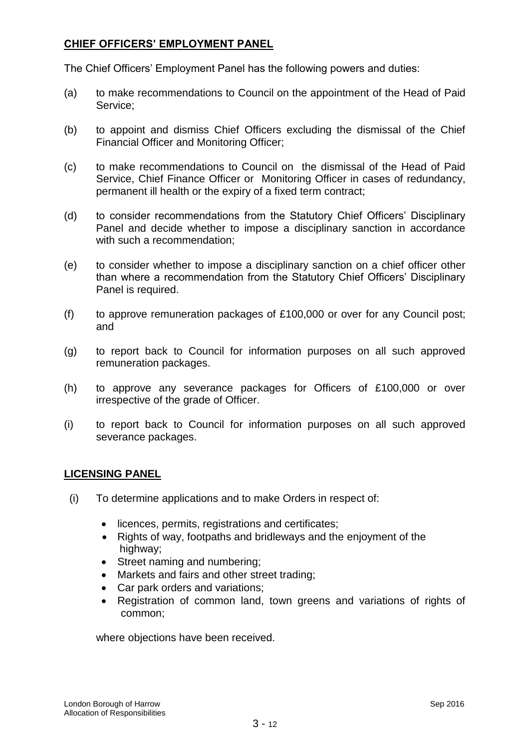## CHIEF OFFICERS' EMPLOYMENT PANEL

The Chief Officers' Employment Panel has the following powers and duties:

(a) to make recommendations to Council on the appointment of the Head of Paid Service;

(b) to appoint and dismiss Chief Officers excluding the dismissal of the Chief Financial Officer and Monitoring Officer;

(c) to make recommendations to Council on the dismissal of the Head of Paid Service, Chief Finance Officer or Monitoring Officer in cases of redundancy, permanent ill health or the expiry of a fixed term contract;

(d) to consider recommendations from the Statutory Chief Officers' Disciplinary Panel and decide whether to impose a disciplinary sanction in accordance with such a recommendation;

(e) to consider whether to impose a disciplinary sanction on a chief officer other than where a recommendation from the Statutory Chief Officers' Disciplinary Panel is required.

(f) to approve remuneration packages of £100,000 or over for any Council post; and

(g) to report back to Council for information purposes on all such approved remuneration packages.

(h) to approve any severance packages for Officers of £100,000 or over irrespective of the grade of Officer.

(i) to report back to Council for information purposes on all such approved severance packages.

## LICENSING PANEL

(i) To determine applications and to make Orders in respect of:

- licences, permits, registrations and certificates;
- Rights of way, footpaths and bridleways and the enjoyment of the highway;
- Street naming and numbering;
- Markets and fairs and other street trading;
- Car park orders and variations;
- Registration of common land, town greens and variations of rights of common;

where objections have been received.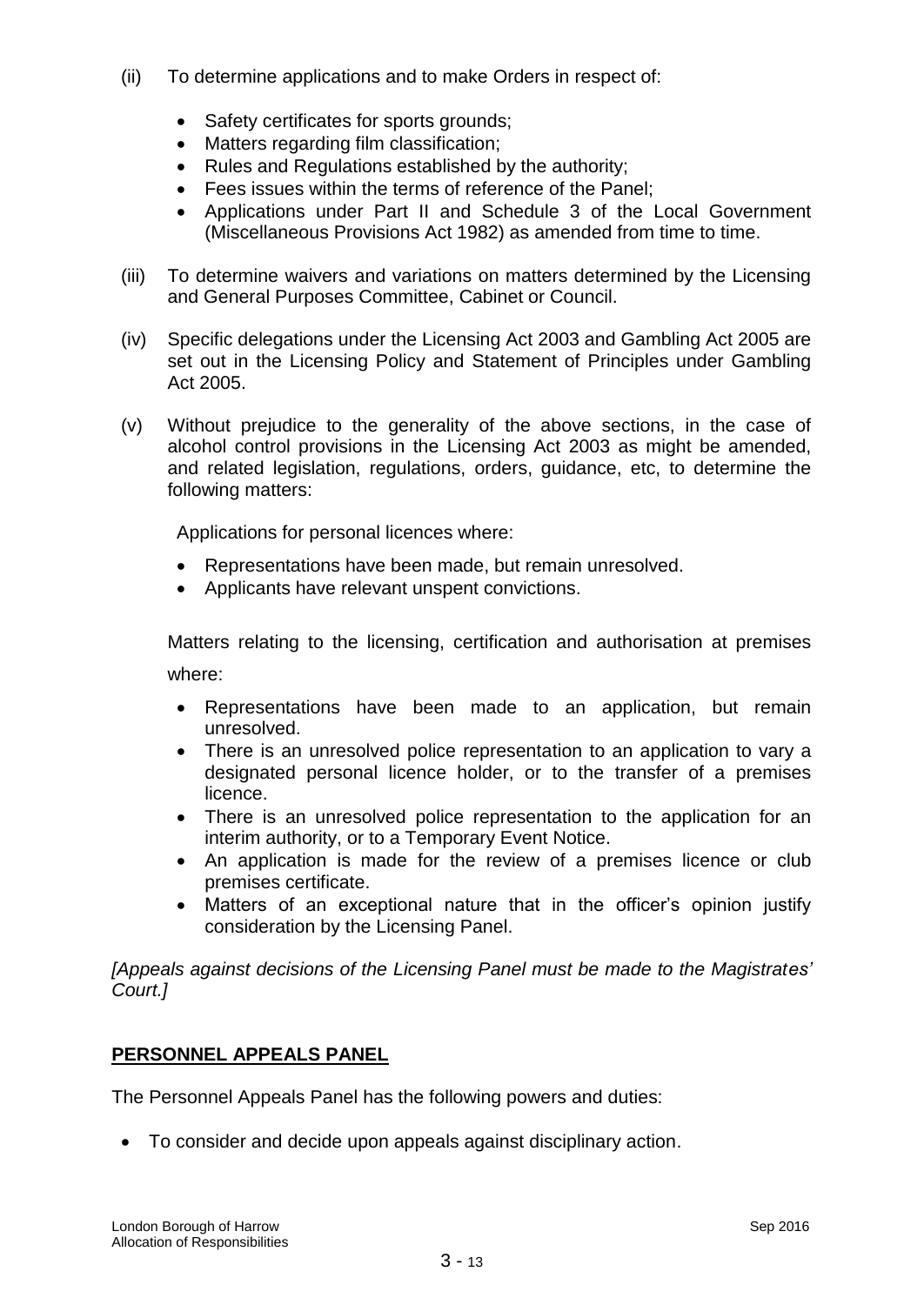(ii) To determine applications and to make Orders in respect of:

- Safety certificates for sports grounds;
- Matters regarding film classification;
- Rules and Regulations established by the authority;
- Fees issues within the terms of reference of the Panel;
- Applications under Part II and Schedule 3 of the Local Government (Miscellaneous Provisions Act 1982) as amended from time to time.

(iii) To determine waivers and variations on matters determined by the Licensing and General Purposes Committee, Cabinet or Council.

(iv) Specific delegations under the Licensing Act 2003 and Gambling Act 2005 are set out in the Licensing Policy and Statement of Principles under Gambling Act 2005.

(v) Without prejudice to the generality of the above sections, in the case of alcohol control provisions in the Licensing Act 2003 as might be amended, and related legislation, regulations, orders, guidance, etc, to determine the following matters:

Applications for personal licences where:

- Representations have been made, but remain unresolved.
- Applicants have relevant unspent convictions.

Matters relating to the licensing, certification and authorisation at premises where:

- Representations have been made to an application, but remain unresolved.
- There is an unresolved police representation to an application to vary a designated personal licence holder, or to the transfer of a premises licence.
- There is an unresolved police representation to the application for an interim authority, or to a Temporary Event Notice.
- An application is made for the review of a premises licence or club premises certificate.
- Matters of an exceptional nature that in the officer's opinion justify consideration by the Licensing Panel.

*[Appeals against decisions of the Licensing Panel must be made to the Magistrates' Court.]*

## PERSONNEL APPEALS PANEL

The Personnel Appeals Panel has the following powers and duties:

- To consider and decide upon appeals against disciplinary action.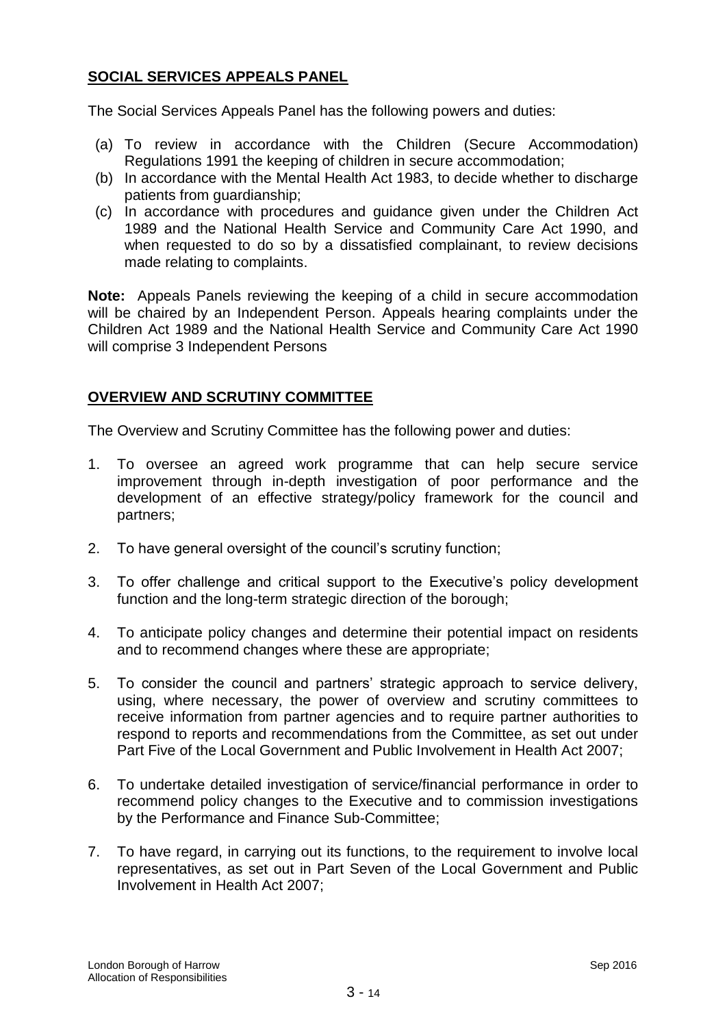## **SOCIAL SERVICES APPEALS PANEL**

The Social Services Appeals Panel has the following powers and duties:

(a) To review in accordance with the Children (Secure Accommodation) Regulations 1991 the keeping of children in secure accommodation;
(b) In accordance with the Mental Health Act 1983, to decide whether to discharge patients from guardianship;
(c) In accordance with procedures and guidance given under the Children Act 1989 and the National Health Service and Community Care Act 1990, and when requested to do so by a dissatisfied complainant, to review decisions made relating to complaints.

**Note:** Appeals Panels reviewing the keeping of a child in secure accommodation will be chaired by an Independent Person. Appeals hearing complaints under the Children Act 1989 and the National Health Service and Community Care Act 1990 will comprise 3 Independent Persons

## **OVERVIEW AND SCRUTINY COMMITTEE**

The Overview and Scrutiny Committee has the following power and duties:

1. To oversee an agreed work programme that can help secure service improvement through in-depth investigation of poor performance and the development of an effective strategy/policy framework for the council and partners;

2. To have general oversight of the council's scrutiny function;

3. To offer challenge and critical support to the Executive's policy development function and the long-term strategic direction of the borough;

4. To anticipate policy changes and determine their potential impact on residents and to recommend changes where these are appropriate;

5. To consider the council and partners' strategic approach to service delivery, using, where necessary, the power of overview and scrutiny committees to receive information from partner agencies and to require partner authorities to respond to reports and recommendations from the Committee, as set out under Part Five of the Local Government and Public Involvement in Health Act 2007;

6. To undertake detailed investigation of service/financial performance in order to recommend policy changes to the Executive and to commission investigations by the Performance and Finance Sub-Committee;

7. To have regard, in carrying out its functions, to the requirement to involve local representatives, as set out in Part Seven of the Local Government and Public Involvement in Health Act 2007;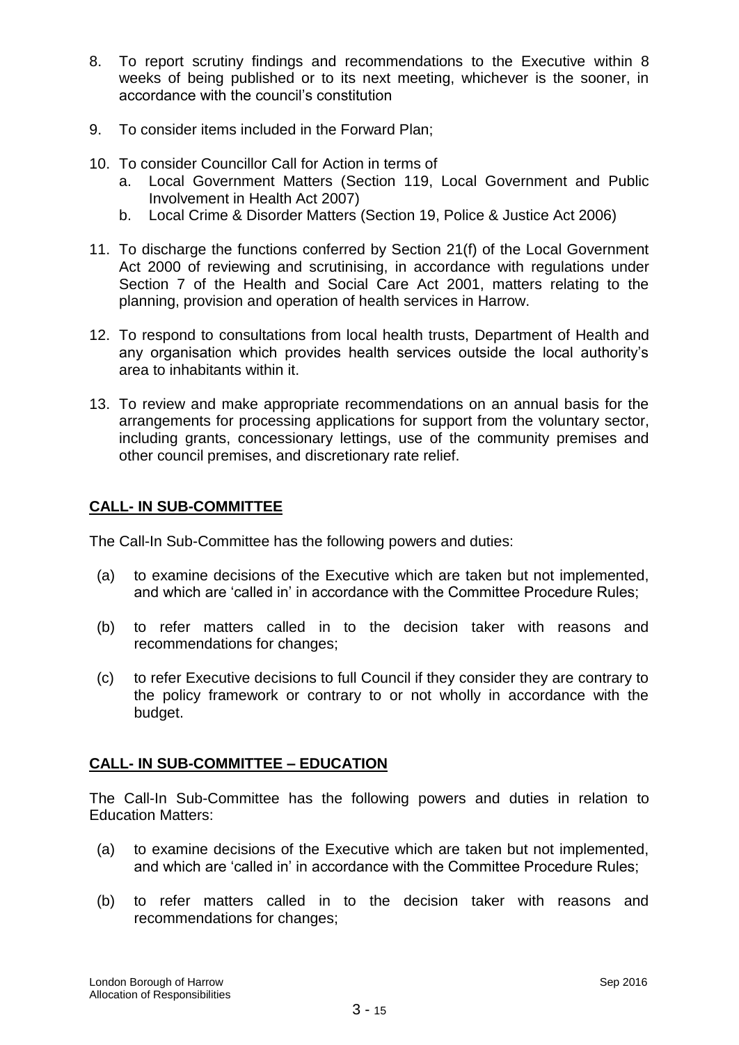8. To report scrutiny findings and recommendations to the Executive within 8 weeks of being published or to its next meeting, whichever is the sooner, in accordance with the council's constitution

9. To consider items included in the Forward Plan;

10. To consider Councillor Call for Action in terms of
    a. Local Government Matters (Section 119, Local Government and Public Involvement in Health Act 2007)
    b. Local Crime & Disorder Matters (Section 19, Police & Justice Act 2006)

11. To discharge the functions conferred by Section 21(f) of the Local Government Act 2000 of reviewing and scrutinising, in accordance with regulations under Section 7 of the Health and Social Care Act 2001, matters relating to the planning, provision and operation of health services in Harrow.

12. To respond to consultations from local health trusts, Department of Health and any organisation which provides health services outside the local authority's area to inhabitants within it.

13. To review and make appropriate recommendations on an annual basis for the arrangements for processing applications for support from the voluntary sector, including grants, concessionary lettings, use of the community premises and other council premises, and discretionary rate relief.

## CALL- IN SUB-COMMITTEE

The Call-In Sub-Committee has the following powers and duties:

(a) to examine decisions of the Executive which are taken but not implemented, and which are 'called in' in accordance with the Committee Procedure Rules;

(b) to refer matters called in to the decision taker with reasons and recommendations for changes;

(c) to refer Executive decisions to full Council if they consider they are contrary to the policy framework or contrary to or not wholly in accordance with the budget.

## CALL- IN SUB-COMMITTEE – EDUCATION

The Call-In Sub-Committee has the following powers and duties in relation to Education Matters:

(a) to examine decisions of the Executive which are taken but not implemented, and which are 'called in' in accordance with the Committee Procedure Rules;

(b) to refer matters called in to the decision taker with reasons and recommendations for changes;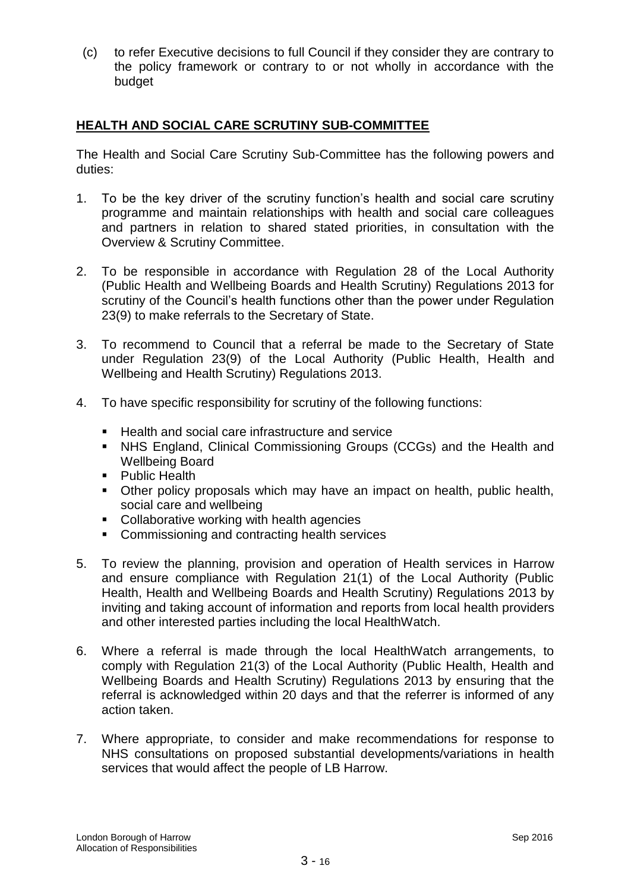(c) to refer Executive decisions to full Council if they consider they are contrary to the policy framework or contrary to or not wholly in accordance with the budget

## HEALTH AND SOCIAL CARE SCRUTINY SUB-COMMITTEE

The Health and Social Care Scrutiny Sub-Committee has the following powers and duties:

1. To be the key driver of the scrutiny function's health and social care scrutiny programme and maintain relationships with health and social care colleagues and partners in relation to shared stated priorities, in consultation with the Overview & Scrutiny Committee.

2. To be responsible in accordance with Regulation 28 of the Local Authority (Public Health and Wellbeing Boards and Health Scrutiny) Regulations 2013 for scrutiny of the Council's health functions other than the power under Regulation 23(9) to make referrals to the Secretary of State.

3. To recommend to Council that a referral be made to the Secretary of State under Regulation 23(9) of the Local Authority (Public Health, Health and Wellbeing and Health Scrutiny) Regulations 2013.

4. To have specific responsibility for scrutiny of the following functions:
   - Health and social care infrastructure and service
   - NHS England, Clinical Commissioning Groups (CCGs) and the Health and Wellbeing Board
   - Public Health
   - Other policy proposals which may have an impact on health, public health, social care and wellbeing
   - Collaborative working with health agencies
   - Commissioning and contracting health services

5. To review the planning, provision and operation of Health services in Harrow and ensure compliance with Regulation 21(1) of the Local Authority (Public Health, Health and Wellbeing Boards and Health Scrutiny) Regulations 2013 by inviting and taking account of information and reports from local health providers and other interested parties including the local HealthWatch.

6. Where a referral is made through the local HealthWatch arrangements, to comply with Regulation 21(3) of the Local Authority (Public Health, Health and Wellbeing Boards and Health Scrutiny) Regulations 2013 by ensuring that the referral is acknowledged within 20 days and that the referrer is informed of any action taken.

7. Where appropriate, to consider and make recommendations for response to NHS consultations on proposed substantial developments/variations in health services that would affect the people of LB Harrow.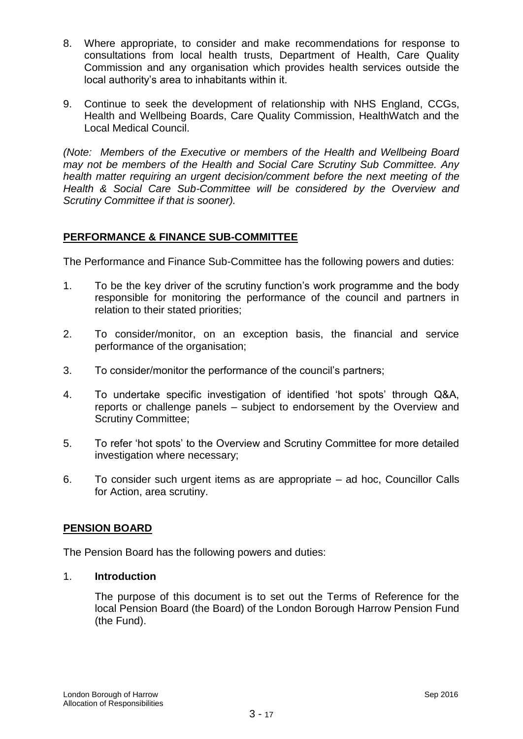8. Where appropriate, to consider and make recommendations for response to consultations from local health trusts, Department of Health, Care Quality Commission and any organisation which provides health services outside the local authority's area to inhabitants within it.

9. Continue to seek the development of relationship with NHS England, CCGs, Health and Wellbeing Boards, Care Quality Commission, HealthWatch and the Local Medical Council.

*(Note: Members of the Executive or members of the Health and Wellbeing Board may not be members of the Health and Social Care Scrutiny Sub Committee. Any health matter requiring an urgent decision/comment before the next meeting of the Health & Social Care Sub-Committee will be considered by the Overview and Scrutiny Committee if that is sooner).*

## PERFORMANCE & FINANCE SUB-COMMITTEE

The Performance and Finance Sub-Committee has the following powers and duties:

1. To be the key driver of the scrutiny function's work programme and the body responsible for monitoring the performance of the council and partners in relation to their stated priorities;

2. To consider/monitor, on an exception basis, the financial and service performance of the organisation;

3. To consider/monitor the performance of the council's partners;

4. To undertake specific investigation of identified 'hot spots' through Q&A, reports or challenge panels – subject to endorsement by the Overview and Scrutiny Committee;

5. To refer 'hot spots' to the Overview and Scrutiny Committee for more detailed investigation where necessary;

6. To consider such urgent items as are appropriate – ad hoc, Councillor Calls for Action, area scrutiny.

## PENSION BOARD

The Pension Board has the following powers and duties:

1. **Introduction**

   The purpose of this document is to set out the Terms of Reference for the local Pension Board (the Board) of the London Borough Harrow Pension Fund (the Fund).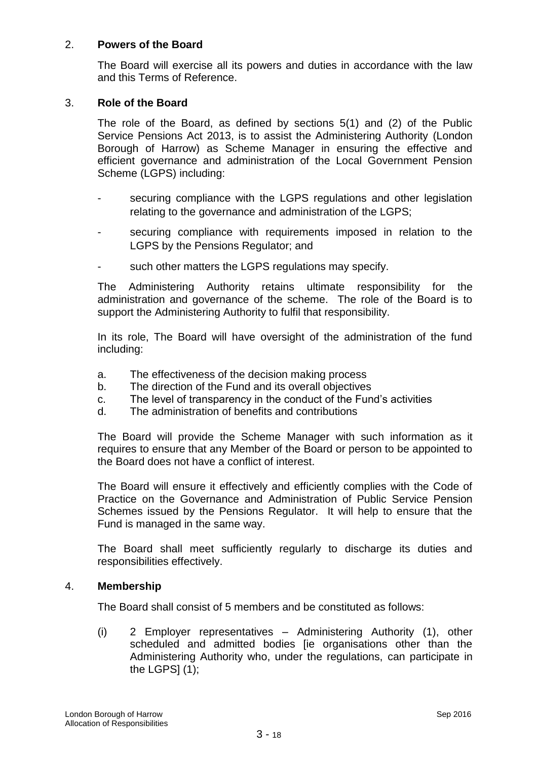## 2. Powers of the Board

The Board will exercise all its powers and duties in accordance with the law and this Terms of Reference.

## 3. Role of the Board

The role of the Board, as defined by sections 5(1) and (2) of the Public Service Pensions Act 2013, is to assist the Administering Authority (London Borough of Harrow) as Scheme Manager in ensuring the effective and efficient governance and administration of the Local Government Pension Scheme (LGPS) including:

- securing compliance with the LGPS regulations and other legislation relating to the governance and administration of the LGPS;
- securing compliance with requirements imposed in relation to the LGPS by the Pensions Regulator; and
- such other matters the LGPS regulations may specify.

The Administering Authority retains ultimate responsibility for the administration and governance of the scheme. The role of the Board is to support the Administering Authority to fulfil that responsibility.

In its role, The Board will have oversight of the administration of the fund including:

a. The effectiveness of the decision making process
b. The direction of the Fund and its overall objectives
c. The level of transparency in the conduct of the Fund's activities
d. The administration of benefits and contributions

The Board will provide the Scheme Manager with such information as it requires to ensure that any Member of the Board or person to be appointed to the Board does not have a conflict of interest.

The Board will ensure it effectively and efficiently complies with the Code of Practice on the Governance and Administration of Public Service Pension Schemes issued by the Pensions Regulator. It will help to ensure that the Fund is managed in the same way.

The Board shall meet sufficiently regularly to discharge its duties and responsibilities effectively.

## 4. Membership

The Board shall consist of 5 members and be constituted as follows:

(i) 2 Employer representatives – Administering Authority (1), other scheduled and admitted bodies [ie organisations other than the Administering Authority who, under the regulations, can participate in the LGPS] (1);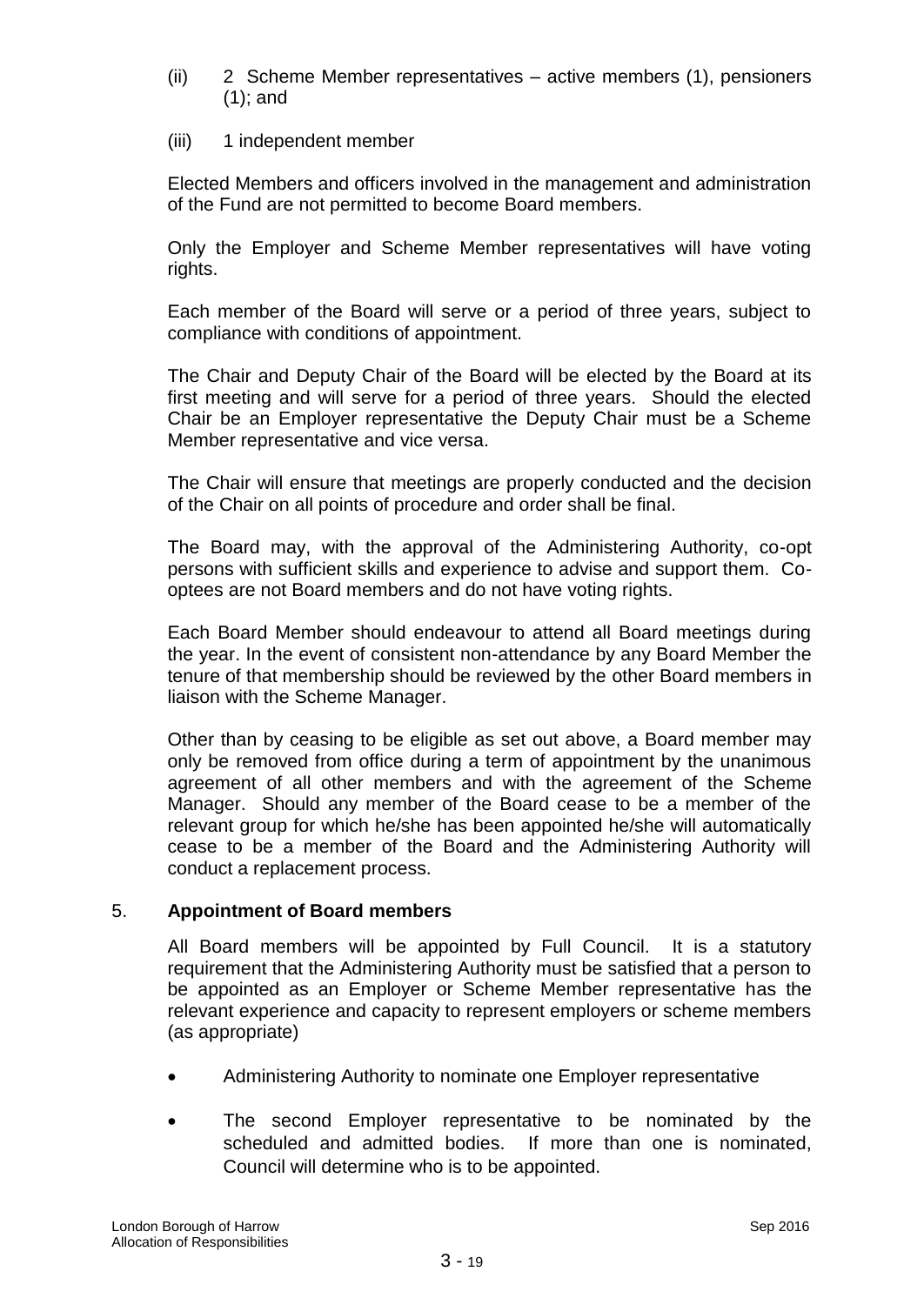(ii) 2 Scheme Member representatives – active members (1), pensioners (1); and

(iii) 1 independent member

Elected Members and officers involved in the management and administration of the Fund are not permitted to become Board members.

Only the Employer and Scheme Member representatives will have voting rights.

Each member of the Board will serve or a period of three years, subject to compliance with conditions of appointment.

The Chair and Deputy Chair of the Board will be elected by the Board at its first meeting and will serve for a period of three years. Should the elected Chair be an Employer representative the Deputy Chair must be a Scheme Member representative and vice versa.

The Chair will ensure that meetings are properly conducted and the decision of the Chair on all points of procedure and order shall be final.

The Board may, with the approval of the Administering Authority, co-opt persons with sufficient skills and experience to advise and support them. Co-optees are not Board members and do not have voting rights.

Each Board Member should endeavour to attend all Board meetings during the year. In the event of consistent non-attendance by any Board Member the tenure of that membership should be reviewed by the other Board members in liaison with the Scheme Manager.

Other than by ceasing to be eligible as set out above, a Board member may only be removed from office during a term of appointment by the unanimous agreement of all other members and with the agreement of the Scheme Manager. Should any member of the Board cease to be a member of the relevant group for which he/she has been appointed he/she will automatically cease to be a member of the Board and the Administering Authority will conduct a replacement process.

5. **Appointment of Board members**

All Board members will be appointed by Full Council. It is a statutory requirement that the Administering Authority must be satisfied that a person to be appointed as an Employer or Scheme Member representative has the relevant experience and capacity to represent employers or scheme members (as appropriate)

- Administering Authority to nominate one Employer representative
- The second Employer representative to be nominated by the scheduled and admitted bodies. If more than one is nominated, Council will determine who is to be appointed.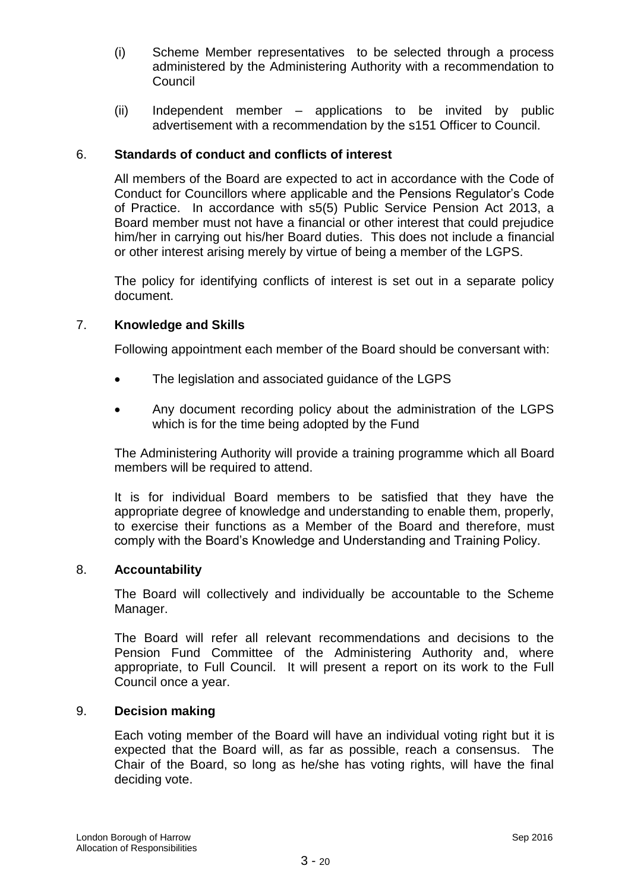(i) Scheme Member representatives to be selected through a process administered by the Administering Authority with a recommendation to Council

(ii) Independent member – applications to be invited by public advertisement with a recommendation by the s151 Officer to Council.

6. **Standards of conduct and conflicts of interest**

All members of the Board are expected to act in accordance with the Code of Conduct for Councillors where applicable and the Pensions Regulator's Code of Practice. In accordance with s5(5) Public Service Pension Act 2013, a Board member must not have a financial or other interest that could prejudice him/her in carrying out his/her Board duties. This does not include a financial or other interest arising merely by virtue of being a member of the LGPS.

The policy for identifying conflicts of interest is set out in a separate policy document.

7. **Knowledge and Skills**

Following appointment each member of the Board should be conversant with:

- The legislation and associated guidance of the LGPS
- Any document recording policy about the administration of the LGPS which is for the time being adopted by the Fund

The Administering Authority will provide a training programme which all Board members will be required to attend.

It is for individual Board members to be satisfied that they have the appropriate degree of knowledge and understanding to enable them, properly, to exercise their functions as a Member of the Board and therefore, must comply with the Board's Knowledge and Understanding and Training Policy.

8. **Accountability**

The Board will collectively and individually be accountable to the Scheme Manager.

The Board will refer all relevant recommendations and decisions to the Pension Fund Committee of the Administering Authority and, where appropriate, to Full Council. It will present a report on its work to the Full Council once a year.

9. **Decision making**

Each voting member of the Board will have an individual voting right but it is expected that the Board will, as far as possible, reach a consensus. The Chair of the Board, so long as he/she has voting rights, will have the final deciding vote.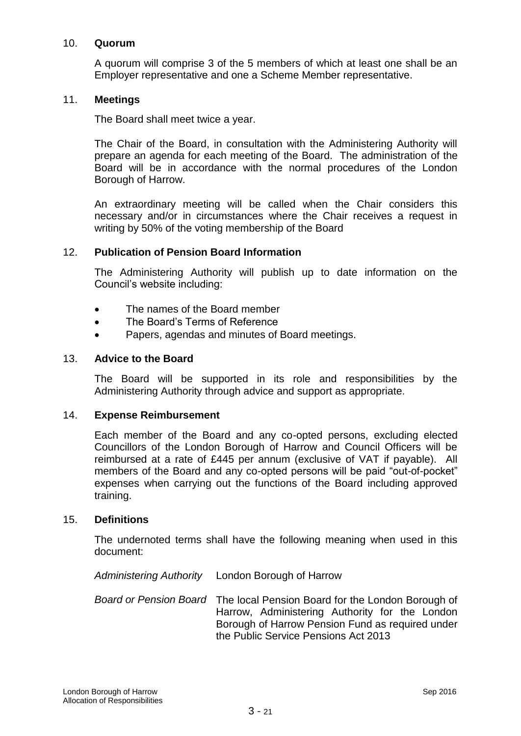## 10. Quorum

A quorum will comprise 3 of the 5 members of which at least one shall be an Employer representative and one a Scheme Member representative.

## 11. Meetings

The Board shall meet twice a year.

The Chair of the Board, in consultation with the Administering Authority will prepare an agenda for each meeting of the Board. The administration of the Board will be in accordance with the normal procedures of the London Borough of Harrow.

An extraordinary meeting will be called when the Chair considers this necessary and/or in circumstances where the Chair receives a request in writing by 50% of the voting membership of the Board

## 12. Publication of Pension Board Information

The Administering Authority will publish up to date information on the Council's website including:

- The names of the Board member
- The Board's Terms of Reference
- Papers, agendas and minutes of Board meetings.

## 13. Advice to the Board

The Board will be supported in its role and responsibilities by the Administering Authority through advice and support as appropriate.

## 14. Expense Reimbursement

Each member of the Board and any co-opted persons, excluding elected Councillors of the London Borough of Harrow and Council Officers will be reimbursed at a rate of £445 per annum (exclusive of VAT if payable). All members of the Board and any co-opted persons will be paid "out-of-pocket" expenses when carrying out the functions of the Board including approved training.

## 15. Definitions

The undernoted terms shall have the following meaning when used in this document:

| | |
|---|---|
| *Administering Authority* | London Borough of Harrow |
| *Board or Pension Board* | The local Pension Board for the London Borough of Harrow, Administering Authority for the London Borough of Harrow Pension Fund as required under the Public Service Pensions Act 2013 |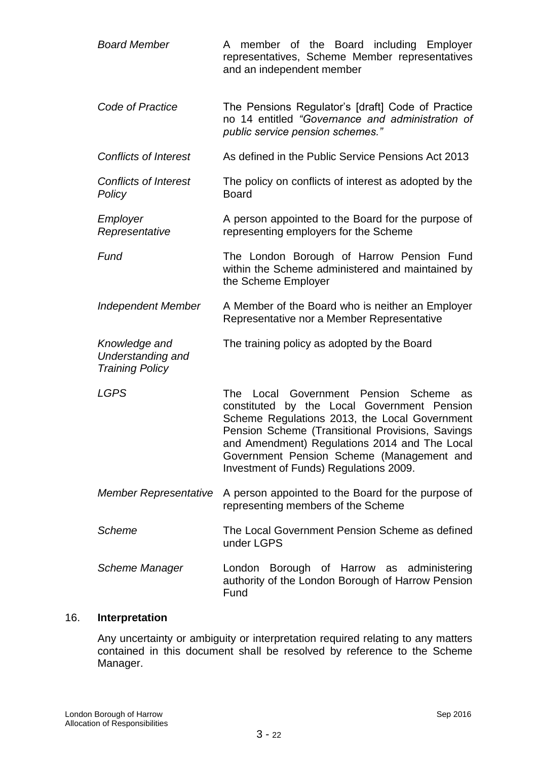| | |
|---|---|
| *Board Member* | A member of the Board including Employer representatives, Scheme Member representatives and an independent member |
| *Code of Practice* | The Pensions Regulator's [draft] Code of Practice no 14 entitled *"Governance and administration of public service pension schemes."* |
| *Conflicts of Interest* | As defined in the Public Service Pensions Act 2013 |
| *Conflicts of Interest Policy* | The policy on conflicts of interest as adopted by the Board |
| *Employer Representative* | A person appointed to the Board for the purpose of representing employers for the Scheme |
| *Fund* | The London Borough of Harrow Pension Fund within the Scheme administered and maintained by the Scheme Employer |
| *Independent Member* | A Member of the Board who is neither an Employer Representative nor a Member Representative |
| *Knowledge and Understanding and Training Policy* | The training policy as adopted by the Board |
| *LGPS* | The Local Government Pension Scheme as constituted by the Local Government Pension Scheme Regulations 2013, the Local Government Pension Scheme (Transitional Provisions, Savings and Amendment) Regulations 2014 and The Local Government Pension Scheme (Management and Investment of Funds) Regulations 2009. |
| *Member Representative* | A person appointed to the Board for the purpose of representing members of the Scheme |
| *Scheme* | The Local Government Pension Scheme as defined under LGPS |
| *Scheme Manager* | London Borough of Harrow as administering authority of the London Borough of Harrow Pension Fund |

## 16. Interpretation

Any uncertainty or ambiguity or interpretation required relating to any matters contained in this document shall be resolved by reference to the Scheme Manager.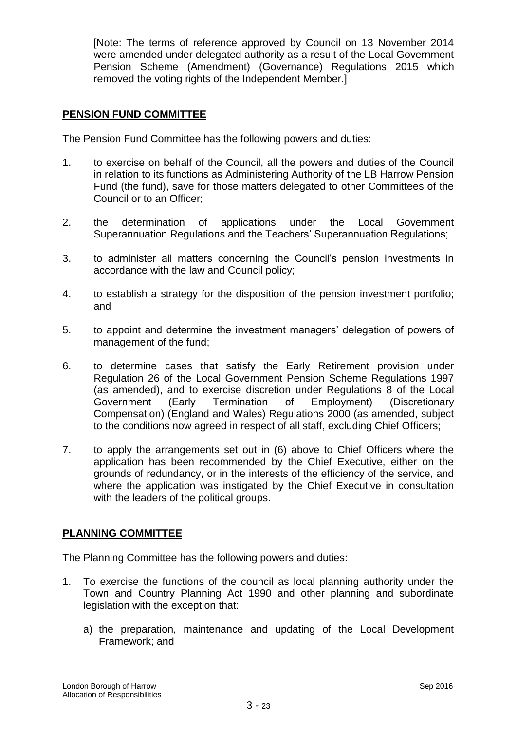[Note: The terms of reference approved by Council on 13 November 2014 were amended under delegated authority as a result of the Local Government Pension Scheme (Amendment) (Governance) Regulations 2015 which removed the voting rights of the Independent Member.]

## **PENSION FUND COMMITTEE**

The Pension Fund Committee has the following powers and duties:

1. to exercise on behalf of the Council, all the powers and duties of the Council in relation to its functions as Administering Authority of the LB Harrow Pension Fund (the fund), save for those matters delegated to other Committees of the Council or to an Officer;

2. the determination of applications under the Local Government Superannuation Regulations and the Teachers' Superannuation Regulations;

3. to administer all matters concerning the Council's pension investments in accordance with the law and Council policy;

4. to establish a strategy for the disposition of the pension investment portfolio; and

5. to appoint and determine the investment managers' delegation of powers of management of the fund;

6. to determine cases that satisfy the Early Retirement provision under Regulation 26 of the Local Government Pension Scheme Regulations 1997 (as amended), and to exercise discretion under Regulations 8 of the Local Government (Early Termination of Employment) (Discretionary Compensation) (England and Wales) Regulations 2000 (as amended, subject to the conditions now agreed in respect of all staff, excluding Chief Officers;

7. to apply the arrangements set out in (6) above to Chief Officers where the application has been recommended by the Chief Executive, either on the grounds of redundancy, or in the interests of the efficiency of the service, and where the application was instigated by the Chief Executive in consultation with the leaders of the political groups.

## **PLANNING COMMITTEE**

The Planning Committee has the following powers and duties:

1. To exercise the functions of the council as local planning authority under the Town and Country Planning Act 1990 and other planning and subordinate legislation with the exception that:

   a) the preparation, maintenance and updating of the Local Development Framework; and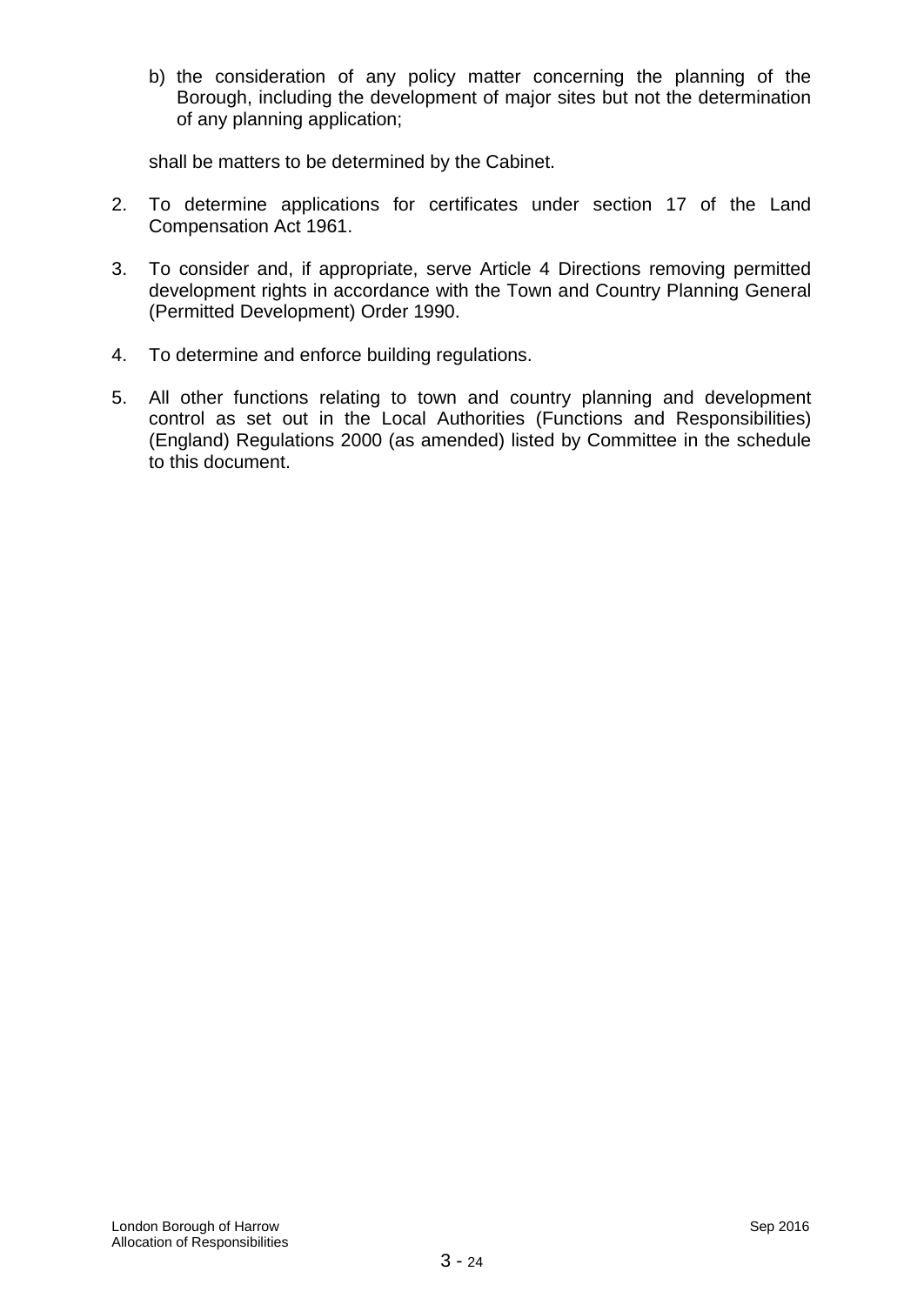b) the consideration of any policy matter concerning the planning of the Borough, including the development of major sites but not the determination of any planning application;

shall be matters to be determined by the Cabinet.

2. To determine applications for certificates under section 17 of the Land Compensation Act 1961.

3. To consider and, if appropriate, serve Article 4 Directions removing permitted development rights in accordance with the Town and Country Planning General (Permitted Development) Order 1990.

4. To determine and enforce building regulations.

5. All other functions relating to town and country planning and development control as set out in the Local Authorities (Functions and Responsibilities) (England) Regulations 2000 (as amended) listed by Committee in the schedule to this document.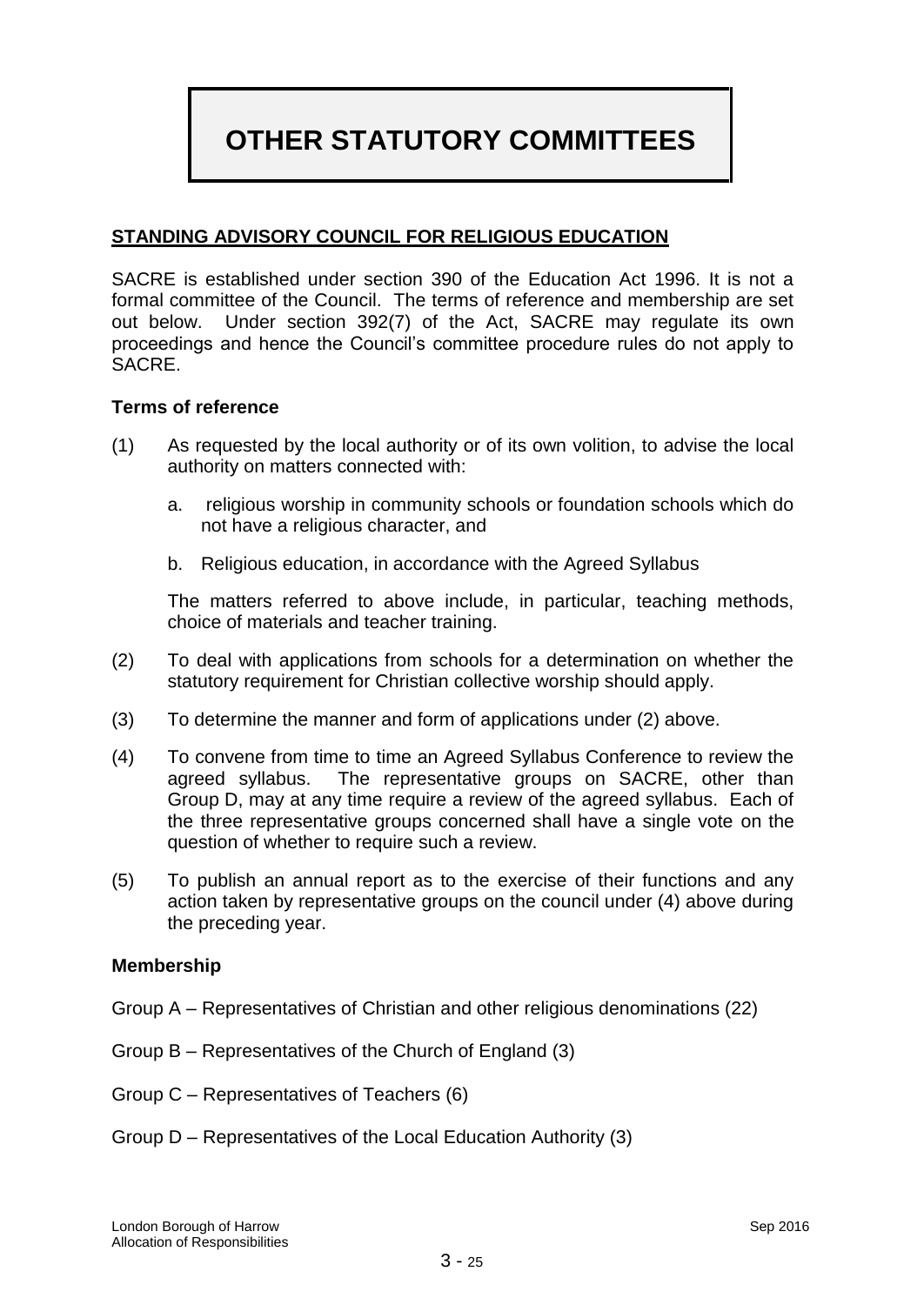# OTHER STATUTORY COMMITTEES

## STANDING ADVISORY COUNCIL FOR RELIGIOUS EDUCATION

SACRE is established under section 390 of the Education Act 1996. It is not a formal committee of the Council. The terms of reference and membership are set out below. Under section 392(7) of the Act, SACRE may regulate its own proceedings and hence the Council's committee procedure rules do not apply to SACRE.

### Terms of reference

(1) As requested by the local authority or of its own volition, to advise the local authority on matters connected with:

  a. religious worship in community schools or foundation schools which do not have a religious character, and

  b. Religious education, in accordance with the Agreed Syllabus

  The matters referred to above include, in particular, teaching methods, choice of materials and teacher training.

(2) To deal with applications from schools for a determination on whether the statutory requirement for Christian collective worship should apply.

(3) To determine the manner and form of applications under (2) above.

(4) To convene from time to time an Agreed Syllabus Conference to review the agreed syllabus. The representative groups on SACRE, other than Group D, may at any time require a review of the agreed syllabus. Each of the three representative groups concerned shall have a single vote on the question of whether to require such a review.

(5) To publish an annual report as to the exercise of their functions and any action taken by representative groups on the council under (4) above during the preceding year.

### Membership

Group A – Representatives of Christian and other religious denominations (22)

Group B – Representatives of the Church of England (3)

Group C – Representatives of Teachers (6)

Group D – Representatives of the Local Education Authority (3)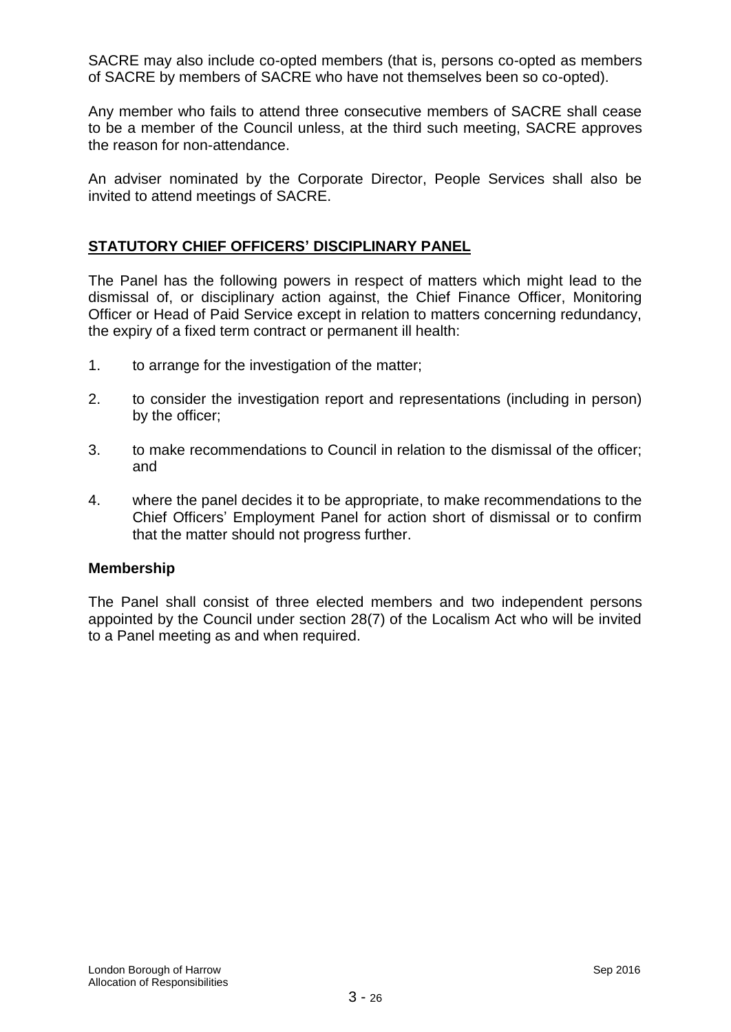SACRE may also include co-opted members (that is, persons co-opted as members of SACRE by members of SACRE who have not themselves been so co-opted).

Any member who fails to attend three consecutive members of SACRE shall cease to be a member of the Council unless, at the third such meeting, SACRE approves the reason for non-attendance.

An adviser nominated by the Corporate Director, People Services shall also be invited to attend meetings of SACRE.

## STATUTORY CHIEF OFFICERS' DISCIPLINARY PANEL

The Panel has the following powers in respect of matters which might lead to the dismissal of, or disciplinary action against, the Chief Finance Officer, Monitoring Officer or Head of Paid Service except in relation to matters concerning redundancy, the expiry of a fixed term contract or permanent ill health:

1. to arrange for the investigation of the matter;
2. to consider the investigation report and representations (including in person) by the officer;
3. to make recommendations to Council in relation to the dismissal of the officer; and
4. where the panel decides it to be appropriate, to make recommendations to the Chief Officers' Employment Panel for action short of dismissal or to confirm that the matter should not progress further.

### Membership

The Panel shall consist of three elected members and two independent persons appointed by the Council under section 28(7) of the Localism Act who will be invited to a Panel meeting as and when required.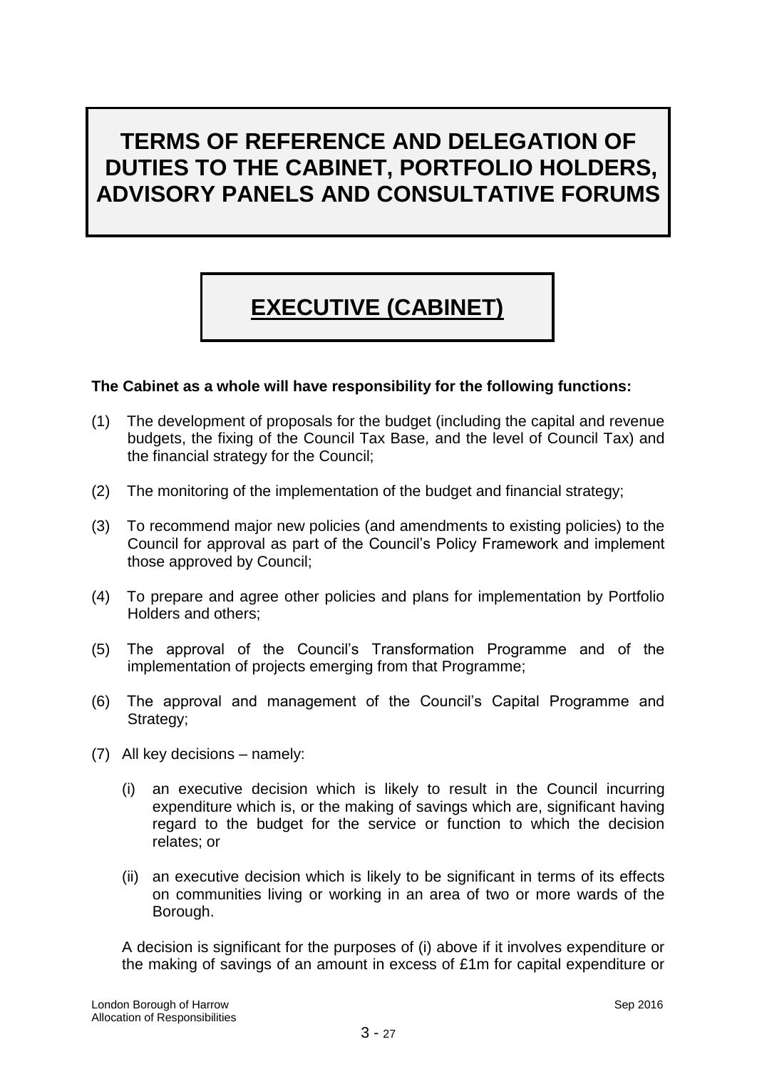# TERMS OF REFERENCE AND DELEGATION OF DUTIES TO THE CABINET, PORTFOLIO HOLDERS, ADVISORY PANELS AND CONSULTATIVE FORUMS

## EXECUTIVE (CABINET)

**The Cabinet as a whole will have responsibility for the following functions:**

(1) The development of proposals for the budget (including the capital and revenue budgets, the fixing of the Council Tax Base, and the level of Council Tax) and the financial strategy for the Council;

(2) The monitoring of the implementation of the budget and financial strategy;

(3) To recommend major new policies (and amendments to existing policies) to the Council for approval as part of the Council's Policy Framework and implement those approved by Council;

(4) To prepare and agree other policies and plans for implementation by Portfolio Holders and others;

(5) The approval of the Council's Transformation Programme and of the implementation of projects emerging from that Programme;

(6) The approval and management of the Council's Capital Programme and Strategy;

(7) All key decisions – namely:

(i) an executive decision which is likely to result in the Council incurring expenditure which is, or the making of savings which are, significant having regard to the budget for the service or function to which the decision relates; or

(ii) an executive decision which is likely to be significant in terms of its effects on communities living or working in an area of two or more wards of the Borough.

A decision is significant for the purposes of (i) above if it involves expenditure or the making of savings of an amount in excess of £1m for capital expenditure or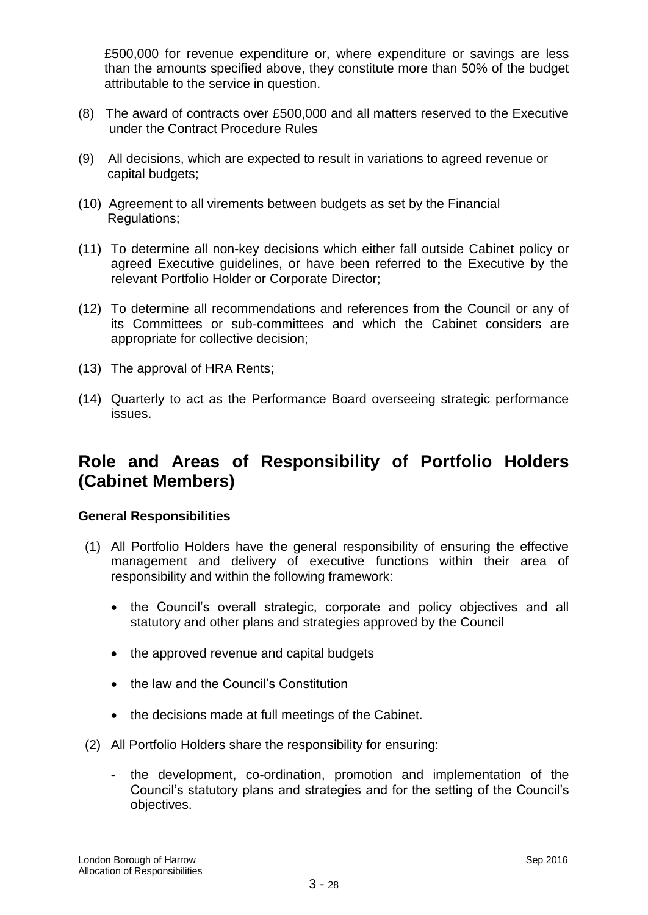£500,000 for revenue expenditure or, where expenditure or savings are less than the amounts specified above, they constitute more than 50% of the budget attributable to the service in question.

(8) The award of contracts over £500,000 and all matters reserved to the Executive under the Contract Procedure Rules

(9) All decisions, which are expected to result in variations to agreed revenue or capital budgets;

(10) Agreement to all virements between budgets as set by the Financial Regulations;

(11) To determine all non-key decisions which either fall outside Cabinet policy or agreed Executive guidelines, or have been referred to the Executive by the relevant Portfolio Holder or Corporate Director;

(12) To determine all recommendations and references from the Council or any of its Committees or sub-committees and which the Cabinet considers are appropriate for collective decision;

(13) The approval of HRA Rents;

(14) Quarterly to act as the Performance Board overseeing strategic performance issues.

## Role and Areas of Responsibility of Portfolio Holders (Cabinet Members)

**General Responsibilities**

(1) All Portfolio Holders have the general responsibility of ensuring the effective management and delivery of executive functions within their area of responsibility and within the following framework:

- the Council's overall strategic, corporate and policy objectives and all statutory and other plans and strategies approved by the Council
- the approved revenue and capital budgets
- the law and the Council's Constitution
- the decisions made at full meetings of the Cabinet.

(2) All Portfolio Holders share the responsibility for ensuring:

- the development, co-ordination, promotion and implementation of the Council's statutory plans and strategies and for the setting of the Council's objectives.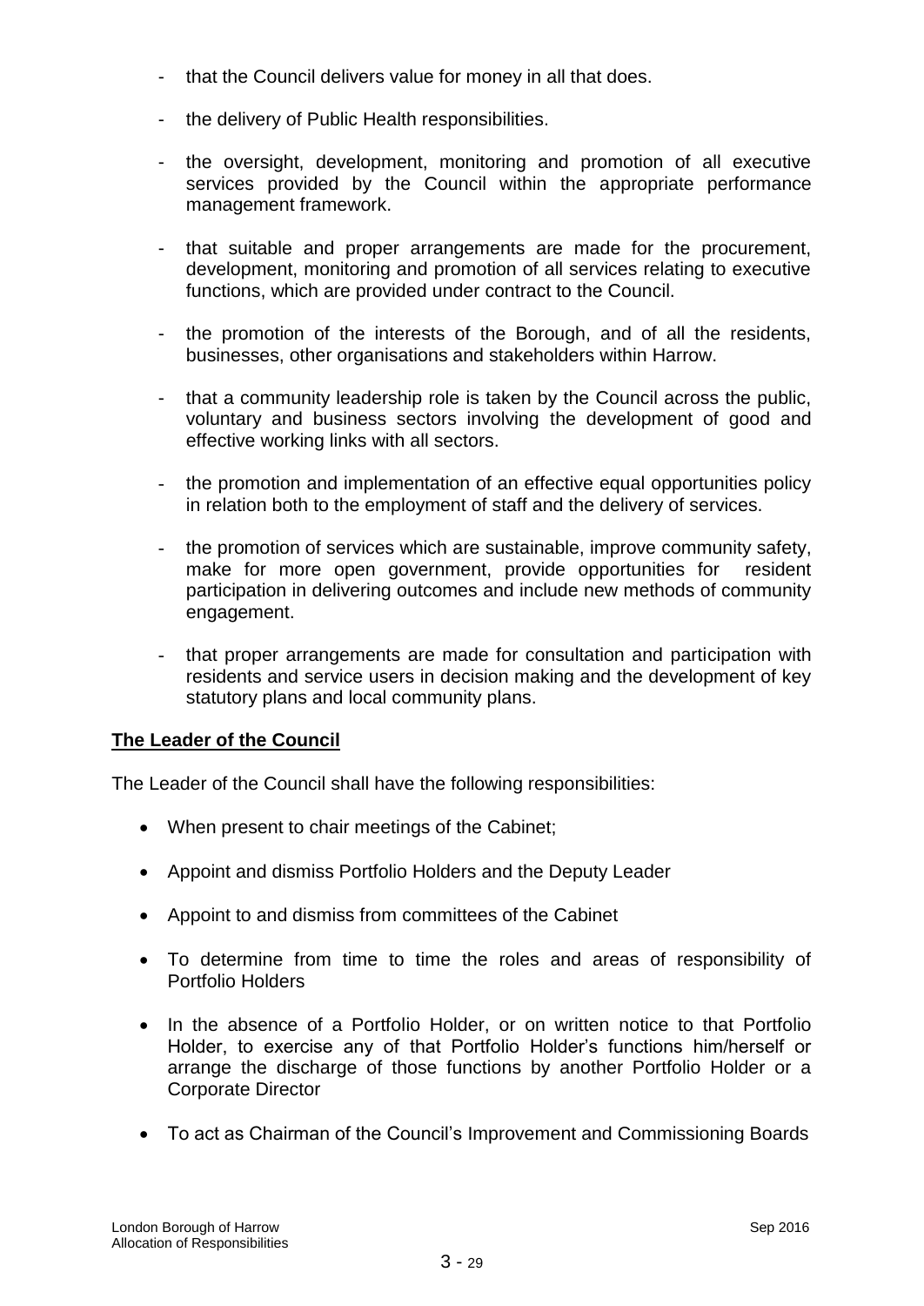- that the Council delivers value for money in all that does.

- the delivery of Public Health responsibilities.

- the oversight, development, monitoring and promotion of all executive services provided by the Council within the appropriate performance management framework.

- that suitable and proper arrangements are made for the procurement, development, monitoring and promotion of all services relating to executive functions, which are provided under contract to the Council.

- the promotion of the interests of the Borough, and of all the residents, businesses, other organisations and stakeholders within Harrow.

- that a community leadership role is taken by the Council across the public, voluntary and business sectors involving the development of good and effective working links with all sectors.

- the promotion and implementation of an effective equal opportunities policy in relation both to the employment of staff and the delivery of services.

- the promotion of services which are sustainable, improve community safety, make for more open government, provide opportunities for resident participation in delivering outcomes and include new methods of community engagement.

- that proper arrangements are made for consultation and participation with residents and service users in decision making and the development of key statutory plans and local community plans.

**The Leader of the Council**

The Leader of the Council shall have the following responsibilities:

- When present to chair meetings of the Cabinet;

- Appoint and dismiss Portfolio Holders and the Deputy Leader

- Appoint to and dismiss from committees of the Cabinet

- To determine from time to time the roles and areas of responsibility of Portfolio Holders

- In the absence of a Portfolio Holder, or on written notice to that Portfolio Holder, to exercise any of that Portfolio Holder's functions him/herself or arrange the discharge of those functions by another Portfolio Holder or a Corporate Director

- To act as Chairman of the Council's Improvement and Commissioning Boards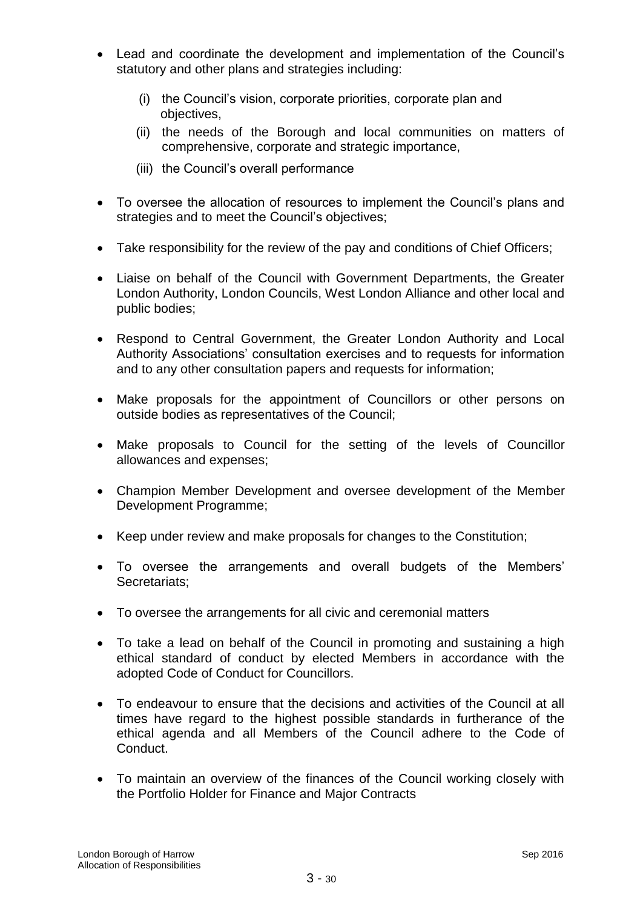- Lead and coordinate the development and implementation of the Council's statutory and other plans and strategies including:

  (i) the Council's vision, corporate priorities, corporate plan and objectives,

  (ii) the needs of the Borough and local communities on matters of comprehensive, corporate and strategic importance,

  (iii) the Council's overall performance

- To oversee the allocation of resources to implement the Council's plans and strategies and to meet the Council's objectives;

- Take responsibility for the review of the pay and conditions of Chief Officers;

- Liaise on behalf of the Council with Government Departments, the Greater London Authority, London Councils, West London Alliance and other local and public bodies;

- Respond to Central Government, the Greater London Authority and Local Authority Associations' consultation exercises and to requests for information and to any other consultation papers and requests for information;

- Make proposals for the appointment of Councillors or other persons on outside bodies as representatives of the Council;

- Make proposals to Council for the setting of the levels of Councillor allowances and expenses;

- Champion Member Development and oversee development of the Member Development Programme;

- Keep under review and make proposals for changes to the Constitution;

- To oversee the arrangements and overall budgets of the Members' Secretariats;

- To oversee the arrangements for all civic and ceremonial matters

- To take a lead on behalf of the Council in promoting and sustaining a high ethical standard of conduct by elected Members in accordance with the adopted Code of Conduct for Councillors.

- To endeavour to ensure that the decisions and activities of the Council at all times have regard to the highest possible standards in furtherance of the ethical agenda and all Members of the Council adhere to the Code of Conduct.

- To maintain an overview of the finances of the Council working closely with the Portfolio Holder for Finance and Major Contracts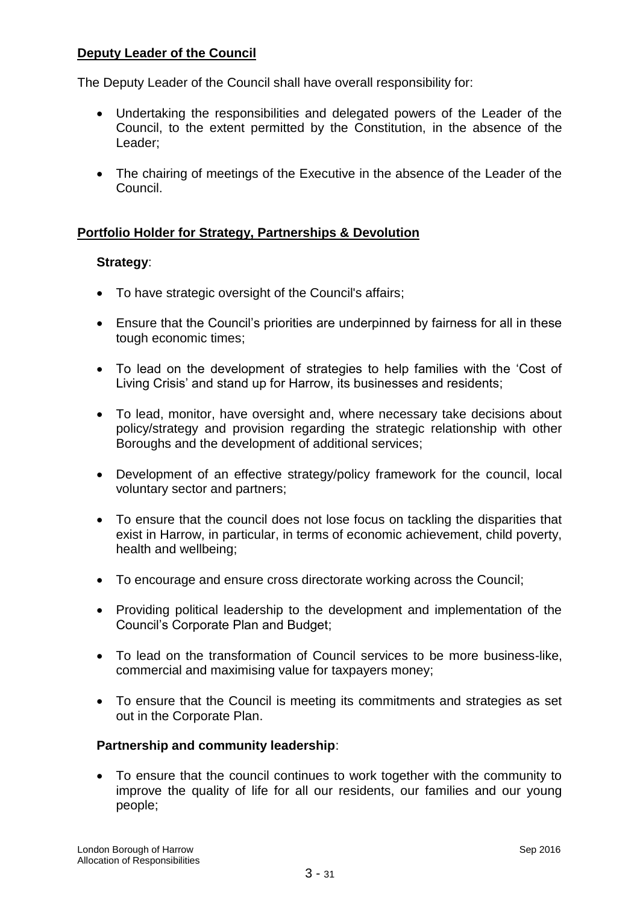## **Deputy Leader of the Council**

The Deputy Leader of the Council shall have overall responsibility for:

- Undertaking the responsibilities and delegated powers of the Leader of the Council, to the extent permitted by the Constitution, in the absence of the Leader;
- The chairing of meetings of the Executive in the absence of the Leader of the Council.

## **Portfolio Holder for Strategy, Partnerships & Devolution**

**Strategy**:

- To have strategic oversight of the Council's affairs;
- Ensure that the Council's priorities are underpinned by fairness for all in these tough economic times;
- To lead on the development of strategies to help families with the 'Cost of Living Crisis' and stand up for Harrow, its businesses and residents;
- To lead, monitor, have oversight and, where necessary take decisions about policy/strategy and provision regarding the strategic relationship with other Boroughs and the development of additional services;
- Development of an effective strategy/policy framework for the council, local voluntary sector and partners;
- To ensure that the council does not lose focus on tackling the disparities that exist in Harrow, in particular, in terms of economic achievement, child poverty, health and wellbeing;
- To encourage and ensure cross directorate working across the Council;
- Providing political leadership to the development and implementation of the Council's Corporate Plan and Budget;
- To lead on the transformation of Council services to be more business-like, commercial and maximising value for taxpayers money;
- To ensure that the Council is meeting its commitments and strategies as set out in the Corporate Plan.

**Partnership and community leadership**:

- To ensure that the council continues to work together with the community to improve the quality of life for all our residents, our families and our young people;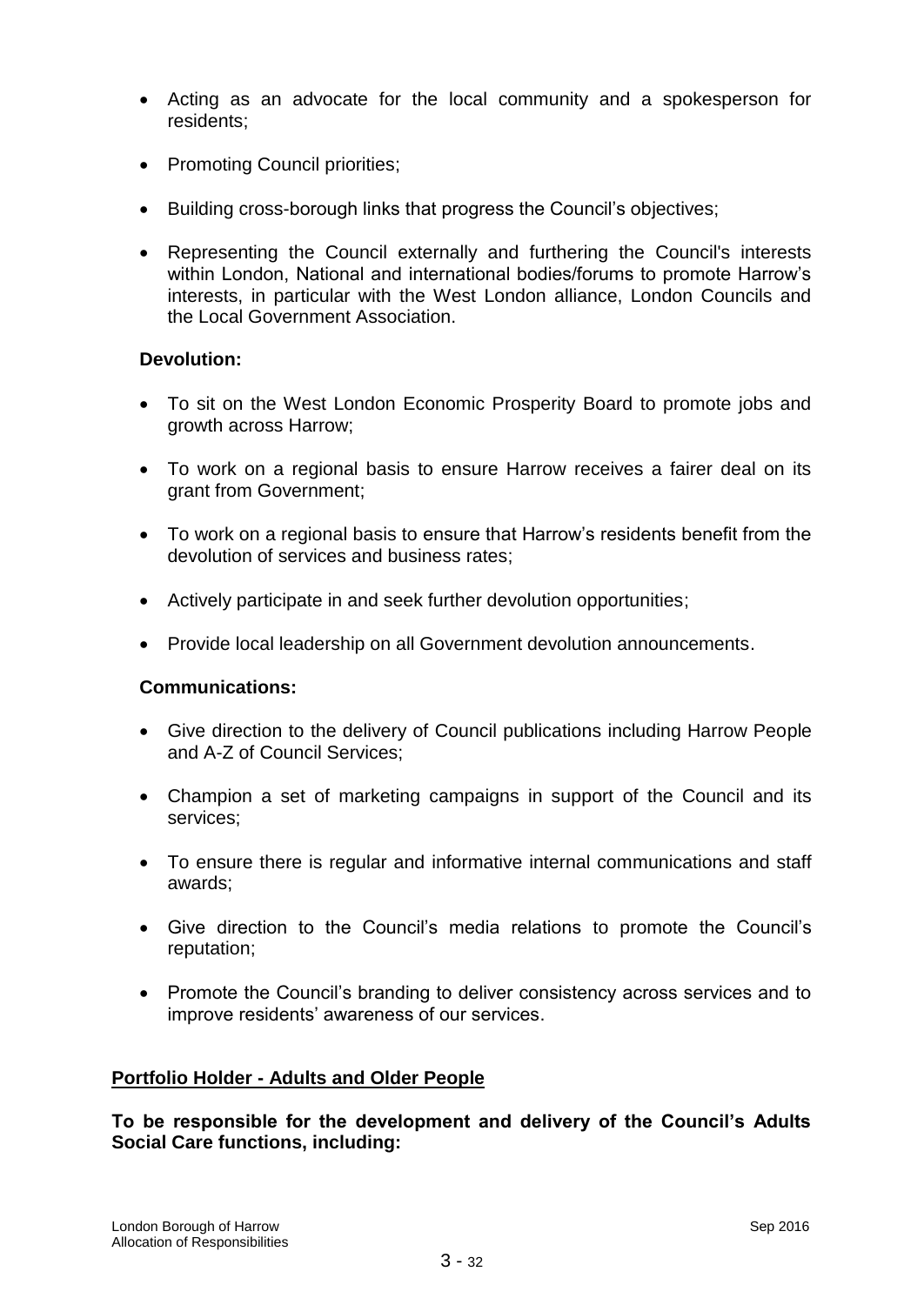- Acting as an advocate for the local community and a spokesperson for residents;
- Promoting Council priorities;
- Building cross-borough links that progress the Council's objectives;
- Representing the Council externally and furthering the Council's interests within London, National and international bodies/forums to promote Harrow's interests, in particular with the West London alliance, London Councils and the Local Government Association.

**Devolution:**

- To sit on the West London Economic Prosperity Board to promote jobs and growth across Harrow;
- To work on a regional basis to ensure Harrow receives a fairer deal on its grant from Government;
- To work on a regional basis to ensure that Harrow's residents benefit from the devolution of services and business rates;
- Actively participate in and seek further devolution opportunities;
- Provide local leadership on all Government devolution announcements.

**Communications:**

- Give direction to the delivery of Council publications including Harrow People and A-Z of Council Services;
- Champion a set of marketing campaigns in support of the Council and its services;
- To ensure there is regular and informative internal communications and staff awards;
- Give direction to the Council's media relations to promote the Council's reputation;
- Promote the Council's branding to deliver consistency across services and to improve residents' awareness of our services.

## Portfolio Holder - Adults and Older People

**To be responsible for the development and delivery of the Council's Adults Social Care functions, including:**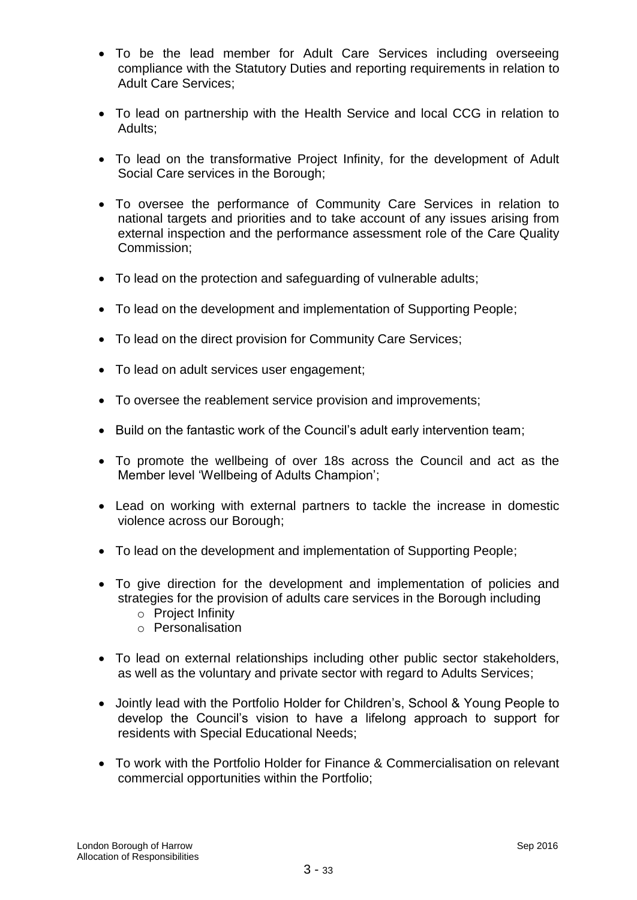- To be the lead member for Adult Care Services including overseeing compliance with the Statutory Duties and reporting requirements in relation to Adult Care Services;
- To lead on partnership with the Health Service and local CCG in relation to Adults;
- To lead on the transformative Project Infinity, for the development of Adult Social Care services in the Borough;
- To oversee the performance of Community Care Services in relation to national targets and priorities and to take account of any issues arising from external inspection and the performance assessment role of the Care Quality Commission;
- To lead on the protection and safeguarding of vulnerable adults;
- To lead on the development and implementation of Supporting People;
- To lead on the direct provision for Community Care Services;
- To lead on adult services user engagement;
- To oversee the reablement service provision and improvements;
- Build on the fantastic work of the Council's adult early intervention team;
- To promote the wellbeing of over 18s across the Council and act as the Member level 'Wellbeing of Adults Champion';
- Lead on working with external partners to tackle the increase in domestic violence across our Borough;
- To lead on the development and implementation of Supporting People;
- To give direction for the development and implementation of policies and strategies for the provision of adults care services in the Borough including
  - Project Infinity
  - Personalisation
- To lead on external relationships including other public sector stakeholders, as well as the voluntary and private sector with regard to Adults Services;
- Jointly lead with the Portfolio Holder for Children's, School & Young People to develop the Council's vision to have a lifelong approach to support for residents with Special Educational Needs;
- To work with the Portfolio Holder for Finance & Commercialisation on relevant commercial opportunities within the Portfolio;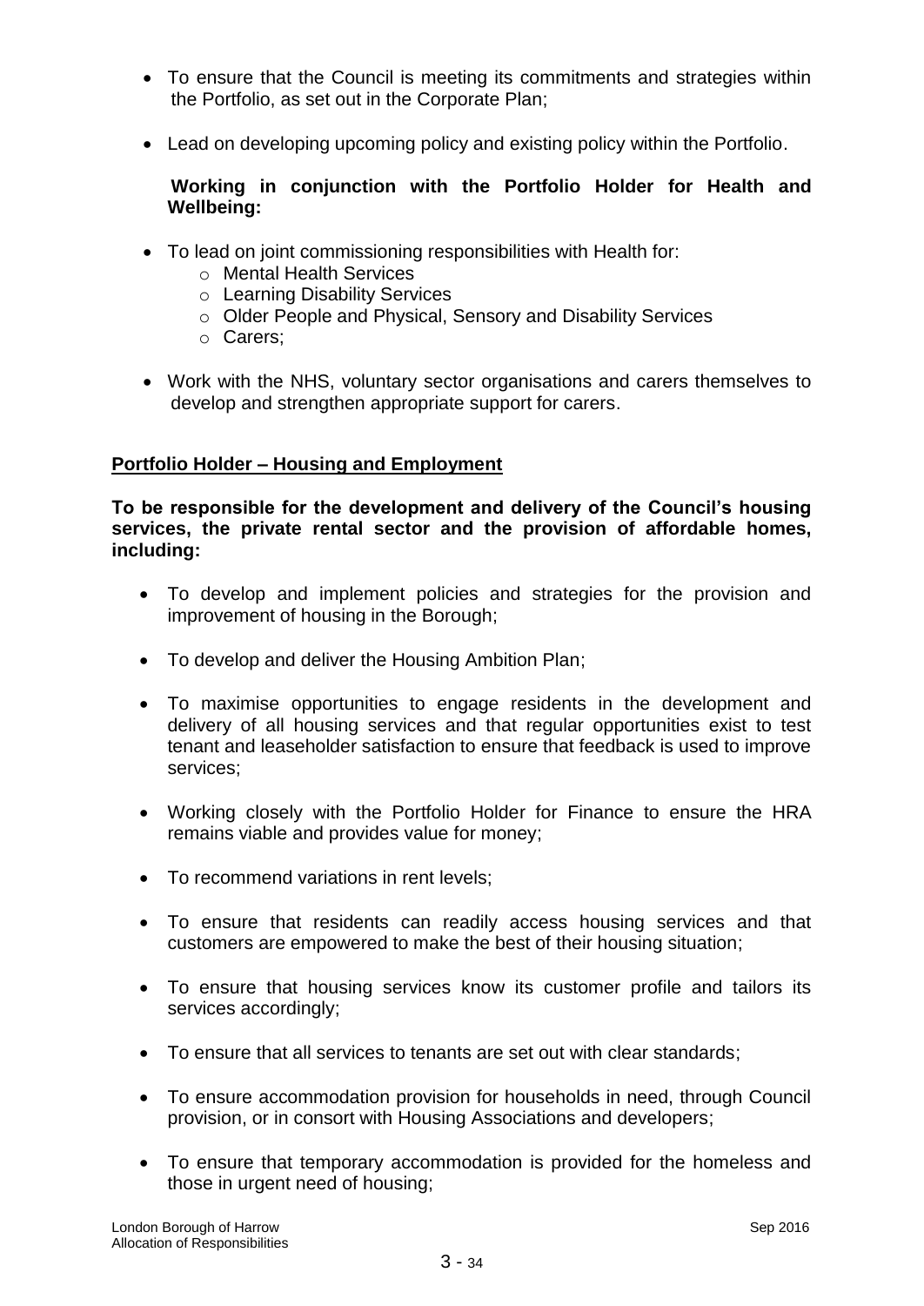- To ensure that the Council is meeting its commitments and strategies within the Portfolio, as set out in the Corporate Plan;
- Lead on developing upcoming policy and existing policy within the Portfolio.

**Working in conjunction with the Portfolio Holder for Health and Wellbeing:**

- To lead on joint commissioning responsibilities with Health for:
  - Mental Health Services
  - Learning Disability Services
  - Older People and Physical, Sensory and Disability Services
  - Carers;
- Work with the NHS, voluntary sector organisations and carers themselves to develop and strengthen appropriate support for carers.

**Portfolio Holder – Housing and Employment**

**To be responsible for the development and delivery of the Council's housing services, the private rental sector and the provision of affordable homes, including:**

- To develop and implement policies and strategies for the provision and improvement of housing in the Borough;
- To develop and deliver the Housing Ambition Plan;
- To maximise opportunities to engage residents in the development and delivery of all housing services and that regular opportunities exist to test tenant and leaseholder satisfaction to ensure that feedback is used to improve services;
- Working closely with the Portfolio Holder for Finance to ensure the HRA remains viable and provides value for money;
- To recommend variations in rent levels;
- To ensure that residents can readily access housing services and that customers are empowered to make the best of their housing situation;
- To ensure that housing services know its customer profile and tailors its services accordingly;
- To ensure that all services to tenants are set out with clear standards;
- To ensure accommodation provision for households in need, through Council provision, or in consort with Housing Associations and developers;
- To ensure that temporary accommodation is provided for the homeless and those in urgent need of housing;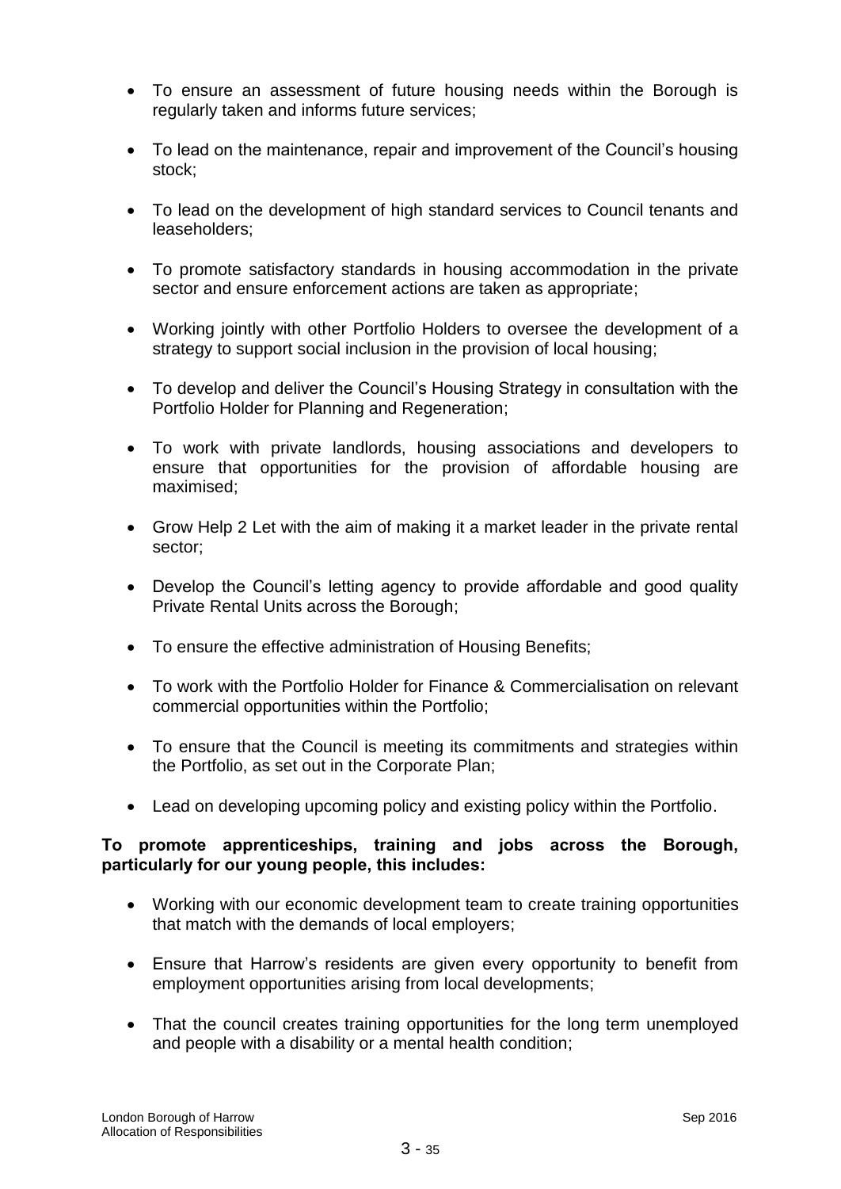- To ensure an assessment of future housing needs within the Borough is regularly taken and informs future services;

- To lead on the maintenance, repair and improvement of the Council's housing stock;

- To lead on the development of high standard services to Council tenants and leaseholders;

- To promote satisfactory standards in housing accommodation in the private sector and ensure enforcement actions are taken as appropriate;

- Working jointly with other Portfolio Holders to oversee the development of a strategy to support social inclusion in the provision of local housing;

- To develop and deliver the Council's Housing Strategy in consultation with the Portfolio Holder for Planning and Regeneration;

- To work with private landlords, housing associations and developers to ensure that opportunities for the provision of affordable housing are maximised;

- Grow Help 2 Let with the aim of making it a market leader in the private rental sector;

- Develop the Council's letting agency to provide affordable and good quality Private Rental Units across the Borough;

- To ensure the effective administration of Housing Benefits;

- To work with the Portfolio Holder for Finance & Commercialisation on relevant commercial opportunities within the Portfolio;

- To ensure that the Council is meeting its commitments and strategies within the Portfolio, as set out in the Corporate Plan;

- Lead on developing upcoming policy and existing policy within the Portfolio.

**To promote apprenticeships, training and jobs across the Borough, particularly for our young people, this includes:**

- Working with our economic development team to create training opportunities that match with the demands of local employers;

- Ensure that Harrow's residents are given every opportunity to benefit from employment opportunities arising from local developments;

- That the council creates training opportunities for the long term unemployed and people with a disability or a mental health condition;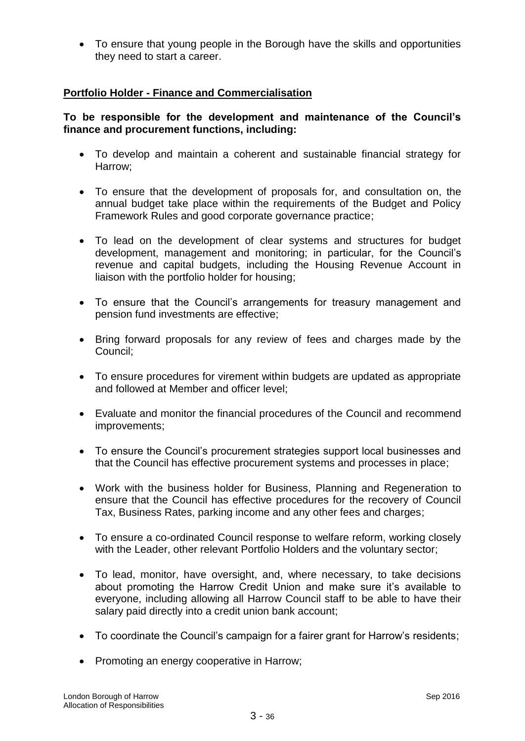- To ensure that young people in the Borough have the skills and opportunities they need to start a career.

**Portfolio Holder - Finance and Commercialisation**

**To be responsible for the development and maintenance of the Council's finance and procurement functions, including:**

- To develop and maintain a coherent and sustainable financial strategy for Harrow;
- To ensure that the development of proposals for, and consultation on, the annual budget take place within the requirements of the Budget and Policy Framework Rules and good corporate governance practice;
- To lead on the development of clear systems and structures for budget development, management and monitoring; in particular, for the Council's revenue and capital budgets, including the Housing Revenue Account in liaison with the portfolio holder for housing;
- To ensure that the Council's arrangements for treasury management and pension fund investments are effective;
- Bring forward proposals for any review of fees and charges made by the Council;
- To ensure procedures for virement within budgets are updated as appropriate and followed at Member and officer level;
- Evaluate and monitor the financial procedures of the Council and recommend improvements;
- To ensure the Council's procurement strategies support local businesses and that the Council has effective procurement systems and processes in place;
- Work with the business holder for Business, Planning and Regeneration to ensure that the Council has effective procedures for the recovery of Council Tax, Business Rates, parking income and any other fees and charges;
- To ensure a co-ordinated Council response to welfare reform, working closely with the Leader, other relevant Portfolio Holders and the voluntary sector;
- To lead, monitor, have oversight, and, where necessary, to take decisions about promoting the Harrow Credit Union and make sure it's available to everyone, including allowing all Harrow Council staff to be able to have their salary paid directly into a credit union bank account;
- To coordinate the Council's campaign for a fairer grant for Harrow's residents;
- Promoting an energy cooperative in Harrow;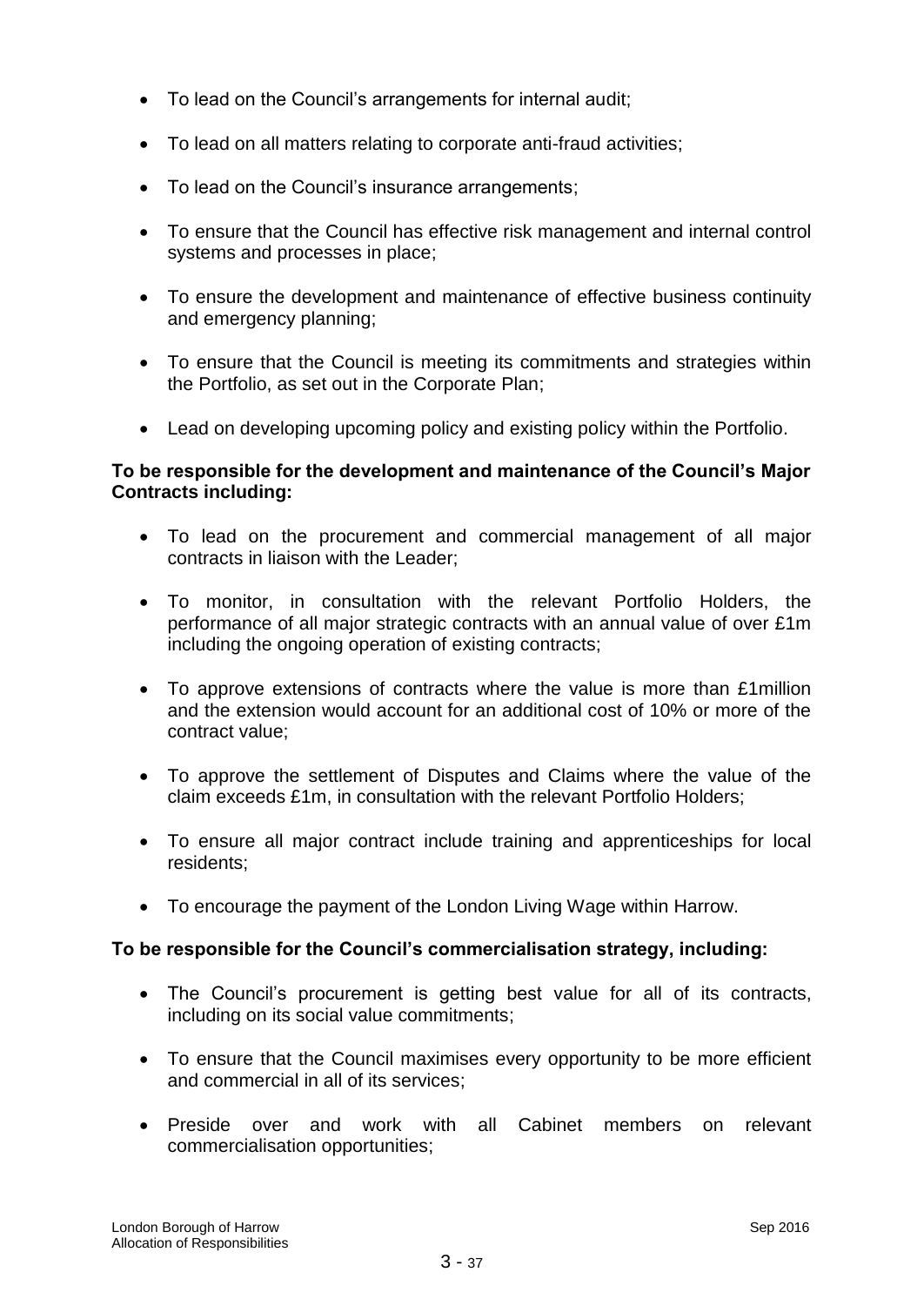- To lead on the Council's arrangements for internal audit;
- To lead on all matters relating to corporate anti-fraud activities;
- To lead on the Council's insurance arrangements;
- To ensure that the Council has effective risk management and internal control systems and processes in place;
- To ensure the development and maintenance of effective business continuity and emergency planning;
- To ensure that the Council is meeting its commitments and strategies within the Portfolio, as set out in the Corporate Plan;
- Lead on developing upcoming policy and existing policy within the Portfolio.

**To be responsible for the development and maintenance of the Council's Major Contracts including:**

- To lead on the procurement and commercial management of all major contracts in liaison with the Leader;
- To monitor, in consultation with the relevant Portfolio Holders, the performance of all major strategic contracts with an annual value of over £1m including the ongoing operation of existing contracts;
- To approve extensions of contracts where the value is more than £1million and the extension would account for an additional cost of 10% or more of the contract value;
- To approve the settlement of Disputes and Claims where the value of the claim exceeds £1m, in consultation with the relevant Portfolio Holders;
- To ensure all major contract include training and apprenticeships for local residents;
- To encourage the payment of the London Living Wage within Harrow.

**To be responsible for the Council's commercialisation strategy, including:**

- The Council's procurement is getting best value for all of its contracts, including on its social value commitments;
- To ensure that the Council maximises every opportunity to be more efficient and commercial in all of its services;
- Preside over and work with all Cabinet members on relevant commercialisation opportunities;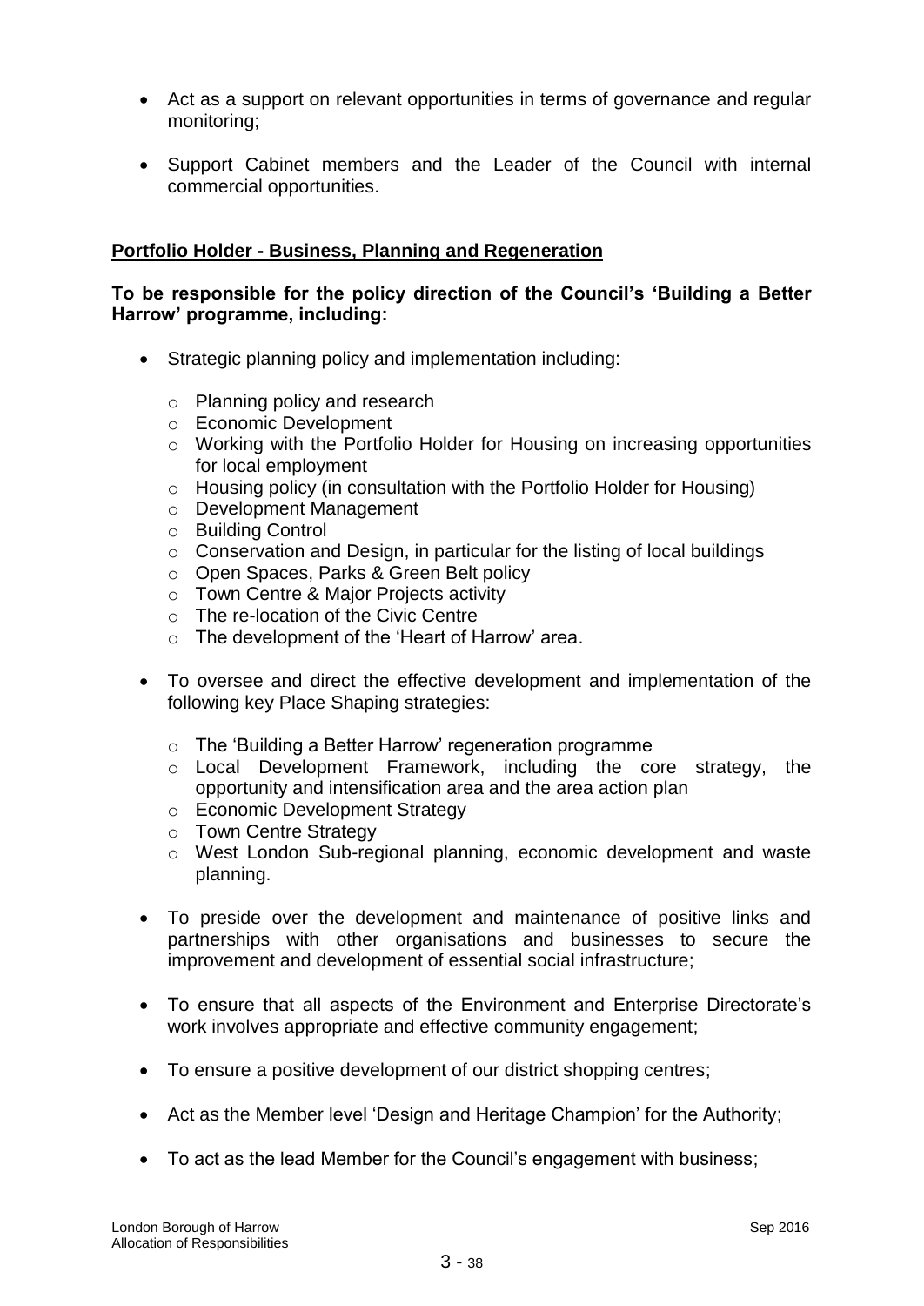- Act as a support on relevant opportunities in terms of governance and regular monitoring;
- Support Cabinet members and the Leader of the Council with internal commercial opportunities.

## Portfolio Holder - Business, Planning and Regeneration

**To be responsible for the policy direction of the Council's 'Building a Better Harrow' programme, including:**

- Strategic planning policy and implementation including:
  - Planning policy and research
  - Economic Development
  - Working with the Portfolio Holder for Housing on increasing opportunities for local employment
  - Housing policy (in consultation with the Portfolio Holder for Housing)
  - Development Management
  - Building Control
  - Conservation and Design, in particular for the listing of local buildings
  - Open Spaces, Parks & Green Belt policy
  - Town Centre & Major Projects activity
  - The re-location of the Civic Centre
  - The development of the 'Heart of Harrow' area.
- To oversee and direct the effective development and implementation of the following key Place Shaping strategies:
  - The 'Building a Better Harrow' regeneration programme
  - Local Development Framework, including the core strategy, the opportunity and intensification area and the area action plan
  - Economic Development Strategy
  - Town Centre Strategy
  - West London Sub-regional planning, economic development and waste planning.
- To preside over the development and maintenance of positive links and partnerships with other organisations and businesses to secure the improvement and development of essential social infrastructure;
- To ensure that all aspects of the Environment and Enterprise Directorate's work involves appropriate and effective community engagement;
- To ensure a positive development of our district shopping centres;
- Act as the Member level 'Design and Heritage Champion' for the Authority;
- To act as the lead Member for the Council's engagement with business;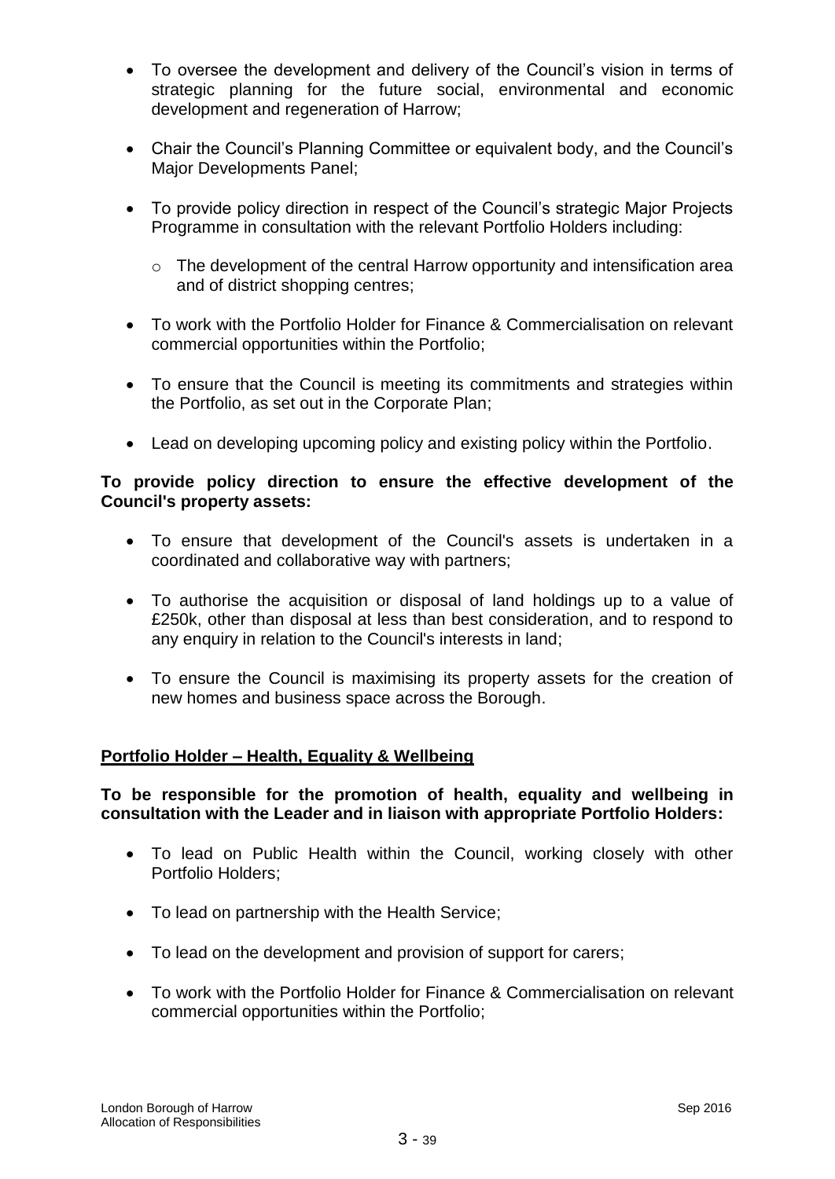- To oversee the development and delivery of the Council's vision in terms of strategic planning for the future social, environmental and economic development and regeneration of Harrow;

- Chair the Council's Planning Committee or equivalent body, and the Council's Major Developments Panel;

- To provide policy direction in respect of the Council's strategic Major Projects Programme in consultation with the relevant Portfolio Holders including:

  - The development of the central Harrow opportunity and intensification area and of district shopping centres;

- To work with the Portfolio Holder for Finance & Commercialisation on relevant commercial opportunities within the Portfolio;

- To ensure that the Council is meeting its commitments and strategies within the Portfolio, as set out in the Corporate Plan;

- Lead on developing upcoming policy and existing policy within the Portfolio.

**To provide policy direction to ensure the effective development of the Council's property assets:**

- To ensure that development of the Council's assets is undertaken in a coordinated and collaborative way with partners;

- To authorise the acquisition or disposal of land holdings up to a value of £250k, other than disposal at less than best consideration, and to respond to any enquiry in relation to the Council's interests in land;

- To ensure the Council is maximising its property assets for the creation of new homes and business space across the Borough.

**Portfolio Holder – Health, Equality & Wellbeing**

**To be responsible for the promotion of health, equality and wellbeing in consultation with the Leader and in liaison with appropriate Portfolio Holders:**

- To lead on Public Health within the Council, working closely with other Portfolio Holders;

- To lead on partnership with the Health Service;

- To lead on the development and provision of support for carers;

- To work with the Portfolio Holder for Finance & Commercialisation on relevant commercial opportunities within the Portfolio;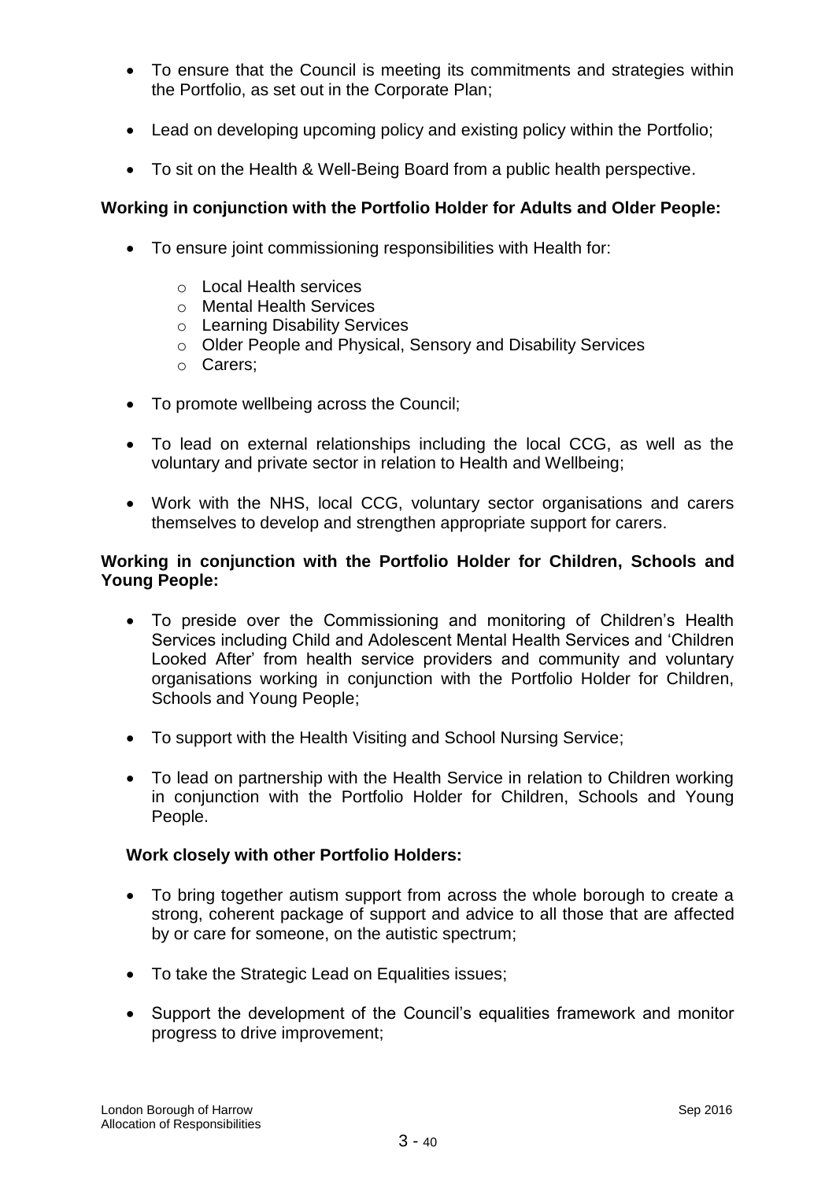- To ensure that the Council is meeting its commitments and strategies within the Portfolio, as set out in the Corporate Plan;
- Lead on developing upcoming policy and existing policy within the Portfolio;
- To sit on the Health & Well-Being Board from a public health perspective.

**Working in conjunction with the Portfolio Holder for Adults and Older People:**

- To ensure joint commissioning responsibilities with Health for:
  - Local Health services
  - Mental Health Services
  - Learning Disability Services
  - Older People and Physical, Sensory and Disability Services
  - Carers;
- To promote wellbeing across the Council;
- To lead on external relationships including the local CCG, as well as the voluntary and private sector in relation to Health and Wellbeing;
- Work with the NHS, local CCG, voluntary sector organisations and carers themselves to develop and strengthen appropriate support for carers.

**Working in conjunction with the Portfolio Holder for Children, Schools and Young People:**

- To preside over the Commissioning and monitoring of Children's Health Services including Child and Adolescent Mental Health Services and 'Children Looked After' from health service providers and community and voluntary organisations working in conjunction with the Portfolio Holder for Children, Schools and Young People;
- To support with the Health Visiting and School Nursing Service;
- To lead on partnership with the Health Service in relation to Children working in conjunction with the Portfolio Holder for Children, Schools and Young People.

**Work closely with other Portfolio Holders:**

- To bring together autism support from across the whole borough to create a strong, coherent package of support and advice to all those that are affected by or care for someone, on the autistic spectrum;
- To take the Strategic Lead on Equalities issues;
- Support the development of the Council's equalities framework and monitor progress to drive improvement;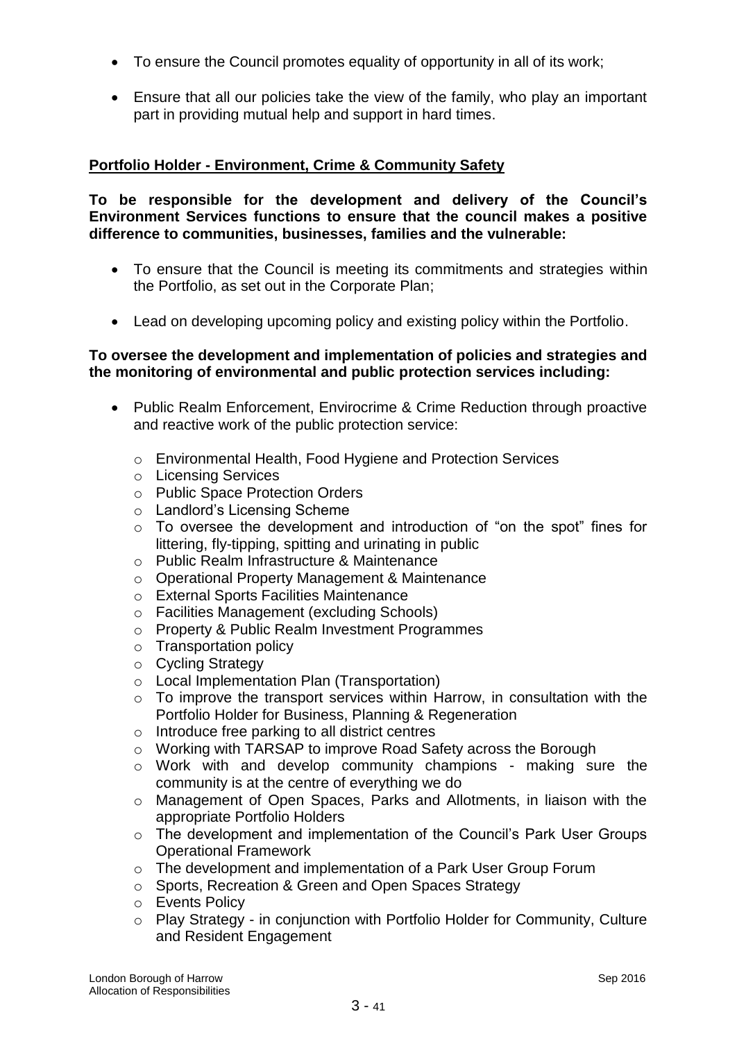- To ensure the Council promotes equality of opportunity in all of its work;
- Ensure that all our policies take the view of the family, who play an important part in providing mutual help and support in hard times.

## Portfolio Holder - Environment, Crime & Community Safety

**To be responsible for the development and delivery of the Council's Environment Services functions to ensure that the council makes a positive difference to communities, businesses, families and the vulnerable:**

- To ensure that the Council is meeting its commitments and strategies within the Portfolio, as set out in the Corporate Plan;
- Lead on developing upcoming policy and existing policy within the Portfolio.

**To oversee the development and implementation of policies and strategies and the monitoring of environmental and public protection services including:**

- Public Realm Enforcement, Envirocrime & Crime Reduction through proactive and reactive work of the public protection service:
  - Environmental Health, Food Hygiene and Protection Services
  - Licensing Services
  - Public Space Protection Orders
  - Landlord's Licensing Scheme
  - To oversee the development and introduction of "on the spot" fines for littering, fly-tipping, spitting and urinating in public
  - Public Realm Infrastructure & Maintenance
  - Operational Property Management & Maintenance
  - External Sports Facilities Maintenance
  - Facilities Management (excluding Schools)
  - Property & Public Realm Investment Programmes
  - Transportation policy
  - Cycling Strategy
  - Local Implementation Plan (Transportation)
  - To improve the transport services within Harrow, in consultation with the Portfolio Holder for Business, Planning & Regeneration
  - Introduce free parking to all district centres
  - Working with TARSAP to improve Road Safety across the Borough
  - Work with and develop community champions - making sure the community is at the centre of everything we do
  - Management of Open Spaces, Parks and Allotments, in liaison with the appropriate Portfolio Holders
  - The development and implementation of the Council's Park User Groups Operational Framework
  - The development and implementation of a Park User Group Forum
  - Sports, Recreation & Green and Open Spaces Strategy
  - Events Policy
  - Play Strategy - in conjunction with Portfolio Holder for Community, Culture and Resident Engagement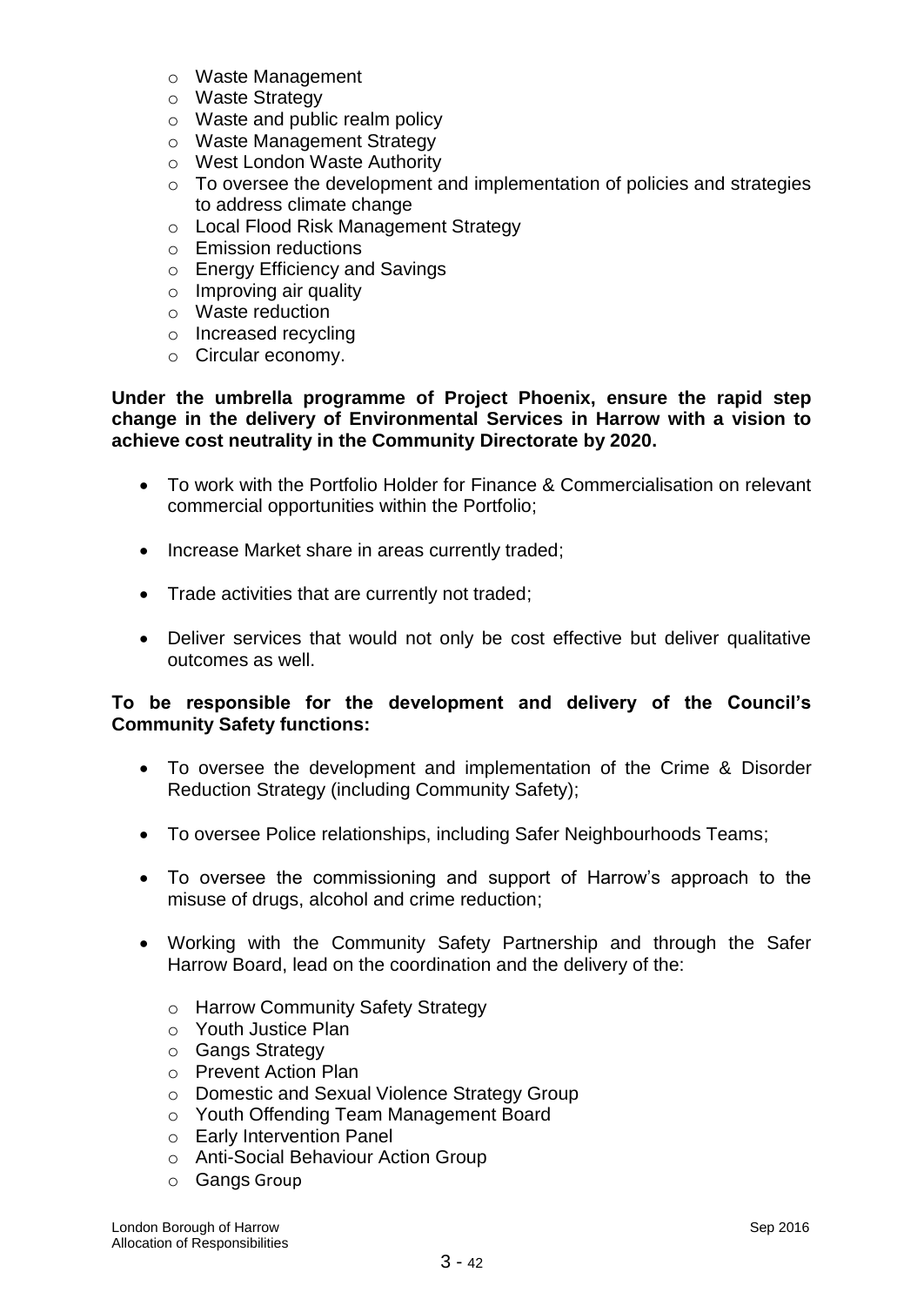- Waste Management
- Waste Strategy
- Waste and public realm policy
- Waste Management Strategy
- West London Waste Authority
- To oversee the development and implementation of policies and strategies to address climate change
- Local Flood Risk Management Strategy
- Emission reductions
- Energy Efficiency and Savings
- Improving air quality
- Waste reduction
- Increased recycling
- Circular economy.

**Under the umbrella programme of Project Phoenix, ensure the rapid step change in the delivery of Environmental Services in Harrow with a vision to achieve cost neutrality in the Community Directorate by 2020.**

- To work with the Portfolio Holder for Finance & Commercialisation on relevant commercial opportunities within the Portfolio;
- Increase Market share in areas currently traded;
- Trade activities that are currently not traded;
- Deliver services that would not only be cost effective but deliver qualitative outcomes as well.

**To be responsible for the development and delivery of the Council's Community Safety functions:**

- To oversee the development and implementation of the Crime & Disorder Reduction Strategy (including Community Safety);
- To oversee Police relationships, including Safer Neighbourhoods Teams;
- To oversee the commissioning and support of Harrow's approach to the misuse of drugs, alcohol and crime reduction;
- Working with the Community Safety Partnership and through the Safer Harrow Board, lead on the coordination and the delivery of the:
  - Harrow Community Safety Strategy
  - Youth Justice Plan
  - Gangs Strategy
  - Prevent Action Plan
  - Domestic and Sexual Violence Strategy Group
  - Youth Offending Team Management Board
  - Early Intervention Panel
  - Anti-Social Behaviour Action Group
  - Gangs Group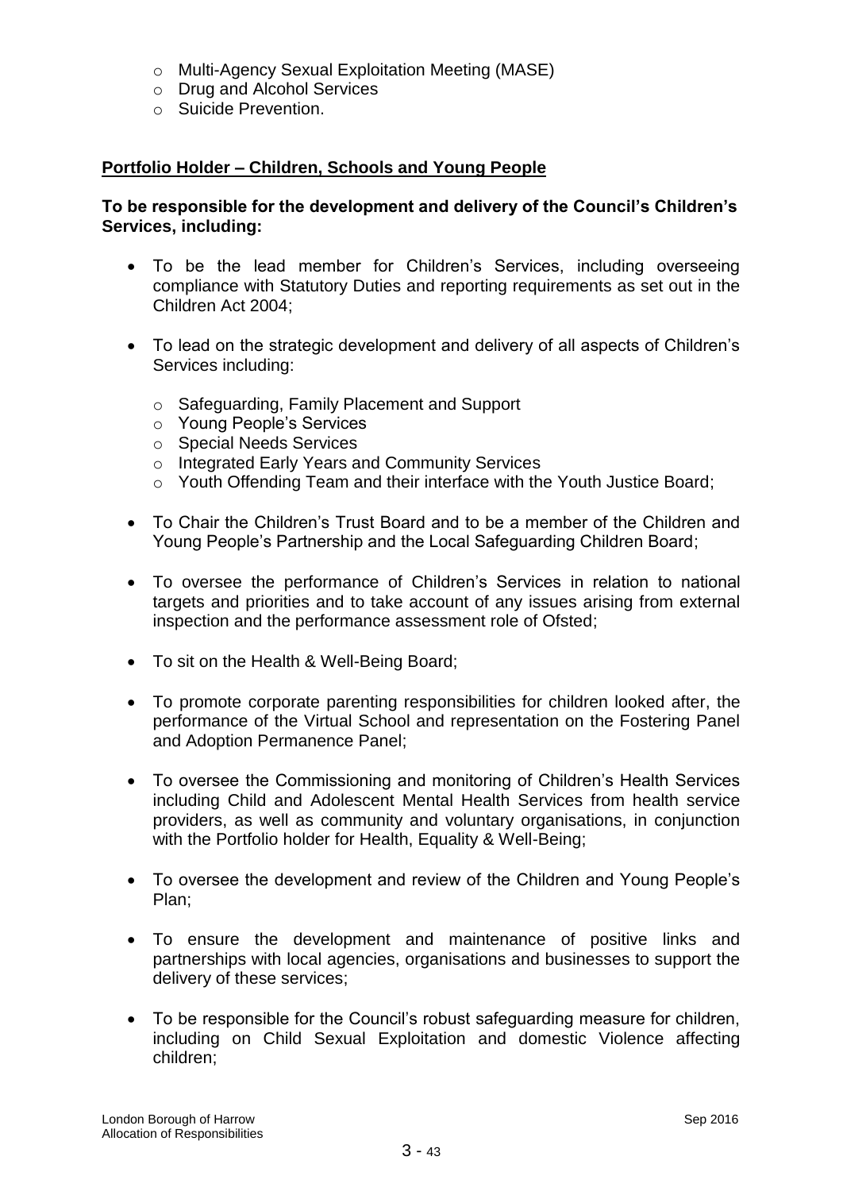- Multi-Agency Sexual Exploitation Meeting (MASE)
  - Drug and Alcohol Services
  - Suicide Prevention.

**Portfolio Holder – Children, Schools and Young People**

**To be responsible for the development and delivery of the Council's Children's Services, including:**

- To be the lead member for Children's Services, including overseeing compliance with Statutory Duties and reporting requirements as set out in the Children Act 2004;
- To lead on the strategic development and delivery of all aspects of Children's Services including:
  - Safeguarding, Family Placement and Support
  - Young People's Services
  - Special Needs Services
  - Integrated Early Years and Community Services
  - Youth Offending Team and their interface with the Youth Justice Board;
- To Chair the Children's Trust Board and to be a member of the Children and Young People's Partnership and the Local Safeguarding Children Board;
- To oversee the performance of Children's Services in relation to national targets and priorities and to take account of any issues arising from external inspection and the performance assessment role of Ofsted;
- To sit on the Health & Well-Being Board;
- To promote corporate parenting responsibilities for children looked after, the performance of the Virtual School and representation on the Fostering Panel and Adoption Permanence Panel;
- To oversee the Commissioning and monitoring of Children's Health Services including Child and Adolescent Mental Health Services from health service providers, as well as community and voluntary organisations, in conjunction with the Portfolio holder for Health, Equality & Well-Being;
- To oversee the development and review of the Children and Young People's Plan;
- To ensure the development and maintenance of positive links and partnerships with local agencies, organisations and businesses to support the delivery of these services;
- To be responsible for the Council's robust safeguarding measure for children, including on Child Sexual Exploitation and domestic Violence affecting children;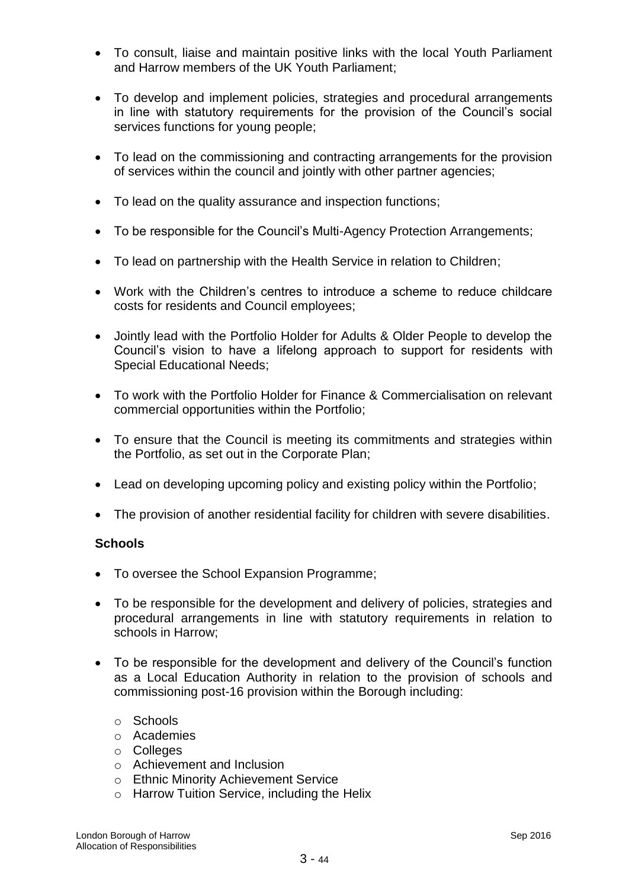- To consult, liaise and maintain positive links with the local Youth Parliament and Harrow members of the UK Youth Parliament;

- To develop and implement policies, strategies and procedural arrangements in line with statutory requirements for the provision of the Council's social services functions for young people;

- To lead on the commissioning and contracting arrangements for the provision of services within the council and jointly with other partner agencies;

- To lead on the quality assurance and inspection functions;

- To be responsible for the Council's Multi-Agency Protection Arrangements;

- To lead on partnership with the Health Service in relation to Children;

- Work with the Children's centres to introduce a scheme to reduce childcare costs for residents and Council employees;

- Jointly lead with the Portfolio Holder for Adults & Older People to develop the Council's vision to have a lifelong approach to support for residents with Special Educational Needs;

- To work with the Portfolio Holder for Finance & Commercialisation on relevant commercial opportunities within the Portfolio;

- To ensure that the Council is meeting its commitments and strategies within the Portfolio, as set out in the Corporate Plan;

- Lead on developing upcoming policy and existing policy within the Portfolio;

- The provision of another residential facility for children with severe disabilities.

**Schools**

- To oversee the School Expansion Programme;

- To be responsible for the development and delivery of policies, strategies and procedural arrangements in line with statutory requirements in relation to schools in Harrow;

- To be responsible for the development and delivery of the Council's function as a Local Education Authority in relation to the provision of schools and commissioning post-16 provision within the Borough including:

    - Schools
    - Academies
    - Colleges
    - Achievement and Inclusion
    - Ethnic Minority Achievement Service
    - Harrow Tuition Service, including the Helix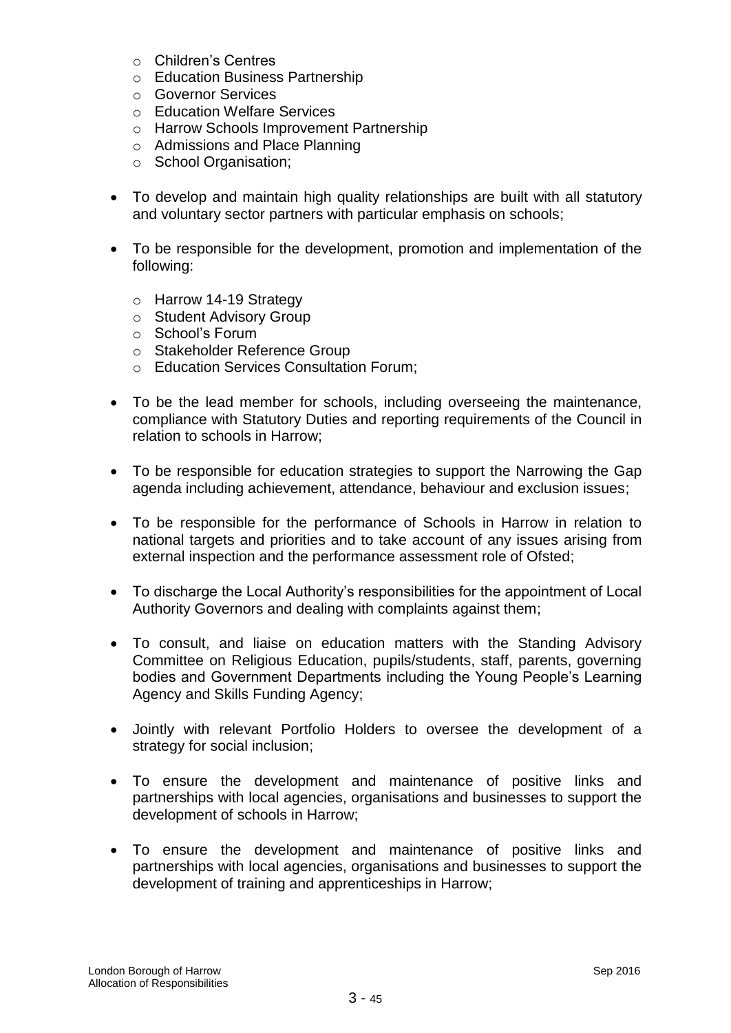- Children's Centres
  - Education Business Partnership
  - Governor Services
  - Education Welfare Services
  - Harrow Schools Improvement Partnership
  - Admissions and Place Planning
  - School Organisation;

- To develop and maintain high quality relationships are built with all statutory and voluntary sector partners with particular emphasis on schools;

- To be responsible for the development, promotion and implementation of the following:

  - Harrow 14-19 Strategy
  - Student Advisory Group
  - School's Forum
  - Stakeholder Reference Group
  - Education Services Consultation Forum;

- To be the lead member for schools, including overseeing the maintenance, compliance with Statutory Duties and reporting requirements of the Council in relation to schools in Harrow;

- To be responsible for education strategies to support the Narrowing the Gap agenda including achievement, attendance, behaviour and exclusion issues;

- To be responsible for the performance of Schools in Harrow in relation to national targets and priorities and to take account of any issues arising from external inspection and the performance assessment role of Ofsted;

- To discharge the Local Authority's responsibilities for the appointment of Local Authority Governors and dealing with complaints against them;

- To consult, and liaise on education matters with the Standing Advisory Committee on Religious Education, pupils/students, staff, parents, governing bodies and Government Departments including the Young People's Learning Agency and Skills Funding Agency;

- Jointly with relevant Portfolio Holders to oversee the development of a strategy for social inclusion;

- To ensure the development and maintenance of positive links and partnerships with local agencies, organisations and businesses to support the development of schools in Harrow;

- To ensure the development and maintenance of positive links and partnerships with local agencies, organisations and businesses to support the development of training and apprenticeships in Harrow;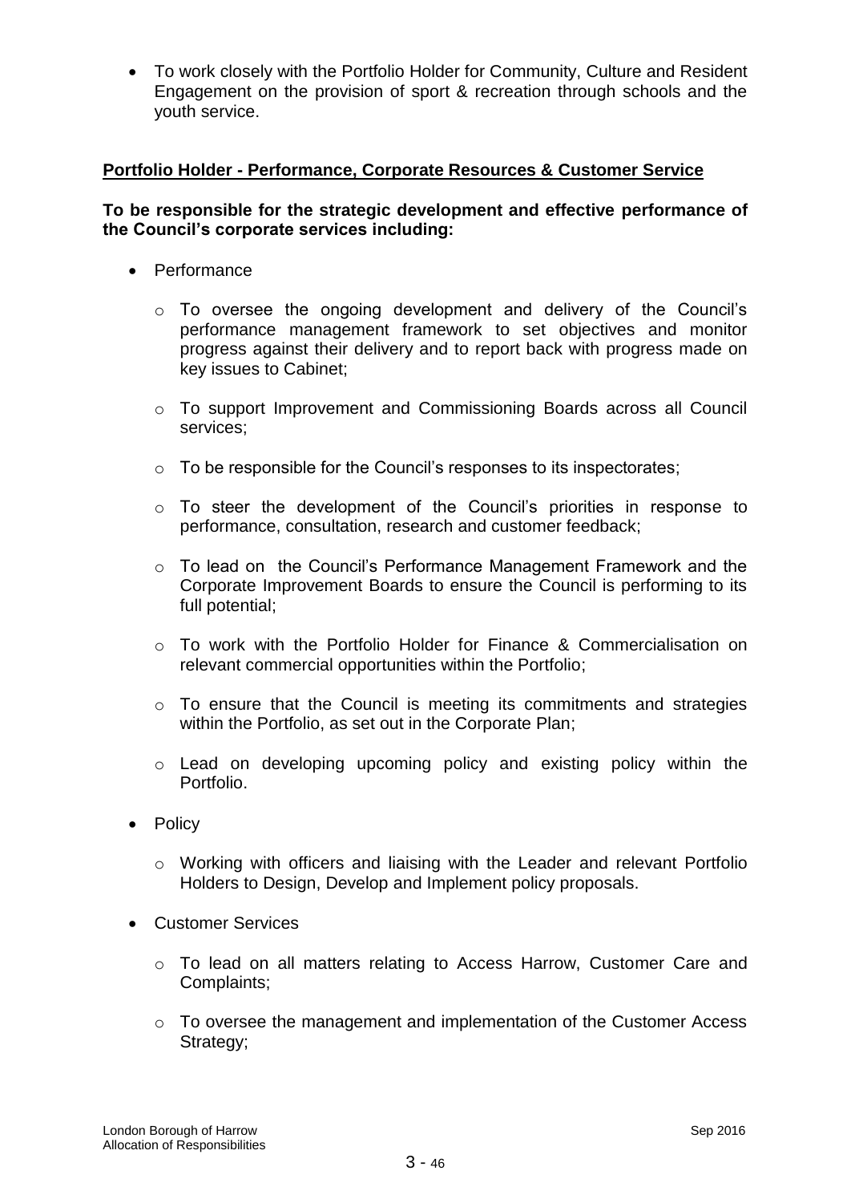- To work closely with the Portfolio Holder for Community, Culture and Resident Engagement on the provision of sport & recreation through schools and the youth service.

**Portfolio Holder - Performance, Corporate Resources & Customer Service**

**To be responsible for the strategic development and effective performance of the Council's corporate services including:**

- Performance
  - To oversee the ongoing development and delivery of the Council's performance management framework to set objectives and monitor progress against their delivery and to report back with progress made on key issues to Cabinet;
  - To support Improvement and Commissioning Boards across all Council services;
  - To be responsible for the Council's responses to its inspectorates;
  - To steer the development of the Council's priorities in response to performance, consultation, research and customer feedback;
  - To lead on the Council's Performance Management Framework and the Corporate Improvement Boards to ensure the Council is performing to its full potential;
  - To work with the Portfolio Holder for Finance & Commercialisation on relevant commercial opportunities within the Portfolio;
  - To ensure that the Council is meeting its commitments and strategies within the Portfolio, as set out in the Corporate Plan;
  - Lead on developing upcoming policy and existing policy within the Portfolio.
- Policy
  - Working with officers and liaising with the Leader and relevant Portfolio Holders to Design, Develop and Implement policy proposals.
- Customer Services
  - To lead on all matters relating to Access Harrow, Customer Care and Complaints;
  - To oversee the management and implementation of the Customer Access Strategy;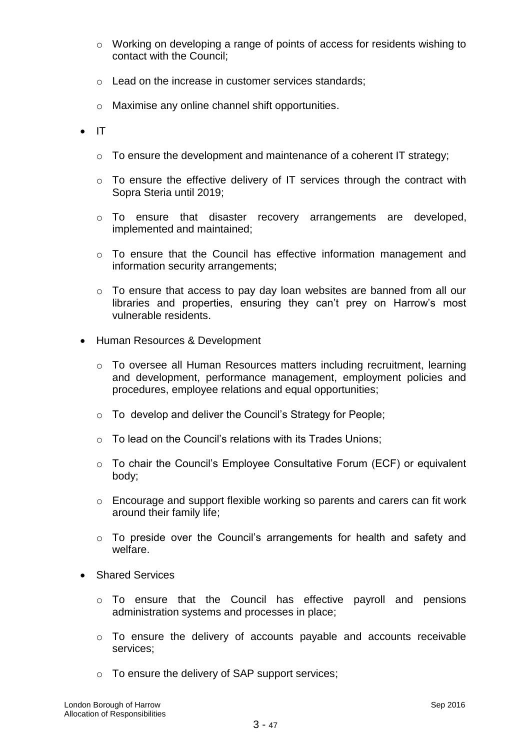- Working on developing a range of points of access for residents wishing to contact with the Council;
  - Lead on the increase in customer services standards;
  - Maximise any online channel shift opportunities.

- IT
  - To ensure the development and maintenance of a coherent IT strategy;
  - To ensure the effective delivery of IT services through the contract with Sopra Steria until 2019;
  - To ensure that disaster recovery arrangements are developed, implemented and maintained;
  - To ensure that the Council has effective information management and information security arrangements;
  - To ensure that access to pay day loan websites are banned from all our libraries and properties, ensuring they can't prey on Harrow's most vulnerable residents.

- Human Resources & Development
  - To oversee all Human Resources matters including recruitment, learning and development, performance management, employment policies and procedures, employee relations and equal opportunities;
  - To develop and deliver the Council's Strategy for People;
  - To lead on the Council's relations with its Trades Unions;
  - To chair the Council's Employee Consultative Forum (ECF) or equivalent body;
  - Encourage and support flexible working so parents and carers can fit work around their family life;
  - To preside over the Council's arrangements for health and safety and welfare.

- Shared Services
  - To ensure that the Council has effective payroll and pensions administration systems and processes in place;
  - To ensure the delivery of accounts payable and accounts receivable services;
  - To ensure the delivery of SAP support services;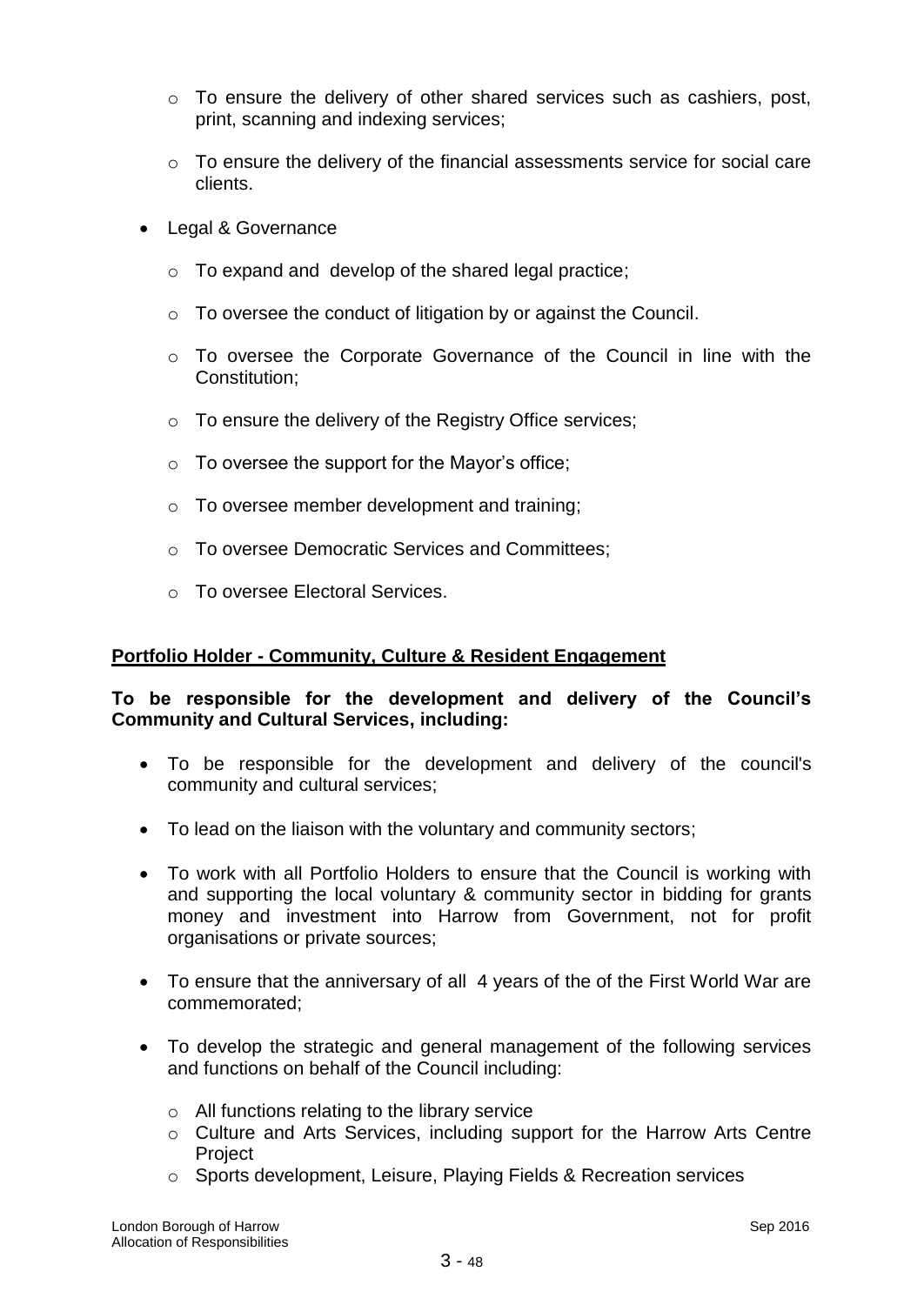- To ensure the delivery of other shared services such as cashiers, post, print, scanning and indexing services;
- To ensure the delivery of the financial assessments service for social care clients.

- Legal & Governance
    - To expand and develop of the shared legal practice;
    - To oversee the conduct of litigation by or against the Council.
    - To oversee the Corporate Governance of the Council in line with the Constitution;
    - To ensure the delivery of the Registry Office services;
    - To oversee the support for the Mayor's office;
    - To oversee member development and training;
    - To oversee Democratic Services and Committees;
    - To oversee Electoral Services.

**Portfolio Holder - Community, Culture & Resident Engagement**

**To be responsible for the development and delivery of the Council's Community and Cultural Services, including:**

- To be responsible for the development and delivery of the council's community and cultural services;
- To lead on the liaison with the voluntary and community sectors;
- To work with all Portfolio Holders to ensure that the Council is working with and supporting the local voluntary & community sector in bidding for grants money and investment into Harrow from Government, not for profit organisations or private sources;
- To ensure that the anniversary of all 4 years of the of the First World War are commemorated;
- To develop the strategic and general management of the following services and functions on behalf of the Council including:
    - All functions relating to the library service
    - Culture and Arts Services, including support for the Harrow Arts Centre Project
    - Sports development, Leisure, Playing Fields & Recreation services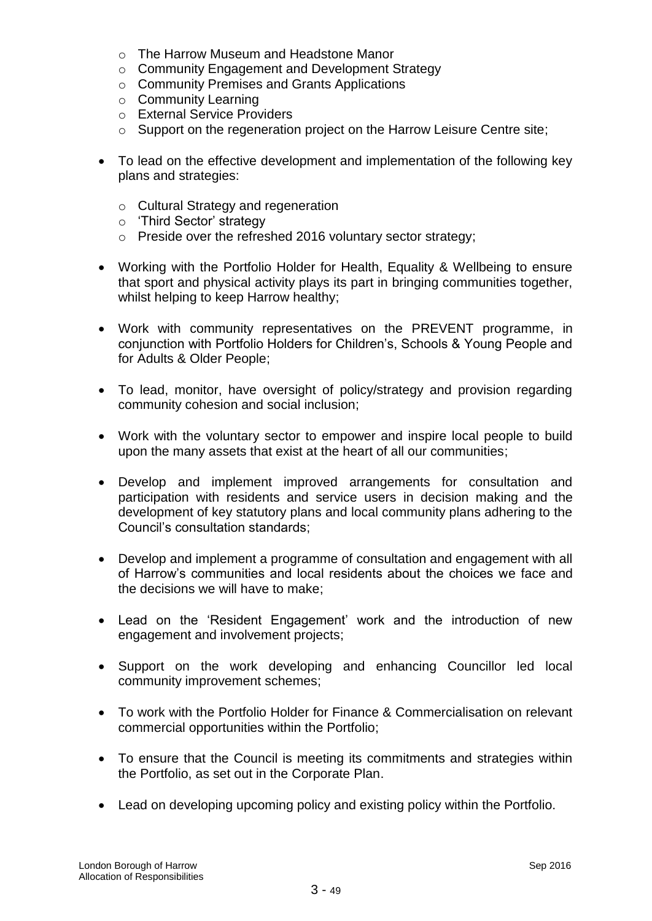- The Harrow Museum and Headstone Manor
  - Community Engagement and Development Strategy
  - Community Premises and Grants Applications
  - Community Learning
  - External Service Providers
  - Support on the regeneration project on the Harrow Leisure Centre site;

- To lead on the effective development and implementation of the following key plans and strategies:

  - Cultural Strategy and regeneration
  - 'Third Sector' strategy
  - Preside over the refreshed 2016 voluntary sector strategy;

- Working with the Portfolio Holder for Health, Equality & Wellbeing to ensure that sport and physical activity plays its part in bringing communities together, whilst helping to keep Harrow healthy;

- Work with community representatives on the PREVENT programme, in conjunction with Portfolio Holders for Children's, Schools & Young People and for Adults & Older People;

- To lead, monitor, have oversight of policy/strategy and provision regarding community cohesion and social inclusion;

- Work with the voluntary sector to empower and inspire local people to build upon the many assets that exist at the heart of all our communities;

- Develop and implement improved arrangements for consultation and participation with residents and service users in decision making and the development of key statutory plans and local community plans adhering to the Council's consultation standards;

- Develop and implement a programme of consultation and engagement with all of Harrow's communities and local residents about the choices we face and the decisions we will have to make;

- Lead on the 'Resident Engagement' work and the introduction of new engagement and involvement projects;

- Support on the work developing and enhancing Councillor led local community improvement schemes;

- To work with the Portfolio Holder for Finance & Commercialisation on relevant commercial opportunities within the Portfolio;

- To ensure that the Council is meeting its commitments and strategies within the Portfolio, as set out in the Corporate Plan.

- Lead on developing upcoming policy and existing policy within the Portfolio.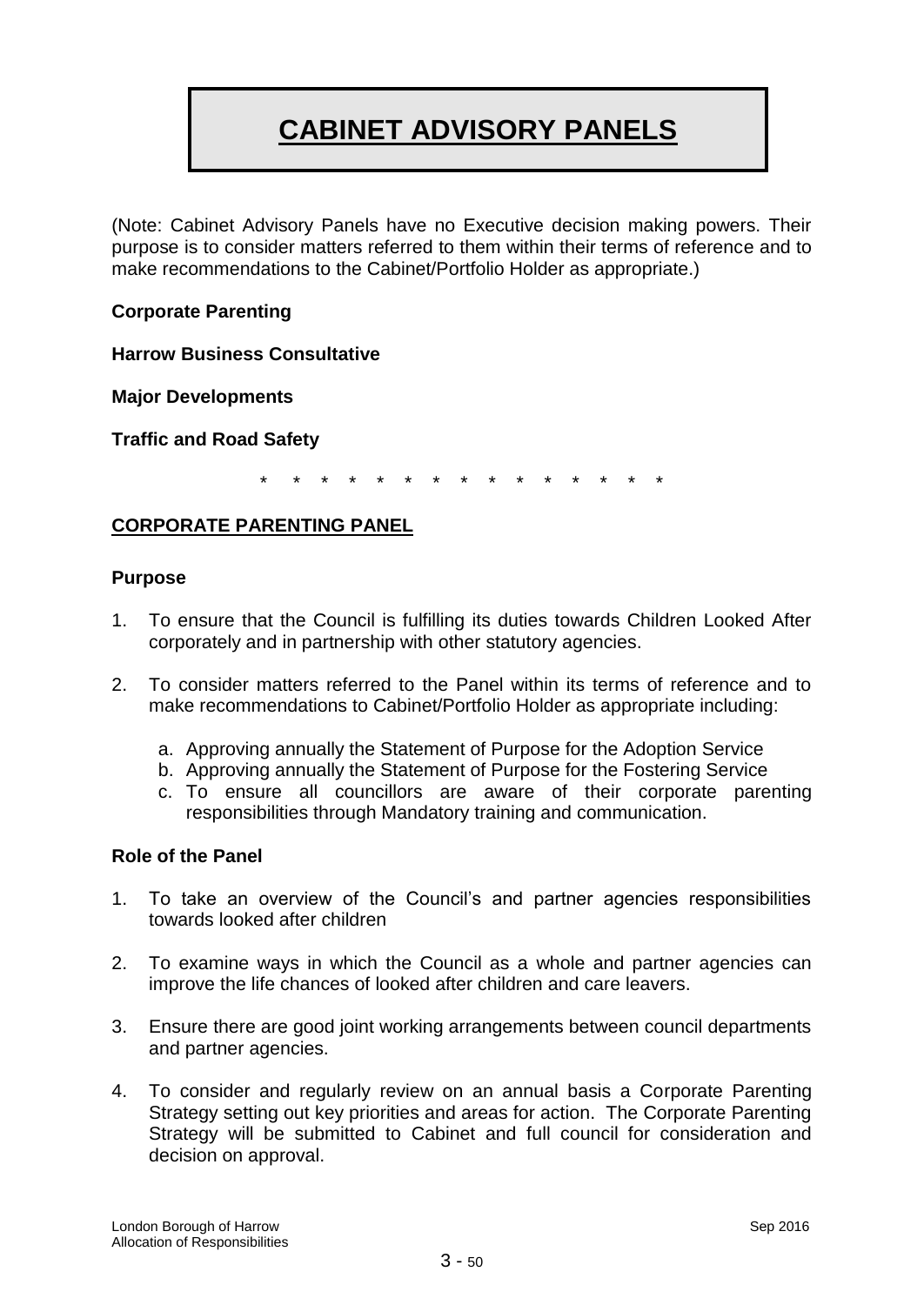# CABINET ADVISORY PANELS

(Note: Cabinet Advisory Panels have no Executive decision making powers. Their purpose is to consider matters referred to them within their terms of reference and to make recommendations to the Cabinet/Portfolio Holder as appropriate.)

**Corporate Parenting**

**Harrow Business Consultative**

**Major Developments**

**Traffic and Road Safety**

\* \* \* \* \* \* \* \* \* \* \* \* \* \* \*

## CORPORATE PARENTING PANEL

### Purpose

1. To ensure that the Council is fulfilling its duties towards Children Looked After corporately and in partnership with other statutory agencies.

2. To consider matters referred to the Panel within its terms of reference and to make recommendations to Cabinet/Portfolio Holder as appropriate including:

   a. Approving annually the Statement of Purpose for the Adoption Service
   b. Approving annually the Statement of Purpose for the Fostering Service
   c. To ensure all councillors are aware of their corporate parenting responsibilities through Mandatory training and communication.

### Role of the Panel

1. To take an overview of the Council's and partner agencies responsibilities towards looked after children

2. To examine ways in which the Council as a whole and partner agencies can improve the life chances of looked after children and care leavers.

3. Ensure there are good joint working arrangements between council departments and partner agencies.

4. To consider and regularly review on an annual basis a Corporate Parenting Strategy setting out key priorities and areas for action. The Corporate Parenting Strategy will be submitted to Cabinet and full council for consideration and decision on approval.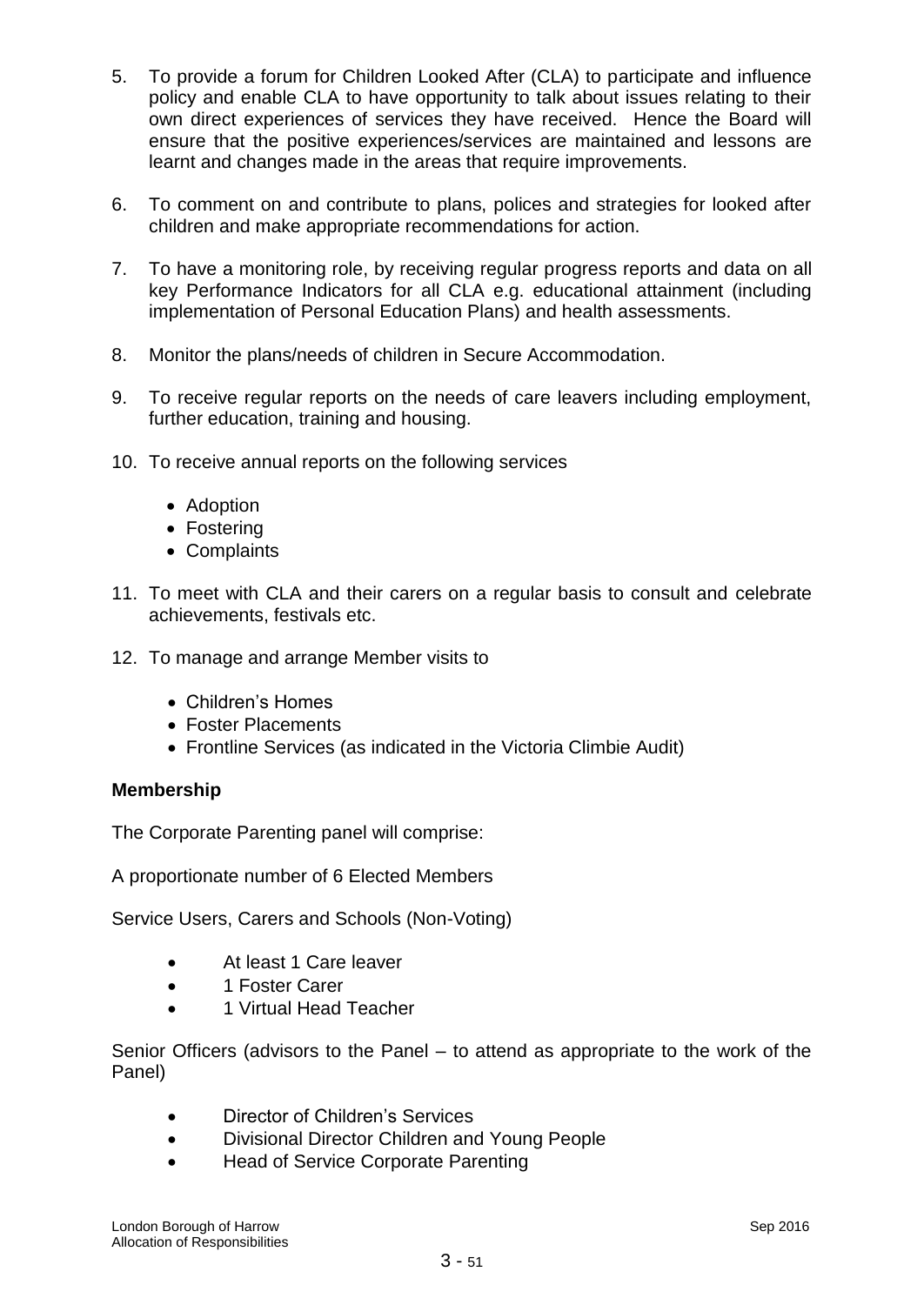5. To provide a forum for Children Looked After (CLA) to participate and influence policy and enable CLA to have opportunity to talk about issues relating to their own direct experiences of services they have received. Hence the Board will ensure that the positive experiences/services are maintained and lessons are learnt and changes made in the areas that require improvements.

6. To comment on and contribute to plans, polices and strategies for looked after children and make appropriate recommendations for action.

7. To have a monitoring role, by receiving regular progress reports and data on all key Performance Indicators for all CLA e.g. educational attainment (including implementation of Personal Education Plans) and health assessments.

8. Monitor the plans/needs of children in Secure Accommodation.

9. To receive regular reports on the needs of care leavers including employment, further education, training and housing.

10. To receive annual reports on the following services

    - Adoption
    - Fostering
    - Complaints

11. To meet with CLA and their carers on a regular basis to consult and celebrate achievements, festivals etc.

12. To manage and arrange Member visits to

    - Children's Homes
    - Foster Placements
    - Frontline Services (as indicated in the Victoria Climbie Audit)

**Membership**

The Corporate Parenting panel will comprise:

A proportionate number of 6 Elected Members

Service Users, Carers and Schools (Non-Voting)

- At least 1 Care leaver
- 1 Foster Carer
- 1 Virtual Head Teacher

Senior Officers (advisors to the Panel – to attend as appropriate to the work of the Panel)

- Director of Children's Services
- Divisional Director Children and Young People
- Head of Service Corporate Parenting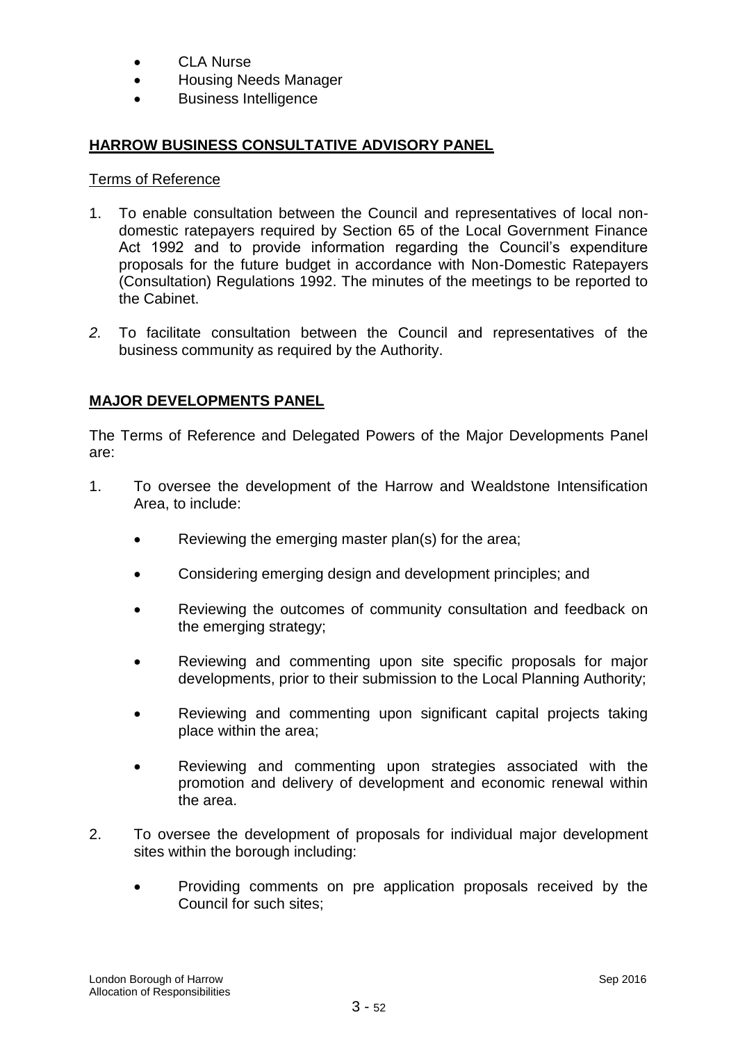- CLA Nurse
- Housing Needs Manager
- Business Intelligence

**HARROW BUSINESS CONSULTATIVE ADVISORY PANEL**

Terms of Reference

1. To enable consultation between the Council and representatives of local non-domestic ratepayers required by Section 65 of the Local Government Finance Act 1992 and to provide information regarding the Council's expenditure proposals for the future budget in accordance with Non-Domestic Ratepayers (Consultation) Regulations 1992. The minutes of the meetings to be reported to the Cabinet.

*2.* To facilitate consultation between the Council and representatives of the business community as required by the Authority.

**MAJOR DEVELOPMENTS PANEL**

The Terms of Reference and Delegated Powers of the Major Developments Panel are:

1. To oversee the development of the Harrow and Wealdstone Intensification Area, to include:

   - Reviewing the emerging master plan(s) for the area;
   - Considering emerging design and development principles; and
   - Reviewing the outcomes of community consultation and feedback on the emerging strategy;
   - Reviewing and commenting upon site specific proposals for major developments, prior to their submission to the Local Planning Authority;
   - Reviewing and commenting upon significant capital projects taking place within the area;
   - Reviewing and commenting upon strategies associated with the promotion and delivery of development and economic renewal within the area.

2. To oversee the development of proposals for individual major development sites within the borough including:

   - Providing comments on pre application proposals received by the Council for such sites;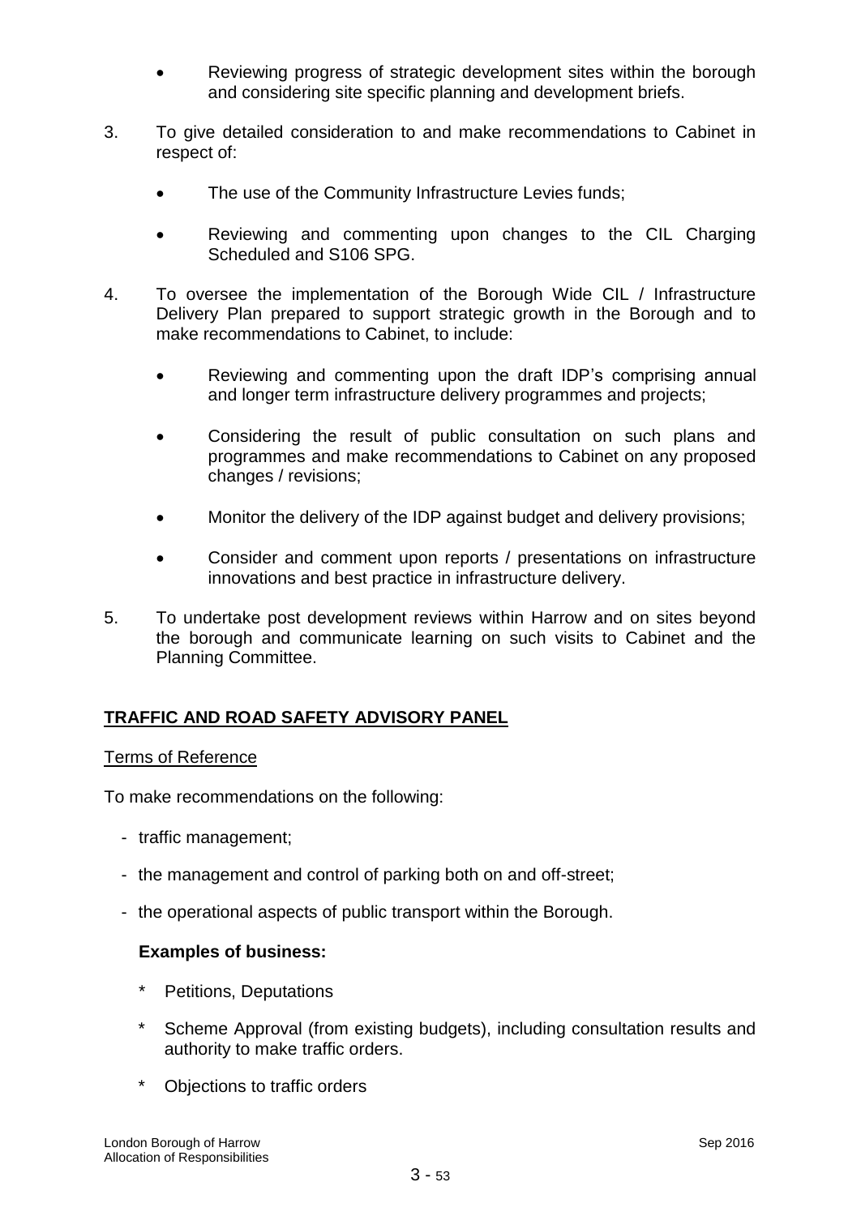- Reviewing progress of strategic development sites within the borough and considering site specific planning and development briefs.

3. To give detailed consideration to and make recommendations to Cabinet in respect of:

   - The use of the Community Infrastructure Levies funds;
   - Reviewing and commenting upon changes to the CIL Charging Scheduled and S106 SPG.

4. To oversee the implementation of the Borough Wide CIL / Infrastructure Delivery Plan prepared to support strategic growth in the Borough and to make recommendations to Cabinet, to include:

   - Reviewing and commenting upon the draft IDP's comprising annual and longer term infrastructure delivery programmes and projects;
   - Considering the result of public consultation on such plans and programmes and make recommendations to Cabinet on any proposed changes / revisions;
   - Monitor the delivery of the IDP against budget and delivery provisions;
   - Consider and comment upon reports / presentations on infrastructure innovations and best practice in infrastructure delivery.

5. To undertake post development reviews within Harrow and on sites beyond the borough and communicate learning on such visits to Cabinet and the Planning Committee.

## TRAFFIC AND ROAD SAFETY ADVISORY PANEL

Terms of Reference

To make recommendations on the following:

- traffic management;
- the management and control of parking both on and off-street;
- the operational aspects of public transport within the Borough.

**Examples of business:**

* Petitions, Deputations
* Scheme Approval (from existing budgets), including consultation results and authority to make traffic orders.
* Objections to traffic orders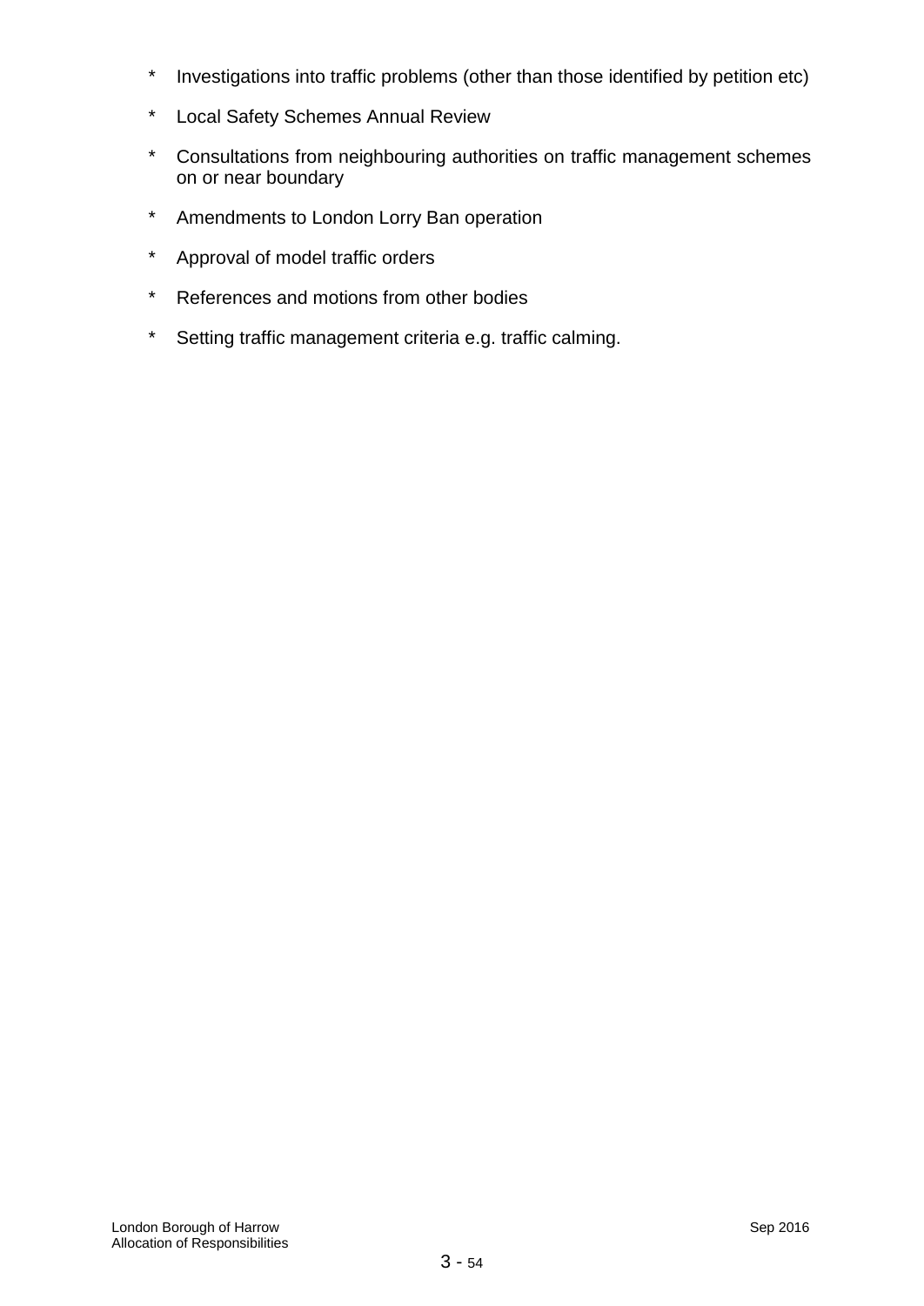* Investigations into traffic problems (other than those identified by petition etc)
* Local Safety Schemes Annual Review
* Consultations from neighbouring authorities on traffic management schemes on or near boundary
* Amendments to London Lorry Ban operation
* Approval of model traffic orders
* References and motions from other bodies
* Setting traffic management criteria e.g. traffic calming.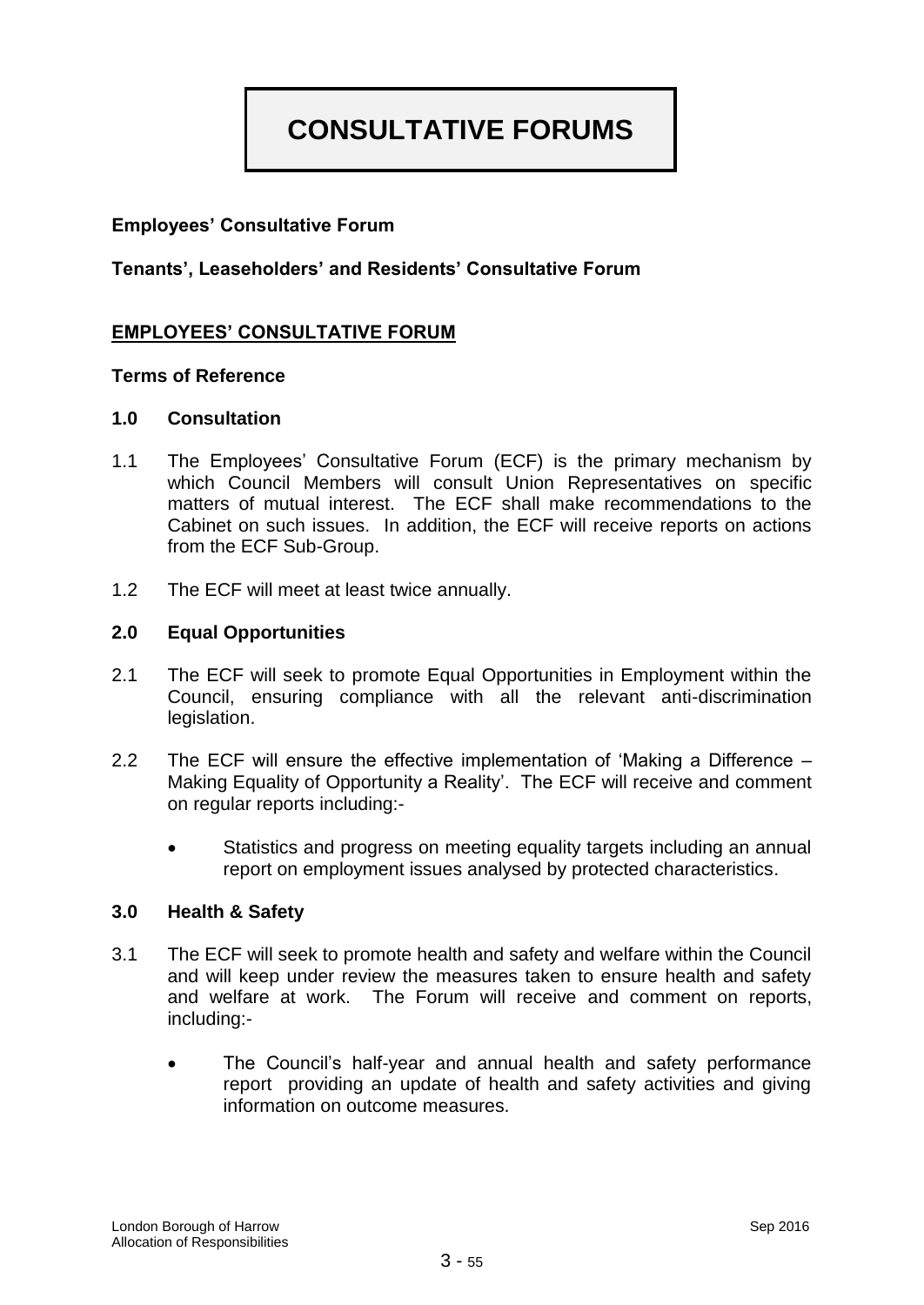# CONSULTATIVE FORUMS

**Employees' Consultative Forum**

**Tenants', Leaseholders' and Residents' Consultative Forum**

## EMPLOYEES' CONSULTATIVE FORUM

**Terms of Reference**

### 1.0 Consultation

1.1 The Employees' Consultative Forum (ECF) is the primary mechanism by which Council Members will consult Union Representatives on specific matters of mutual interest. The ECF shall make recommendations to the Cabinet on such issues. In addition, the ECF will receive reports on actions from the ECF Sub-Group.

1.2 The ECF will meet at least twice annually.

### 2.0 Equal Opportunities

2.1 The ECF will seek to promote Equal Opportunities in Employment within the Council, ensuring compliance with all the relevant anti-discrimination legislation.

2.2 The ECF will ensure the effective implementation of 'Making a Difference – Making Equality of Opportunity a Reality'. The ECF will receive and comment on regular reports including:-

- Statistics and progress on meeting equality targets including an annual report on employment issues analysed by protected characteristics.

### 3.0 Health & Safety

3.1 The ECF will seek to promote health and safety and welfare within the Council and will keep under review the measures taken to ensure health and safety and welfare at work. The Forum will receive and comment on reports, including:-

- The Council's half-year and annual health and safety performance report providing an update of health and safety activities and giving information on outcome measures.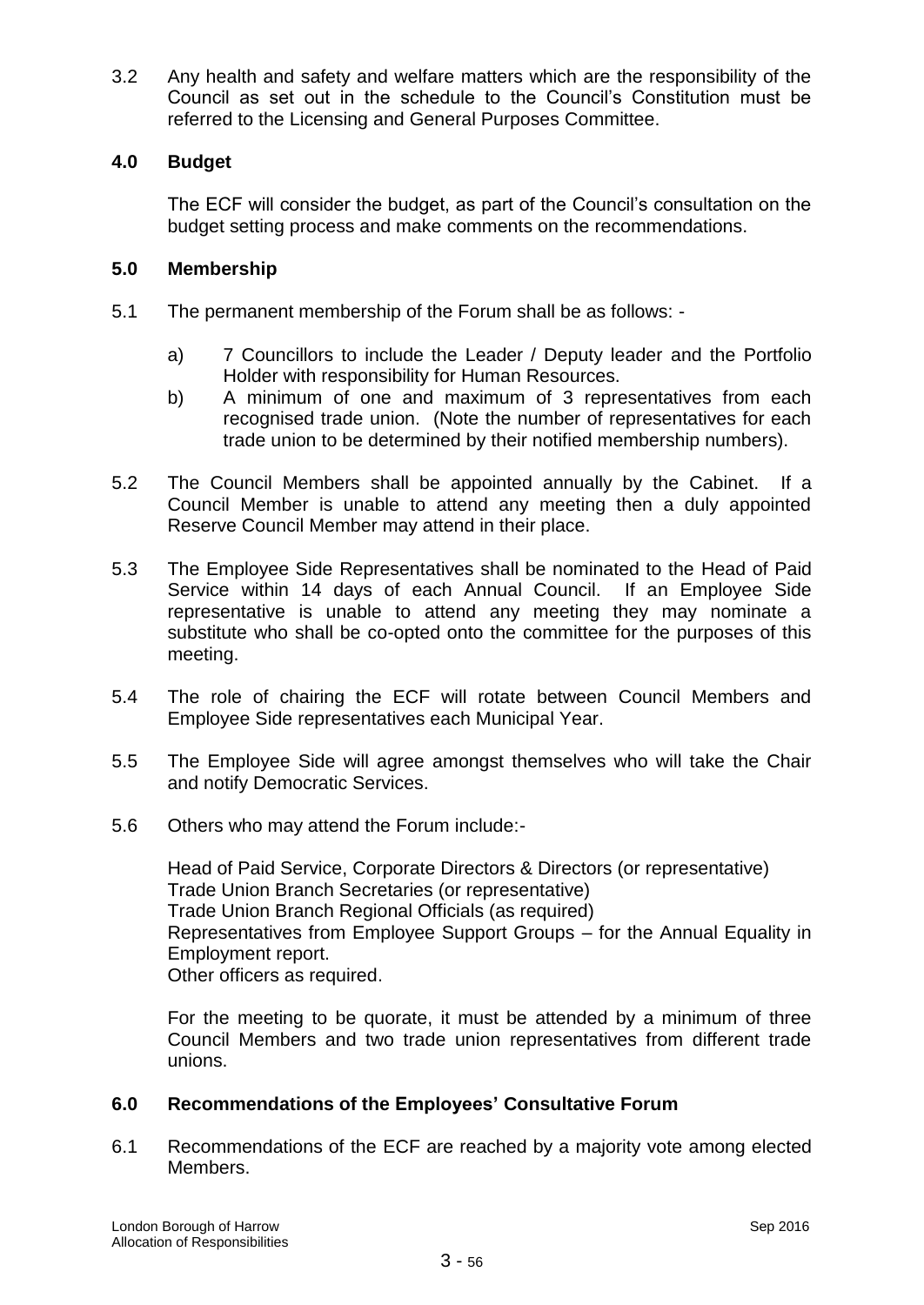3.2 Any health and safety and welfare matters which are the responsibility of the Council as set out in the schedule to the Council's Constitution must be referred to the Licensing and General Purposes Committee.

## 4.0 Budget

The ECF will consider the budget, as part of the Council's consultation on the budget setting process and make comments on the recommendations.

## 5.0 Membership

5.1 The permanent membership of the Forum shall be as follows: -

a) 7 Councillors to include the Leader / Deputy leader and the Portfolio Holder with responsibility for Human Resources.

b) A minimum of one and maximum of 3 representatives from each recognised trade union. (Note the number of representatives for each trade union to be determined by their notified membership numbers).

5.2 The Council Members shall be appointed annually by the Cabinet. If a Council Member is unable to attend any meeting then a duly appointed Reserve Council Member may attend in their place.

5.3 The Employee Side Representatives shall be nominated to the Head of Paid Service within 14 days of each Annual Council. If an Employee Side representative is unable to attend any meeting they may nominate a substitute who shall be co-opted onto the committee for the purposes of this meeting.

5.4 The role of chairing the ECF will rotate between Council Members and Employee Side representatives each Municipal Year.

5.5 The Employee Side will agree amongst themselves who will take the Chair and notify Democratic Services.

5.6 Others who may attend the Forum include:-

Head of Paid Service, Corporate Directors & Directors (or representative)
Trade Union Branch Secretaries (or representative)
Trade Union Branch Regional Officials (as required)
Representatives from Employee Support Groups – for the Annual Equality in Employment report.
Other officers as required.

For the meeting to be quorate, it must be attended by a minimum of three Council Members and two trade union representatives from different trade unions.

## 6.0 Recommendations of the Employees' Consultative Forum

6.1 Recommendations of the ECF are reached by a majority vote among elected Members.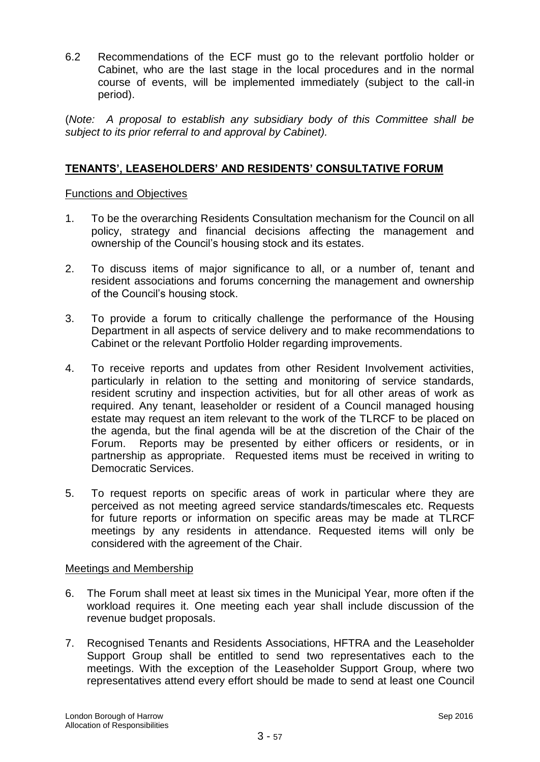6.2 Recommendations of the ECF must go to the relevant portfolio holder or Cabinet, who are the last stage in the local procedures and in the normal course of events, will be implemented immediately (subject to the call-in period).

(*Note: A proposal to establish any subsidiary body of this Committee shall be subject to its prior referral to and approval by Cabinet).*

## TENANTS', LEASEHOLDERS' AND RESIDENTS' CONSULTATIVE FORUM

Functions and Objectives

1. To be the overarching Residents Consultation mechanism for the Council on all policy, strategy and financial decisions affecting the management and ownership of the Council's housing stock and its estates.

2. To discuss items of major significance to all, or a number of, tenant and resident associations and forums concerning the management and ownership of the Council's housing stock.

3. To provide a forum to critically challenge the performance of the Housing Department in all aspects of service delivery and to make recommendations to Cabinet or the relevant Portfolio Holder regarding improvements.

4. To receive reports and updates from other Resident Involvement activities, particularly in relation to the setting and monitoring of service standards, resident scrutiny and inspection activities, but for all other areas of work as required. Any tenant, leaseholder or resident of a Council managed housing estate may request an item relevant to the work of the TLRCF to be placed on the agenda, but the final agenda will be at the discretion of the Chair of the Forum. Reports may be presented by either officers or residents, or in partnership as appropriate. Requested items must be received in writing to Democratic Services.

5. To request reports on specific areas of work in particular where they are perceived as not meeting agreed service standards/timescales etc. Requests for future reports or information on specific areas may be made at TLRCF meetings by any residents in attendance. Requested items will only be considered with the agreement of the Chair.

Meetings and Membership

6. The Forum shall meet at least six times in the Municipal Year, more often if the workload requires it. One meeting each year shall include discussion of the revenue budget proposals.

7. Recognised Tenants and Residents Associations, HFTRA and the Leaseholder Support Group shall be entitled to send two representatives each to the meetings. With the exception of the Leaseholder Support Group, where two representatives attend every effort should be made to send at least one Council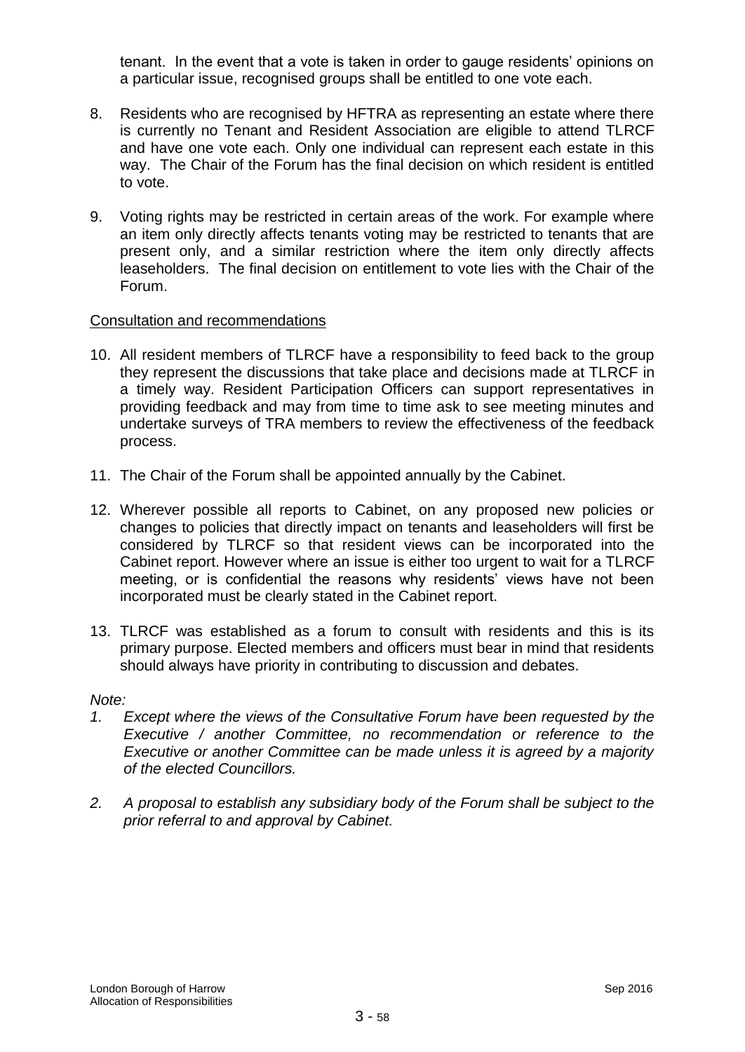tenant. In the event that a vote is taken in order to gauge residents' opinions on a particular issue, recognised groups shall be entitled to one vote each.

8. Residents who are recognised by HFTRA as representing an estate where there is currently no Tenant and Resident Association are eligible to attend TLRCF and have one vote each. Only one individual can represent each estate in this way. The Chair of the Forum has the final decision on which resident is entitled to vote.

9. Voting rights may be restricted in certain areas of the work. For example where an item only directly affects tenants voting may be restricted to tenants that are present only, and a similar restriction where the item only directly affects leaseholders. The final decision on entitlement to vote lies with the Chair of the Forum.

Consultation and recommendations

10. All resident members of TLRCF have a responsibility to feed back to the group they represent the discussions that take place and decisions made at TLRCF in a timely way. Resident Participation Officers can support representatives in providing feedback and may from time to time ask to see meeting minutes and undertake surveys of TRA members to review the effectiveness of the feedback process.

11. The Chair of the Forum shall be appointed annually by the Cabinet.

12. Wherever possible all reports to Cabinet, on any proposed new policies or changes to policies that directly impact on tenants and leaseholders will first be considered by TLRCF so that resident views can be incorporated into the Cabinet report. However where an issue is either too urgent to wait for a TLRCF meeting, or is confidential the reasons why residents' views have not been incorporated must be clearly stated in the Cabinet report.

13. TLRCF was established as a forum to consult with residents and this is its primary purpose. Elected members and officers must bear in mind that residents should always have priority in contributing to discussion and debates.

*Note:*

1. *Except where the views of the Consultative Forum have been requested by the Executive / another Committee, no recommendation or reference to the Executive or another Committee can be made unless it is agreed by a majority of the elected Councillors.*

2. *A proposal to establish any subsidiary body of the Forum shall be subject to the prior referral to and approval by Cabinet.*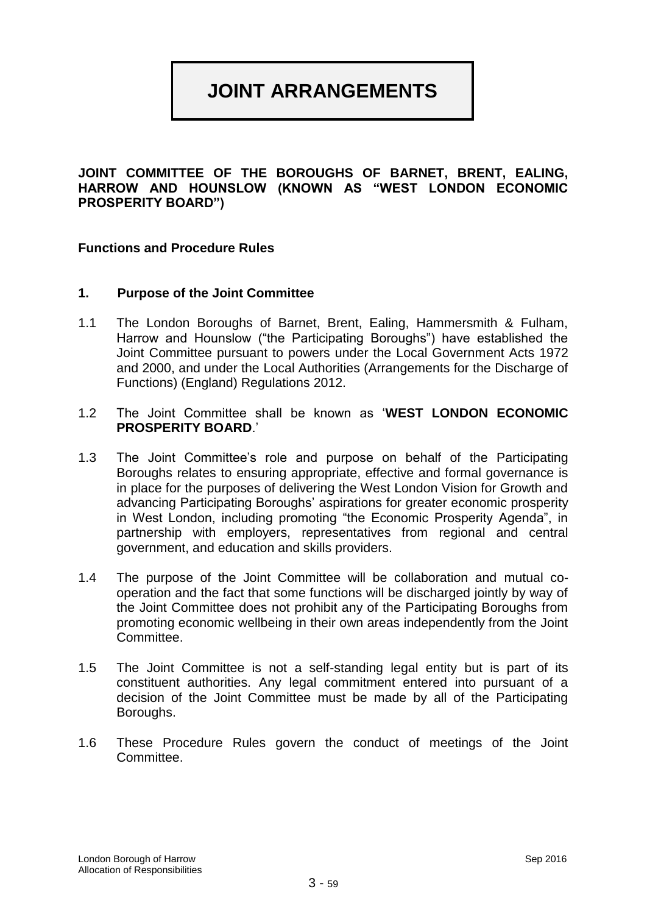# JOINT ARRANGEMENTS

**JOINT COMMITTEE OF THE BOROUGHS OF BARNET, BRENT, EALING, HARROW AND HOUNSLOW (KNOWN AS "WEST LONDON ECONOMIC PROSPERITY BOARD")**

**Functions and Procedure Rules**

## 1. Purpose of the Joint Committee

1.1 The London Boroughs of Barnet, Brent, Ealing, Hammersmith & Fulham, Harrow and Hounslow ("the Participating Boroughs") have established the Joint Committee pursuant to powers under the Local Government Acts 1972 and 2000, and under the Local Authorities (Arrangements for the Discharge of Functions) (England) Regulations 2012.

1.2 The Joint Committee shall be known as '**WEST LONDON ECONOMIC PROSPERITY BOARD**.'

1.3 The Joint Committee's role and purpose on behalf of the Participating Boroughs relates to ensuring appropriate, effective and formal governance is in place for the purposes of delivering the West London Vision for Growth and advancing Participating Boroughs' aspirations for greater economic prosperity in West London, including promoting "the Economic Prosperity Agenda", in partnership with employers, representatives from regional and central government, and education and skills providers.

1.4 The purpose of the Joint Committee will be collaboration and mutual co-operation and the fact that some functions will be discharged jointly by way of the Joint Committee does not prohibit any of the Participating Boroughs from promoting economic wellbeing in their own areas independently from the Joint Committee.

1.5 The Joint Committee is not a self-standing legal entity but is part of its constituent authorities. Any legal commitment entered into pursuant of a decision of the Joint Committee must be made by all of the Participating Boroughs.

1.6 These Procedure Rules govern the conduct of meetings of the Joint Committee.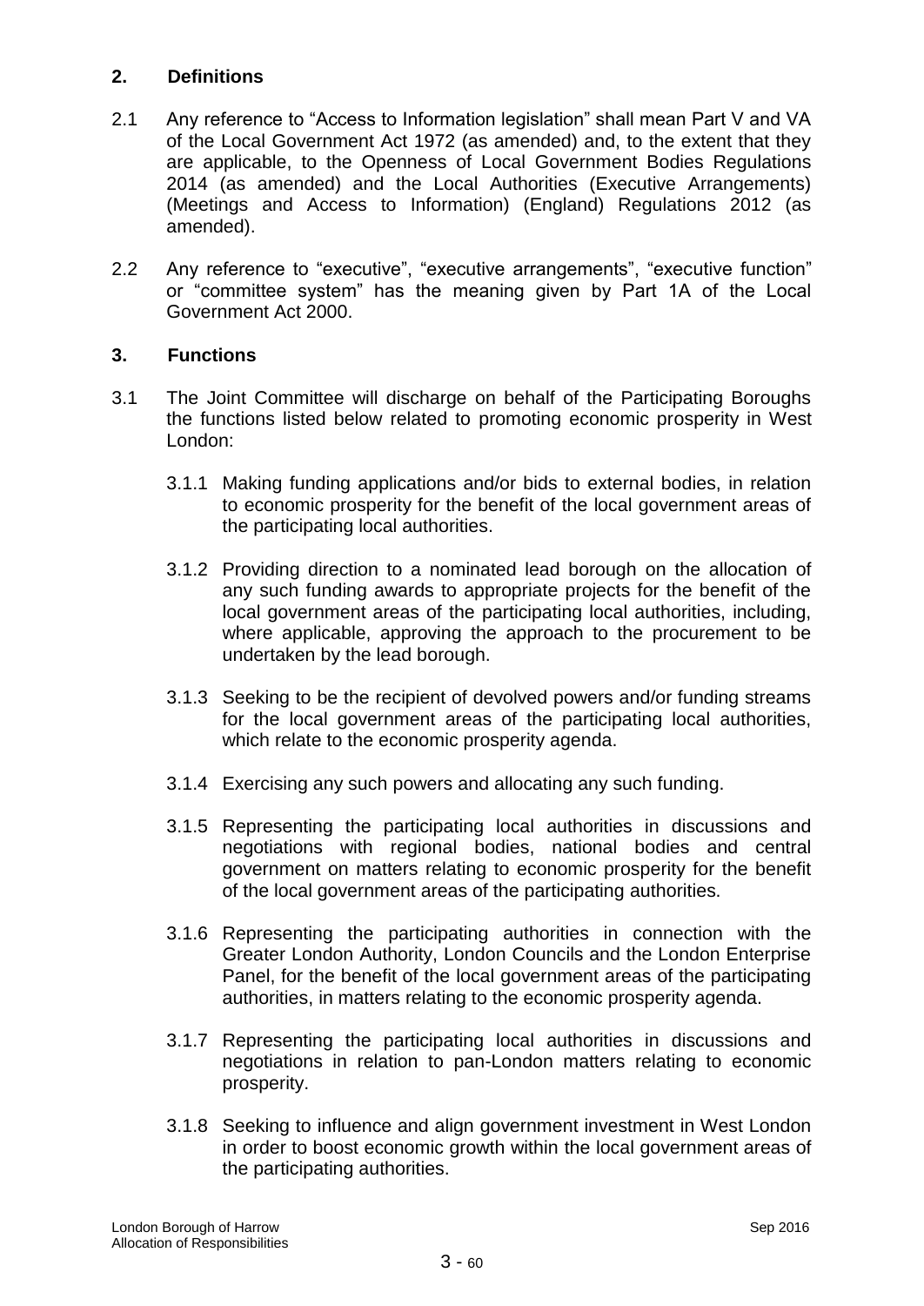## 2. Definitions

2.1 Any reference to "Access to Information legislation" shall mean Part V and VA of the Local Government Act 1972 (as amended) and, to the extent that they are applicable, to the Openness of Local Government Bodies Regulations 2014 (as amended) and the Local Authorities (Executive Arrangements) (Meetings and Access to Information) (England) Regulations 2012 (as amended).

2.2 Any reference to "executive", "executive arrangements", "executive function" or "committee system" has the meaning given by Part 1A of the Local Government Act 2000.

## 3. Functions

3.1 The Joint Committee will discharge on behalf of the Participating Boroughs the functions listed below related to promoting economic prosperity in West London:

3.1.1 Making funding applications and/or bids to external bodies, in relation to economic prosperity for the benefit of the local government areas of the participating local authorities.

3.1.2 Providing direction to a nominated lead borough on the allocation of any such funding awards to appropriate projects for the benefit of the local government areas of the participating local authorities, including, where applicable, approving the approach to the procurement to be undertaken by the lead borough.

3.1.3 Seeking to be the recipient of devolved powers and/or funding streams for the local government areas of the participating local authorities, which relate to the economic prosperity agenda.

3.1.4 Exercising any such powers and allocating any such funding.

3.1.5 Representing the participating local authorities in discussions and negotiations with regional bodies, national bodies and central government on matters relating to economic prosperity for the benefit of the local government areas of the participating authorities.

3.1.6 Representing the participating authorities in connection with the Greater London Authority, London Councils and the London Enterprise Panel, for the benefit of the local government areas of the participating authorities, in matters relating to the economic prosperity agenda.

3.1.7 Representing the participating local authorities in discussions and negotiations in relation to pan-London matters relating to economic prosperity.

3.1.8 Seeking to influence and align government investment in West London in order to boost economic growth within the local government areas of the participating authorities.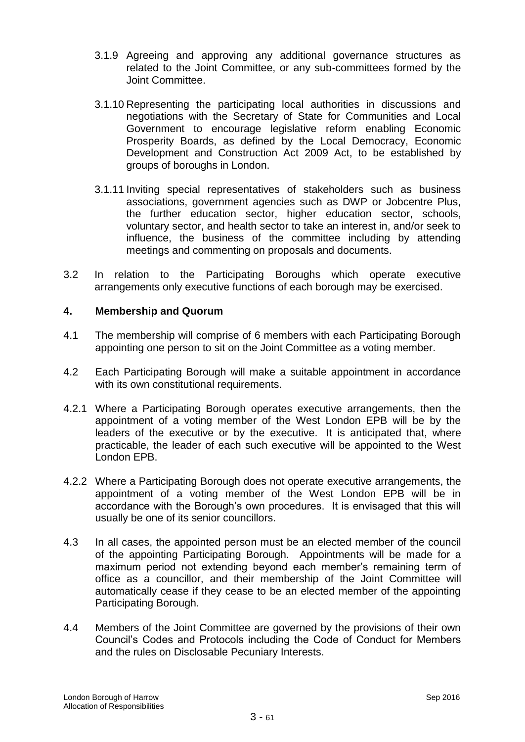3.1.9 Agreeing and approving any additional governance structures as related to the Joint Committee, or any sub-committees formed by the Joint Committee.

3.1.10 Representing the participating local authorities in discussions and negotiations with the Secretary of State for Communities and Local Government to encourage legislative reform enabling Economic Prosperity Boards, as defined by the Local Democracy, Economic Development and Construction Act 2009 Act, to be established by groups of boroughs in London.

3.1.11 Inviting special representatives of stakeholders such as business associations, government agencies such as DWP or Jobcentre Plus, the further education sector, higher education sector, schools, voluntary sector, and health sector to take an interest in, and/or seek to influence, the business of the committee including by attending meetings and commenting on proposals and documents.

3.2 In relation to the Participating Boroughs which operate executive arrangements only executive functions of each borough may be exercised.

## 4. Membership and Quorum

4.1 The membership will comprise of 6 members with each Participating Borough appointing one person to sit on the Joint Committee as a voting member.

4.2 Each Participating Borough will make a suitable appointment in accordance with its own constitutional requirements.

4.2.1 Where a Participating Borough operates executive arrangements, then the appointment of a voting member of the West London EPB will be by the leaders of the executive or by the executive. It is anticipated that, where practicable, the leader of each such executive will be appointed to the West London EPB.

4.2.2 Where a Participating Borough does not operate executive arrangements, the appointment of a voting member of the West London EPB will be in accordance with the Borough's own procedures. It is envisaged that this will usually be one of its senior councillors.

4.3 In all cases, the appointed person must be an elected member of the council of the appointing Participating Borough. Appointments will be made for a maximum period not extending beyond each member's remaining term of office as a councillor, and their membership of the Joint Committee will automatically cease if they cease to be an elected member of the appointing Participating Borough.

4.4 Members of the Joint Committee are governed by the provisions of their own Council's Codes and Protocols including the Code of Conduct for Members and the rules on Disclosable Pecuniary Interests.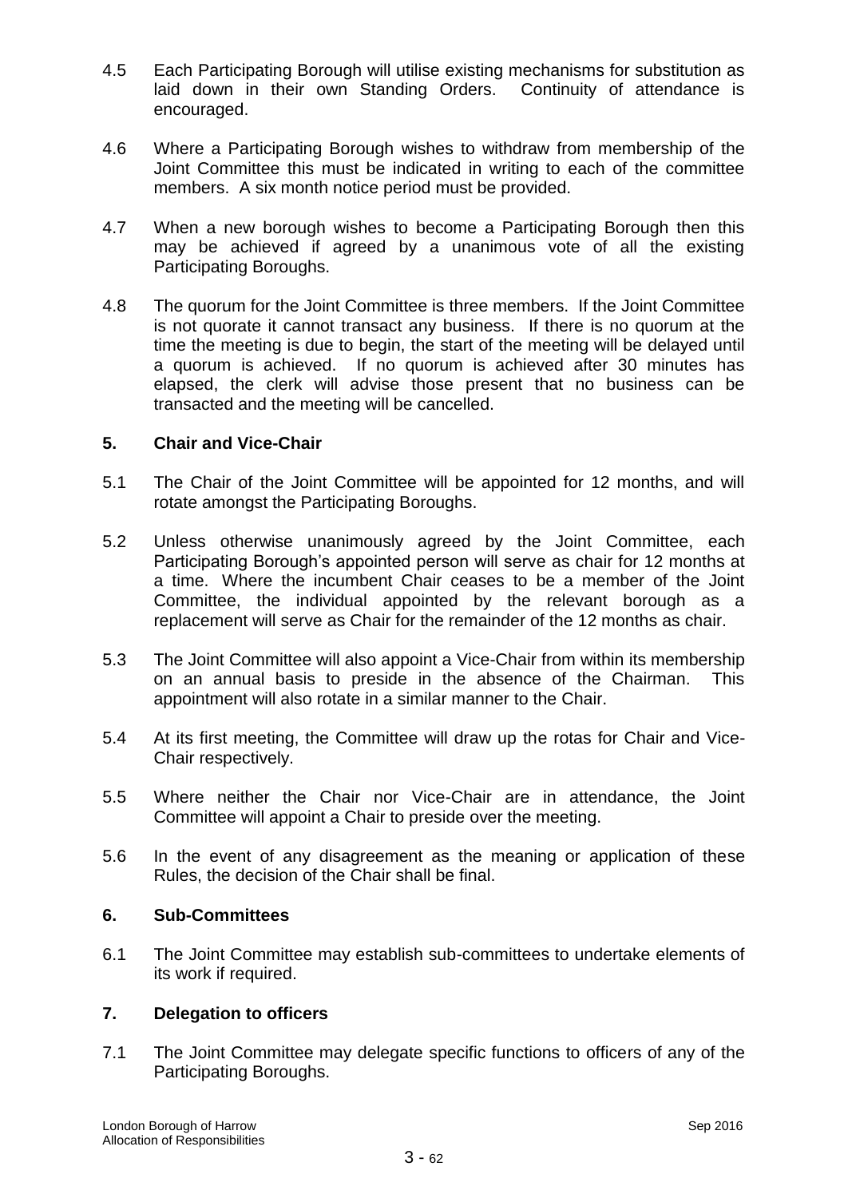4.5 Each Participating Borough will utilise existing mechanisms for substitution as laid down in their own Standing Orders. Continuity of attendance is encouraged.

4.6 Where a Participating Borough wishes to withdraw from membership of the Joint Committee this must be indicated in writing to each of the committee members. A six month notice period must be provided.

4.7 When a new borough wishes to become a Participating Borough then this may be achieved if agreed by a unanimous vote of all the existing Participating Boroughs.

4.8 The quorum for the Joint Committee is three members. If the Joint Committee is not quorate it cannot transact any business. If there is no quorum at the time the meeting is due to begin, the start of the meeting will be delayed until a quorum is achieved. If no quorum is achieved after 30 minutes has elapsed, the clerk will advise those present that no business can be transacted and the meeting will be cancelled.

## 5. Chair and Vice-Chair

5.1 The Chair of the Joint Committee will be appointed for 12 months, and will rotate amongst the Participating Boroughs.

5.2 Unless otherwise unanimously agreed by the Joint Committee, each Participating Borough's appointed person will serve as chair for 12 months at a time. Where the incumbent Chair ceases to be a member of the Joint Committee, the individual appointed by the relevant borough as a replacement will serve as Chair for the remainder of the 12 months as chair.

5.3 The Joint Committee will also appoint a Vice-Chair from within its membership on an annual basis to preside in the absence of the Chairman. This appointment will also rotate in a similar manner to the Chair.

5.4 At its first meeting, the Committee will draw up the rotas for Chair and Vice-Chair respectively.

5.5 Where neither the Chair nor Vice-Chair are in attendance, the Joint Committee will appoint a Chair to preside over the meeting.

5.6 In the event of any disagreement as the meaning or application of these Rules, the decision of the Chair shall be final.

## 6. Sub-Committees

6.1 The Joint Committee may establish sub-committees to undertake elements of its work if required.

## 7. Delegation to officers

7.1 The Joint Committee may delegate specific functions to officers of any of the Participating Boroughs.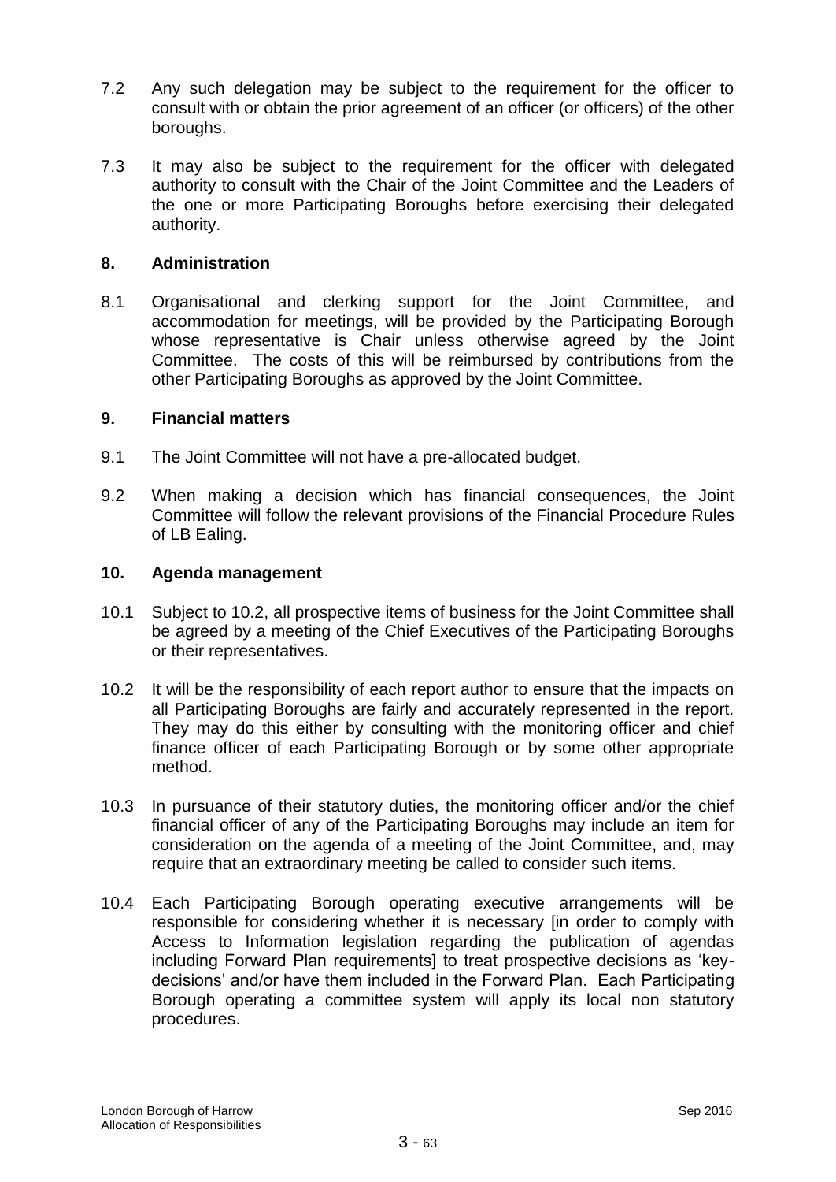7.2 Any such delegation may be subject to the requirement for the officer to consult with or obtain the prior agreement of an officer (or officers) of the other boroughs.

7.3 It may also be subject to the requirement for the officer with delegated authority to consult with the Chair of the Joint Committee and the Leaders of the one or more Participating Boroughs before exercising their delegated authority.

**8. Administration**

8.1 Organisational and clerking support for the Joint Committee, and accommodation for meetings, will be provided by the Participating Borough whose representative is Chair unless otherwise agreed by the Joint Committee. The costs of this will be reimbursed by contributions from the other Participating Boroughs as approved by the Joint Committee.

**9. Financial matters**

9.1 The Joint Committee will not have a pre-allocated budget.

9.2 When making a decision which has financial consequences, the Joint Committee will follow the relevant provisions of the Financial Procedure Rules of LB Ealing.

**10. Agenda management**

10.1 Subject to 10.2, all prospective items of business for the Joint Committee shall be agreed by a meeting of the Chief Executives of the Participating Boroughs or their representatives.

10.2 It will be the responsibility of each report author to ensure that the impacts on all Participating Boroughs are fairly and accurately represented in the report. They may do this either by consulting with the monitoring officer and chief finance officer of each Participating Borough or by some other appropriate method.

10.3 In pursuance of their statutory duties, the monitoring officer and/or the chief financial officer of any of the Participating Boroughs may include an item for consideration on the agenda of a meeting of the Joint Committee, and, may require that an extraordinary meeting be called to consider such items.

10.4 Each Participating Borough operating executive arrangements will be responsible for considering whether it is necessary [in order to comply with Access to Information legislation regarding the publication of agendas including Forward Plan requirements] to treat prospective decisions as 'key-decisions' and/or have them included in the Forward Plan. Each Participating Borough operating a committee system will apply its local non statutory procedures.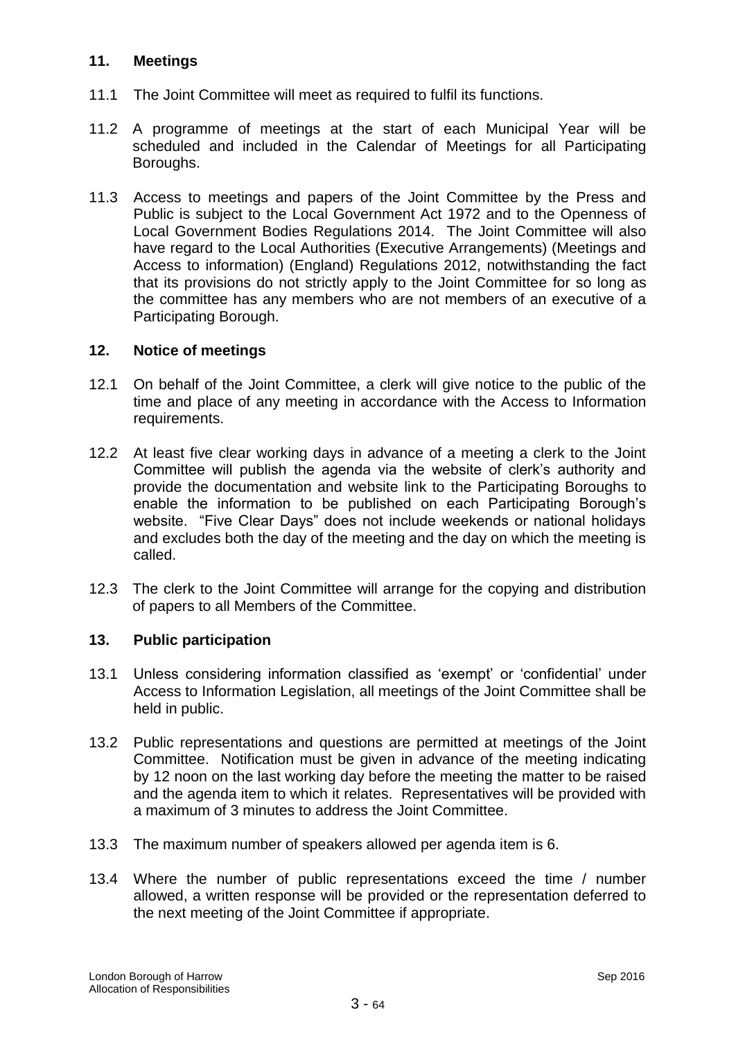## 11. Meetings

11.1 The Joint Committee will meet as required to fulfil its functions.

11.2 A programme of meetings at the start of each Municipal Year will be scheduled and included in the Calendar of Meetings for all Participating Boroughs.

11.3 Access to meetings and papers of the Joint Committee by the Press and Public is subject to the Local Government Act 1972 and to the Openness of Local Government Bodies Regulations 2014. The Joint Committee will also have regard to the Local Authorities (Executive Arrangements) (Meetings and Access to information) (England) Regulations 2012, notwithstanding the fact that its provisions do not strictly apply to the Joint Committee for so long as the committee has any members who are not members of an executive of a Participating Borough.

## 12. Notice of meetings

12.1 On behalf of the Joint Committee, a clerk will give notice to the public of the time and place of any meeting in accordance with the Access to Information requirements.

12.2 At least five clear working days in advance of a meeting a clerk to the Joint Committee will publish the agenda via the website of clerk's authority and provide the documentation and website link to the Participating Boroughs to enable the information to be published on each Participating Borough's website. "Five Clear Days" does not include weekends or national holidays and excludes both the day of the meeting and the day on which the meeting is called.

12.3 The clerk to the Joint Committee will arrange for the copying and distribution of papers to all Members of the Committee.

## 13. Public participation

13.1 Unless considering information classified as 'exempt' or 'confidential' under Access to Information Legislation, all meetings of the Joint Committee shall be held in public.

13.2 Public representations and questions are permitted at meetings of the Joint Committee. Notification must be given in advance of the meeting indicating by 12 noon on the last working day before the meeting the matter to be raised and the agenda item to which it relates. Representatives will be provided with a maximum of 3 minutes to address the Joint Committee.

13.3 The maximum number of speakers allowed per agenda item is 6.

13.4 Where the number of public representations exceed the time / number allowed, a written response will be provided or the representation deferred to the next meeting of the Joint Committee if appropriate.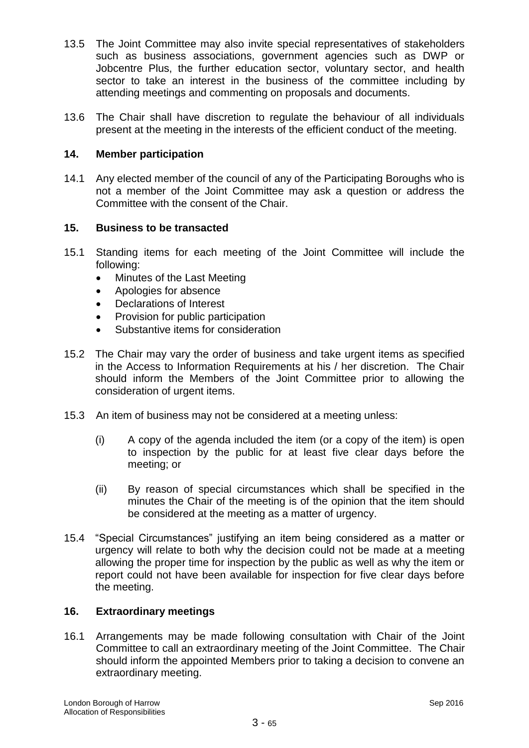13.5 The Joint Committee may also invite special representatives of stakeholders such as business associations, government agencies such as DWP or Jobcentre Plus, the further education sector, voluntary sector, and health sector to take an interest in the business of the committee including by attending meetings and commenting on proposals and documents.

13.6 The Chair shall have discretion to regulate the behaviour of all individuals present at the meeting in the interests of the efficient conduct of the meeting.

## 14. Member participation

14.1 Any elected member of the council of any of the Participating Boroughs who is not a member of the Joint Committee may ask a question or address the Committee with the consent of the Chair.

## 15. Business to be transacted

15.1 Standing items for each meeting of the Joint Committee will include the following:

- Minutes of the Last Meeting
- Apologies for absence
- Declarations of Interest
- Provision for public participation
- Substantive items for consideration

15.2 The Chair may vary the order of business and take urgent items as specified in the Access to Information Requirements at his / her discretion. The Chair should inform the Members of the Joint Committee prior to allowing the consideration of urgent items.

15.3 An item of business may not be considered at a meeting unless:

(i) A copy of the agenda included the item (or a copy of the item) is open to inspection by the public for at least five clear days before the meeting; or

(ii) By reason of special circumstances which shall be specified in the minutes the Chair of the meeting is of the opinion that the item should be considered at the meeting as a matter of urgency.

15.4 "Special Circumstances" justifying an item being considered as a matter or urgency will relate to both why the decision could not be made at a meeting allowing the proper time for inspection by the public as well as why the item or report could not have been available for inspection for five clear days before the meeting.

## 16. Extraordinary meetings

16.1 Arrangements may be made following consultation with Chair of the Joint Committee to call an extraordinary meeting of the Joint Committee. The Chair should inform the appointed Members prior to taking a decision to convene an extraordinary meeting.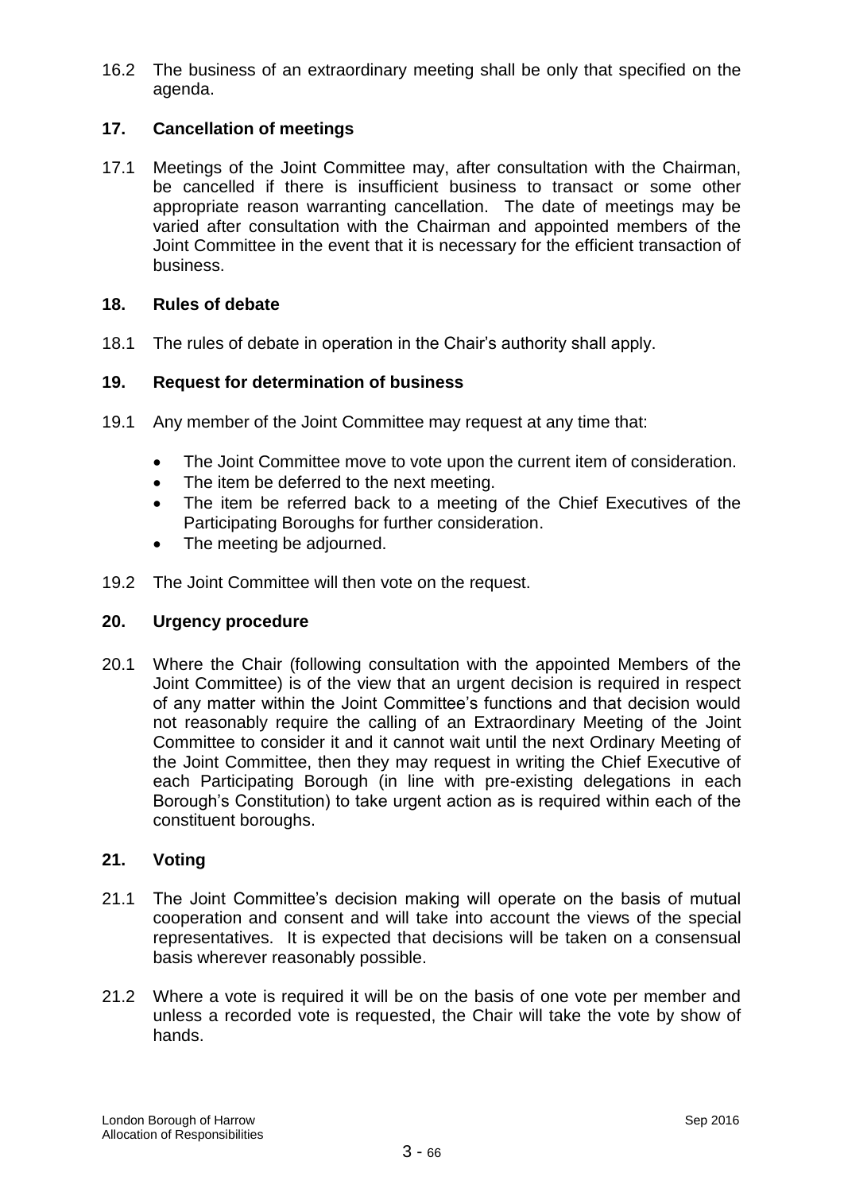16.2 The business of an extraordinary meeting shall be only that specified on the agenda.

### 17. Cancellation of meetings

17.1 Meetings of the Joint Committee may, after consultation with the Chairman, be cancelled if there is insufficient business to transact or some other appropriate reason warranting cancellation. The date of meetings may be varied after consultation with the Chairman and appointed members of the Joint Committee in the event that it is necessary for the efficient transaction of business.

### 18. Rules of debate

18.1 The rules of debate in operation in the Chair's authority shall apply.

### 19. Request for determination of business

19.1 Any member of the Joint Committee may request at any time that:

- The Joint Committee move to vote upon the current item of consideration.
- The item be deferred to the next meeting.
- The item be referred back to a meeting of the Chief Executives of the Participating Boroughs for further consideration.
- The meeting be adjourned.

19.2 The Joint Committee will then vote on the request.

### 20. Urgency procedure

20.1 Where the Chair (following consultation with the appointed Members of the Joint Committee) is of the view that an urgent decision is required in respect of any matter within the Joint Committee's functions and that decision would not reasonably require the calling of an Extraordinary Meeting of the Joint Committee to consider it and it cannot wait until the next Ordinary Meeting of the Joint Committee, then they may request in writing the Chief Executive of each Participating Borough (in line with pre-existing delegations in each Borough's Constitution) to take urgent action as is required within each of the constituent boroughs.

### 21. Voting

21.1 The Joint Committee's decision making will operate on the basis of mutual cooperation and consent and will take into account the views of the special representatives. It is expected that decisions will be taken on a consensual basis wherever reasonably possible.

21.2 Where a vote is required it will be on the basis of one vote per member and unless a recorded vote is requested, the Chair will take the vote by show of hands.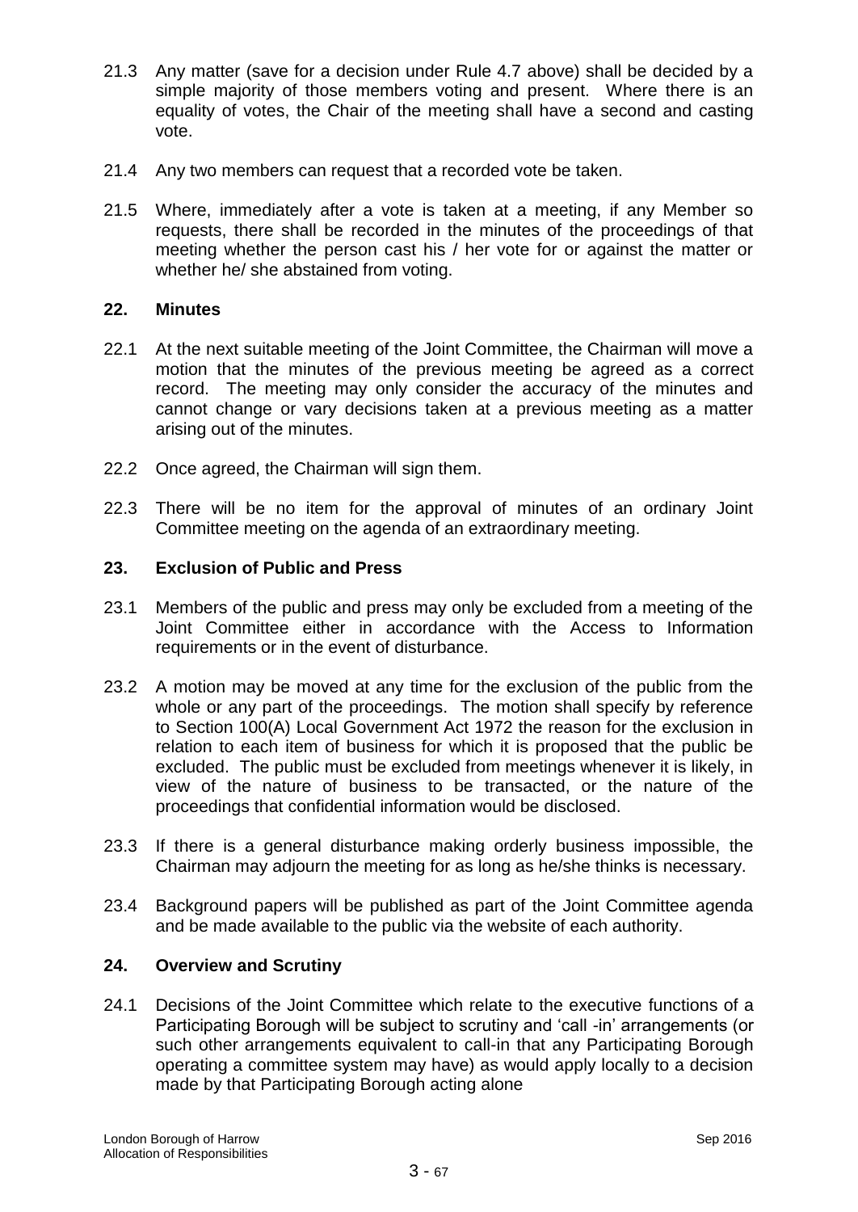21.3 Any matter (save for a decision under Rule 4.7 above) shall be decided by a simple majority of those members voting and present. Where there is an equality of votes, the Chair of the meeting shall have a second and casting vote.

21.4 Any two members can request that a recorded vote be taken.

21.5 Where, immediately after a vote is taken at a meeting, if any Member so requests, there shall be recorded in the minutes of the proceedings of that meeting whether the person cast his / her vote for or against the matter or whether he/ she abstained from voting.

## 22. Minutes

22.1 At the next suitable meeting of the Joint Committee, the Chairman will move a motion that the minutes of the previous meeting be agreed as a correct record. The meeting may only consider the accuracy of the minutes and cannot change or vary decisions taken at a previous meeting as a matter arising out of the minutes.

22.2 Once agreed, the Chairman will sign them.

22.3 There will be no item for the approval of minutes of an ordinary Joint Committee meeting on the agenda of an extraordinary meeting.

## 23. Exclusion of Public and Press

23.1 Members of the public and press may only be excluded from a meeting of the Joint Committee either in accordance with the Access to Information requirements or in the event of disturbance.

23.2 A motion may be moved at any time for the exclusion of the public from the whole or any part of the proceedings. The motion shall specify by reference to Section 100(A) Local Government Act 1972 the reason for the exclusion in relation to each item of business for which it is proposed that the public be excluded. The public must be excluded from meetings whenever it is likely, in view of the nature of business to be transacted, or the nature of the proceedings that confidential information would be disclosed.

23.3 If there is a general disturbance making orderly business impossible, the Chairman may adjourn the meeting for as long as he/she thinks is necessary.

23.4 Background papers will be published as part of the Joint Committee agenda and be made available to the public via the website of each authority.

## 24. Overview and Scrutiny

24.1 Decisions of the Joint Committee which relate to the executive functions of a Participating Borough will be subject to scrutiny and 'call -in' arrangements (or such other arrangements equivalent to call-in that any Participating Borough operating a committee system may have) as would apply locally to a decision made by that Participating Borough acting alone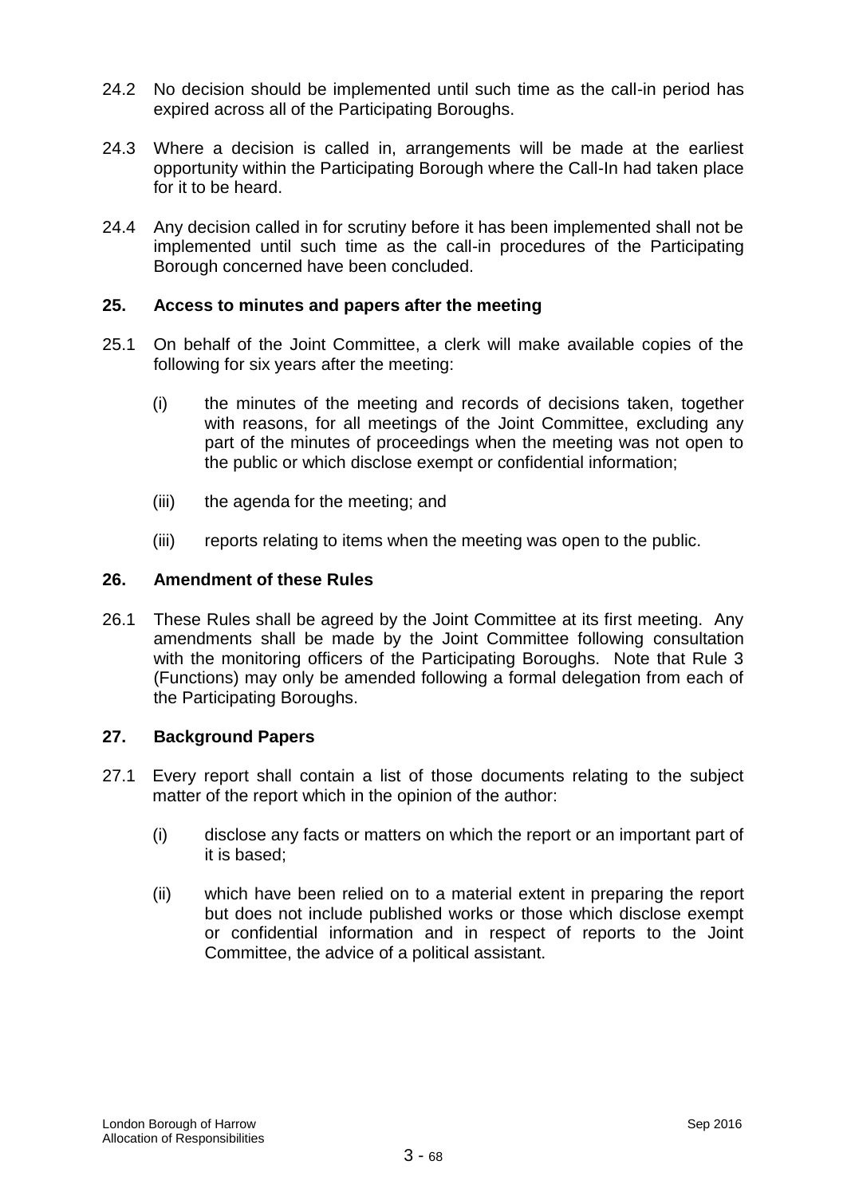24.2 No decision should be implemented until such time as the call-in period has expired across all of the Participating Boroughs.

24.3 Where a decision is called in, arrangements will be made at the earliest opportunity within the Participating Borough where the Call-In had taken place for it to be heard.

24.4 Any decision called in for scrutiny before it has been implemented shall not be implemented until such time as the call-in procedures of the Participating Borough concerned have been concluded.

## 25. Access to minutes and papers after the meeting

25.1 On behalf of the Joint Committee, a clerk will make available copies of the following for six years after the meeting:

(i) the minutes of the meeting and records of decisions taken, together with reasons, for all meetings of the Joint Committee, excluding any part of the minutes of proceedings when the meeting was not open to the public or which disclose exempt or confidential information;

(iii) the agenda for the meeting; and

(iii) reports relating to items when the meeting was open to the public.

## 26. Amendment of these Rules

26.1 These Rules shall be agreed by the Joint Committee at its first meeting. Any amendments shall be made by the Joint Committee following consultation with the monitoring officers of the Participating Boroughs. Note that Rule 3 (Functions) may only be amended following a formal delegation from each of the Participating Boroughs.

## 27. Background Papers

27.1 Every report shall contain a list of those documents relating to the subject matter of the report which in the opinion of the author:

(i) disclose any facts or matters on which the report or an important part of it is based;

(ii) which have been relied on to a material extent in preparing the report but does not include published works or those which disclose exempt or confidential information and in respect of reports to the Joint Committee, the advice of a political assistant.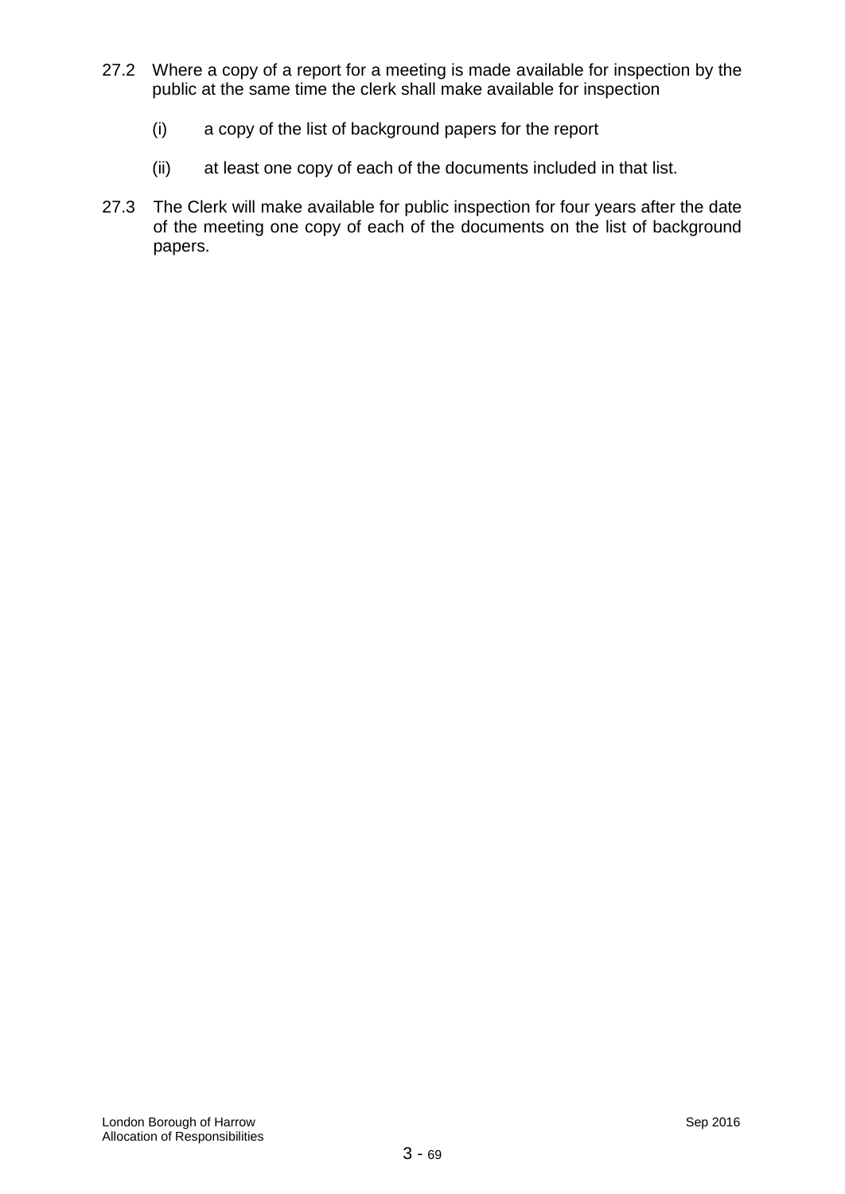27.2 Where a copy of a report for a meeting is made available for inspection by the public at the same time the clerk shall make available for inspection

(i) a copy of the list of background papers for the report

(ii) at least one copy of each of the documents included in that list.

27.3 The Clerk will make available for public inspection for four years after the date of the meeting one copy of each of the documents on the list of background papers.